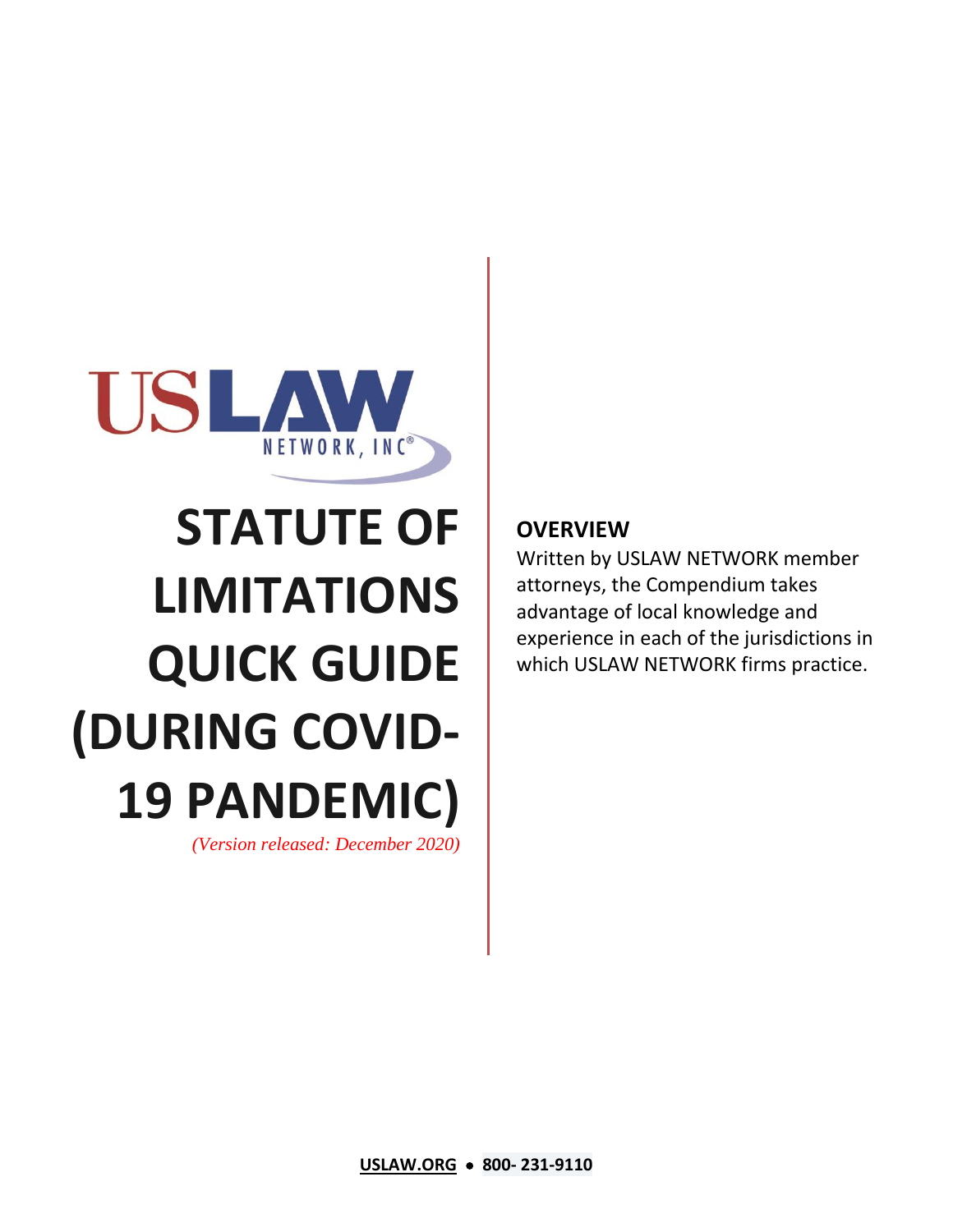USLAW NETWORK, INC®

# STATUTE OF LIMITATIONS QUICK GUIDE (DURING COVID-19 PANDEMIC)

*(Version released: December 2020)*

## OVERVIEW

Written by USLAW NETWORK member attorneys, the Compendium takes advantage of local knowledge and experience in each of the jurisdictions in which USLAW NETWORK firms practice.

**USLAW.ORG • 800- 231-9110**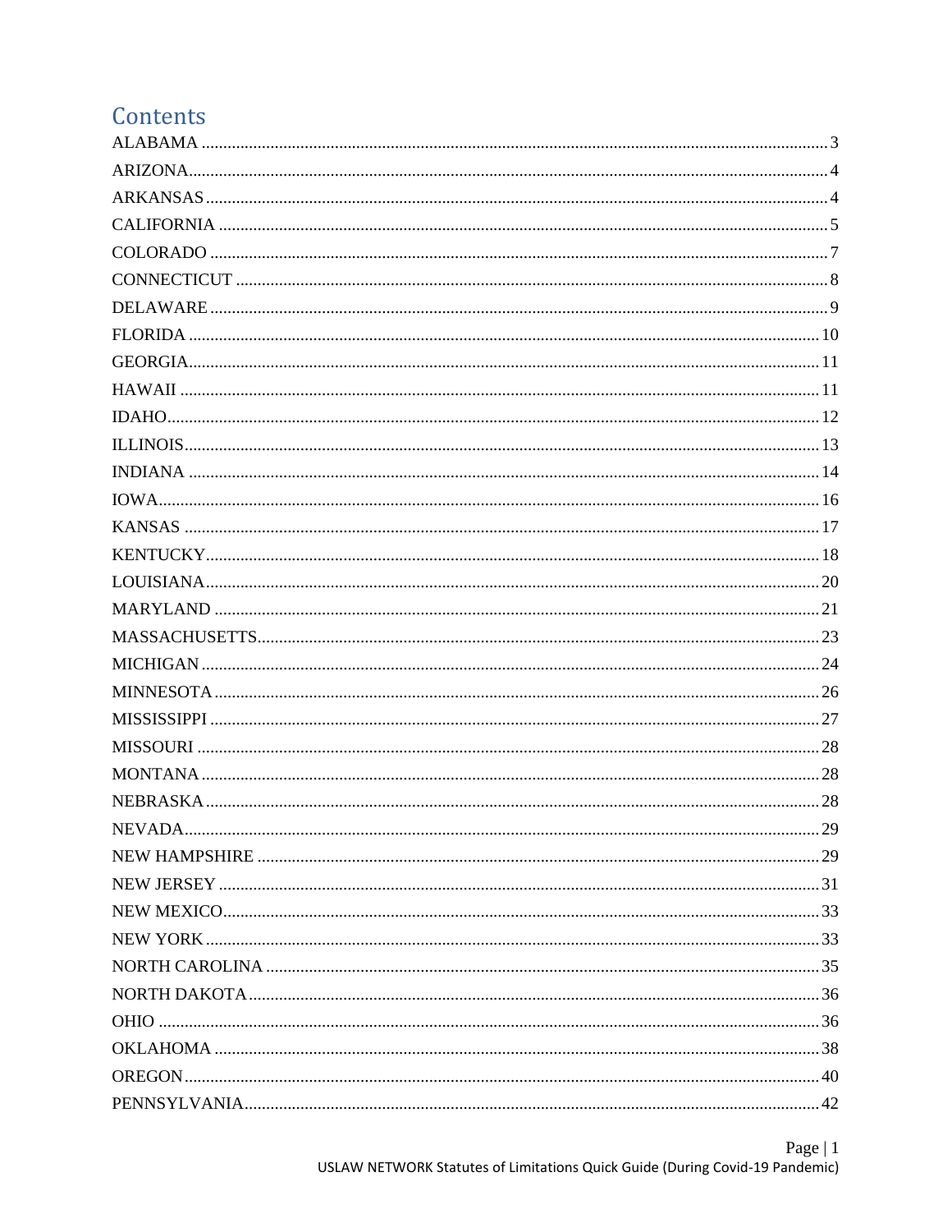# Contents

ALABAMA ........ 3
ARIZONA ........ 4
ARKANSAS ........ 4
CALIFORNIA ........ 5
COLORADO ........ 7
CONNECTICUT ........ 8
DELAWARE ........ 9
FLORIDA ........ 10
GEORGIA ........ 11
HAWAII ........ 11
IDAHO ........ 12
ILLINOIS ........ 13
INDIANA ........ 14
IOWA ........ 16
KANSAS ........ 17
KENTUCKY ........ 18
LOUISIANA ........ 20
MARYLAND ........ 21
MASSACHUSETTS ........ 23
MICHIGAN ........ 24
MINNESOTA ........ 26
MISSISSIPPI ........ 27
MISSOURI ........ 28
MONTANA ........ 28
NEBRASKA ........ 28
NEVADA ........ 29
NEW HAMPSHIRE ........ 29
NEW JERSEY ........ 31
NEW MEXICO ........ 33
NEW YORK ........ 33
NORTH CAROLINA ........ 35
NORTH DAKOTA ........ 36
OHIO ........ 36
OKLAHOMA ........ 38
OREGON ........ 40
PENNSYLVANIA ........ 42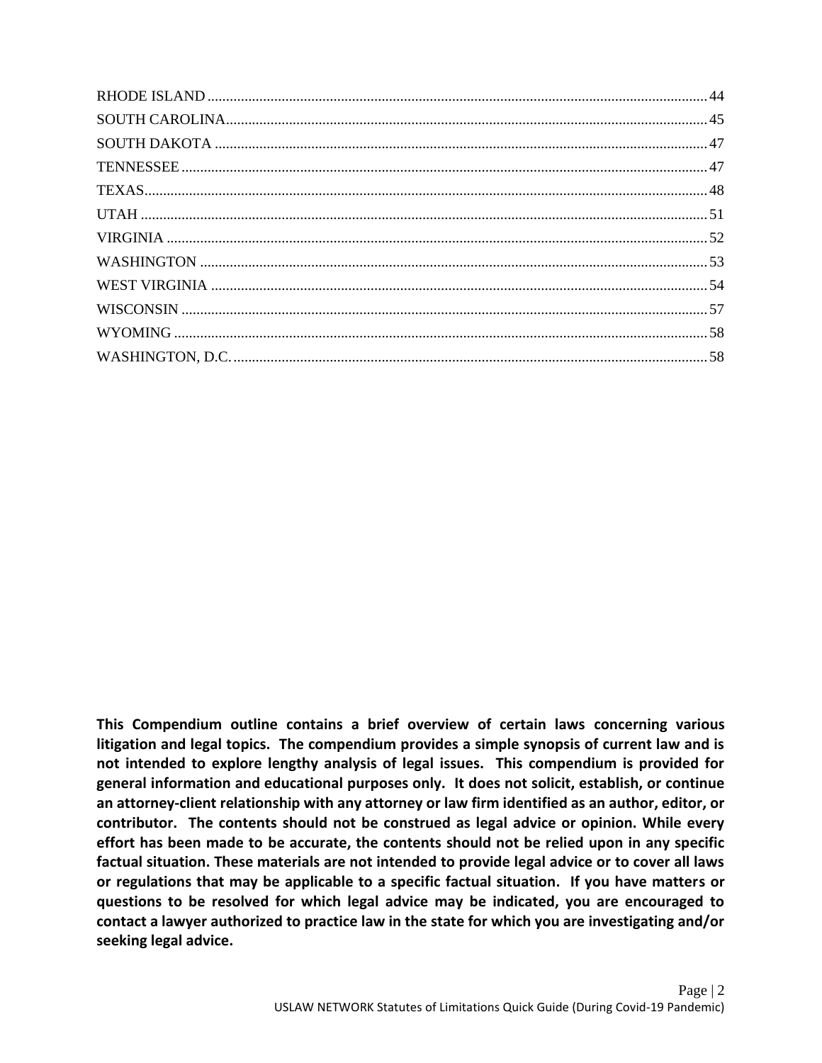RHODE ISLAND ........................................................................................................................ 44
SOUTH CAROLINA.................................................................................................................. 45
SOUTH DAKOTA ...................................................................................................................... 47
TENNESSEE ............................................................................................................................... 47
TEXAS......................................................................................................................................... 48
UTAH .......................................................................................................................................... 51
VIRGINIA .................................................................................................................................. 52
WASHINGTON ......................................................................................................................... 53
WEST VIRGINIA ...................................................................................................................... 54
WISCONSIN .............................................................................................................................. 57
WYOMING ................................................................................................................................ 58
WASHINGTON, D.C. ................................................................................................................ 58

**This Compendium outline contains a brief overview of certain laws concerning various litigation and legal topics. The compendium provides a simple synopsis of current law and is not intended to explore lengthy analysis of legal issues. This compendium is provided for general information and educational purposes only. It does not solicit, establish, or continue an attorney-client relationship with any attorney or law firm identified as an author, editor, or contributor. The contents should not be construed as legal advice or opinion. While every effort has been made to be accurate, the contents should not be relied upon in any specific factual situation. These materials are not intended to provide legal advice or to cover all laws or regulations that may be applicable to a specific factual situation. If you have matters or questions to be resolved for which legal advice may be indicated, you are encouraged to contact a lawyer authorized to practice law in the state for which you are investigating and/or seeking legal advice.**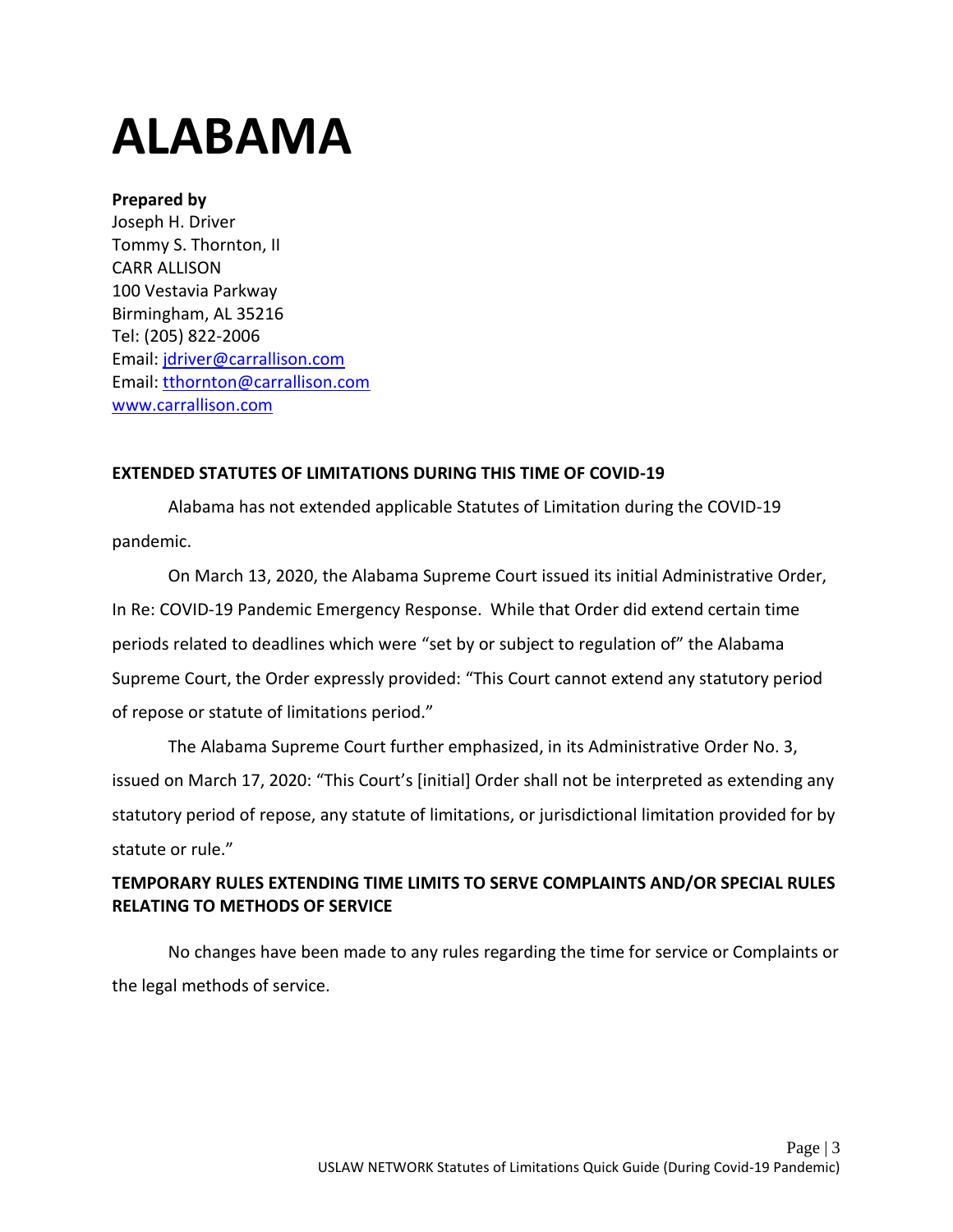# ALABAMA

**Prepared by**
Joseph H. Driver
Tommy S. Thornton, II
CARR ALLISON
100 Vestavia Parkway
Birmingham, AL 35216
Tel: (205) 822-2006
Email: [jdriver@carrallison.com](mailto:jdriver@carrallison.com)
Email: [tthornton@carrallison.com](mailto:tthornton@carrallison.com)
[www.carrallison.com](http://www.carrallison.com)

**EXTENDED STATUTES OF LIMITATIONS DURING THIS TIME OF COVID-19**

Alabama has not extended applicable Statutes of Limitation during the COVID-19 pandemic.

On March 13, 2020, the Alabama Supreme Court issued its initial Administrative Order, In Re: COVID-19 Pandemic Emergency Response. While that Order did extend certain time periods related to deadlines which were "set by or subject to regulation of" the Alabama Supreme Court, the Order expressly provided: "This Court cannot extend any statutory period of repose or statute of limitations period."

The Alabama Supreme Court further emphasized, in its Administrative Order No. 3, issued on March 17, 2020: "This Court's [initial] Order shall not be interpreted as extending any statutory period of repose, any statute of limitations, or jurisdictional limitation provided for by statute or rule."

**TEMPORARY RULES EXTENDING TIME LIMITS TO SERVE COMPLAINTS AND/OR SPECIAL RULES RELATING TO METHODS OF SERVICE**

No changes have been made to any rules regarding the time for service or Complaints or the legal methods of service.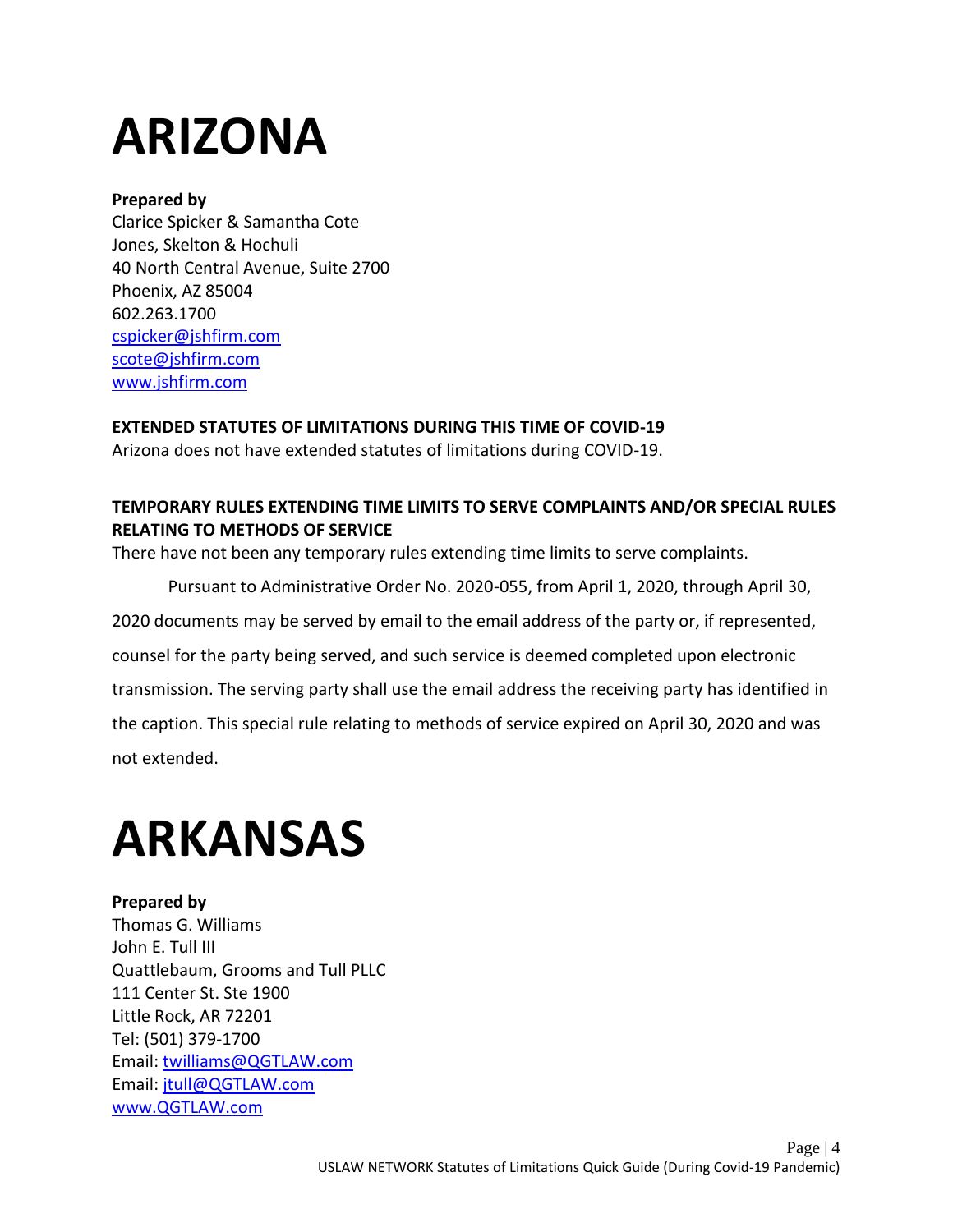# ARIZONA

**Prepared by**
Clarice Spicker & Samantha Cote
Jones, Skelton & Hochuli
40 North Central Avenue, Suite 2700
Phoenix, AZ 85004
602.263.1700
cspicker@jshfirm.com
scote@jshfirm.com
www.jshfirm.com

**EXTENDED STATUTES OF LIMITATIONS DURING THIS TIME OF COVID-19**
Arizona does not have extended statutes of limitations during COVID-19.

**TEMPORARY RULES EXTENDING TIME LIMITS TO SERVE COMPLAINTS AND/OR SPECIAL RULES RELATING TO METHODS OF SERVICE**
There have not been any temporary rules extending time limits to serve complaints.

Pursuant to Administrative Order No. 2020-055, from April 1, 2020, through April 30, 2020 documents may be served by email to the email address of the party or, if represented, counsel for the party being served, and such service is deemed completed upon electronic transmission. The serving party shall use the email address the receiving party has identified in the caption. This special rule relating to methods of service expired on April 30, 2020 and was not extended.

# ARKANSAS

**Prepared by**
Thomas G. Williams
John E. Tull III
Quattlebaum, Grooms and Tull PLLC
111 Center St. Ste 1900
Little Rock, AR 72201
Tel: (501) 379-1700
Email: twilliams@QGTLAW.com
Email: jtull@QGTLAW.com
www.QGTLAW.com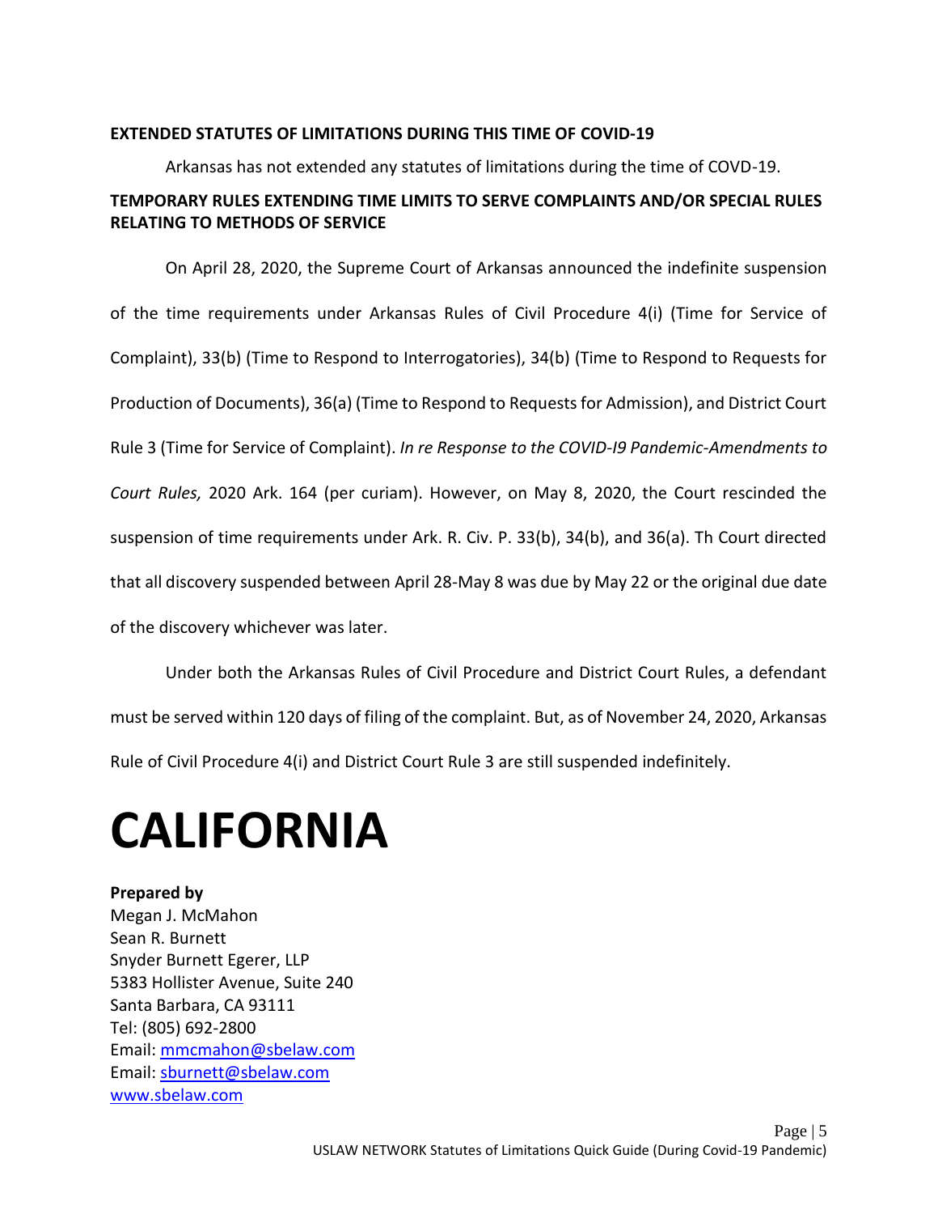**EXTENDED STATUTES OF LIMITATIONS DURING THIS TIME OF COVID-19**

Arkansas has not extended any statutes of limitations during the time of COVD-19.

**TEMPORARY RULES EXTENDING TIME LIMITS TO SERVE COMPLAINTS AND/OR SPECIAL RULES RELATING TO METHODS OF SERVICE**

On April 28, 2020, the Supreme Court of Arkansas announced the indefinite suspension of the time requirements under Arkansas Rules of Civil Procedure 4(i) (Time for Service of Complaint), 33(b) (Time to Respond to Interrogatories), 34(b) (Time to Respond to Requests for Production of Documents), 36(a) (Time to Respond to Requests for Admission), and District Court Rule 3 (Time for Service of Complaint). *In re Response to the COVID-I9 Pandemic-Amendments to Court Rules,* 2020 Ark. 164 (per curiam). However, on May 8, 2020, the Court rescinded the suspension of time requirements under Ark. R. Civ. P. 33(b), 34(b), and 36(a). Th Court directed that all discovery suspended between April 28-May 8 was due by May 22 or the original due date of the discovery whichever was later.

Under both the Arkansas Rules of Civil Procedure and District Court Rules, a defendant must be served within 120 days of filing of the complaint. But, as of November 24, 2020, Arkansas Rule of Civil Procedure 4(i) and District Court Rule 3 are still suspended indefinitely.

# CALIFORNIA

**Prepared by**
Megan J. McMahon
Sean R. Burnett
Snyder Burnett Egerer, LLP
5383 Hollister Avenue, Suite 240
Santa Barbara, CA 93111
Tel: (805) 692-2800
Email: mmcmahon@sbelaw.com
Email: sburnett@sbelaw.com
www.sbelaw.com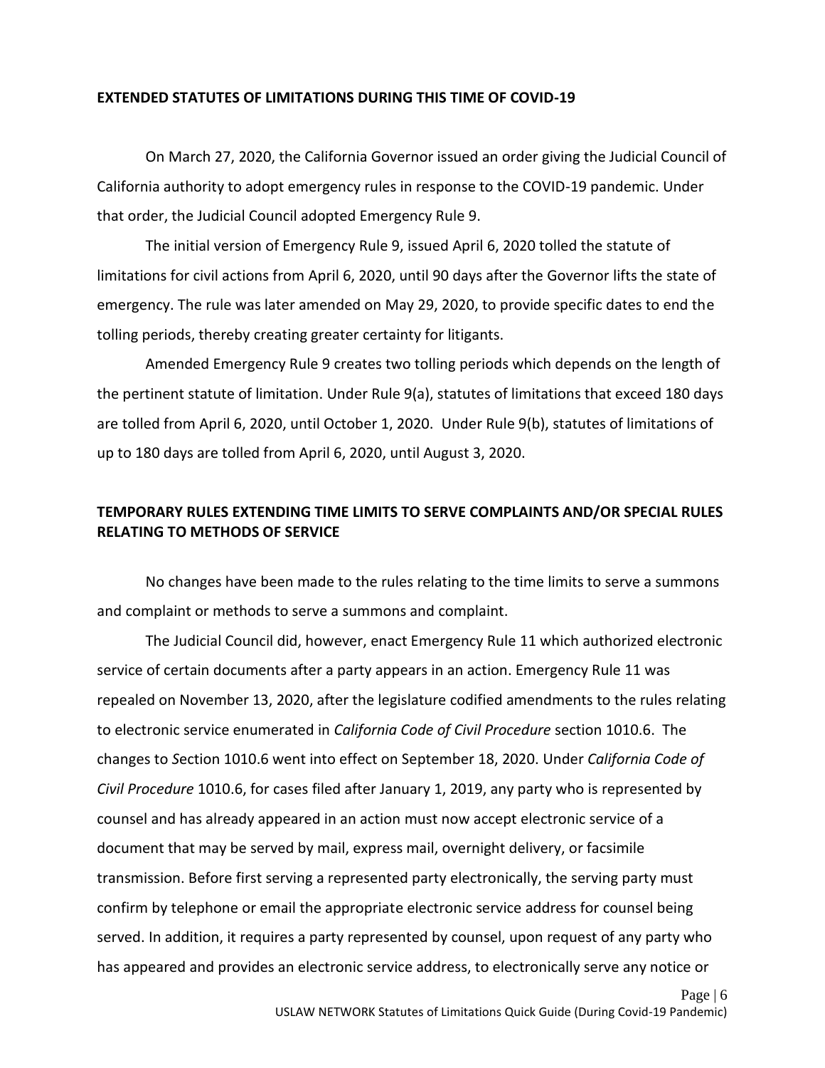## EXTENDED STATUTES OF LIMITATIONS DURING THIS TIME OF COVID-19

On March 27, 2020, the California Governor issued an order giving the Judicial Council of California authority to adopt emergency rules in response to the COVID-19 pandemic. Under that order, the Judicial Council adopted Emergency Rule 9.

The initial version of Emergency Rule 9, issued April 6, 2020 tolled the statute of limitations for civil actions from April 6, 2020, until 90 days after the Governor lifts the state of emergency. The rule was later amended on May 29, 2020, to provide specific dates to end the tolling periods, thereby creating greater certainty for litigants.

Amended Emergency Rule 9 creates two tolling periods which depends on the length of the pertinent statute of limitation. Under Rule 9(a), statutes of limitations that exceed 180 days are tolled from April 6, 2020, until October 1, 2020. Under Rule 9(b), statutes of limitations of up to 180 days are tolled from April 6, 2020, until August 3, 2020.

## TEMPORARY RULES EXTENDING TIME LIMITS TO SERVE COMPLAINTS AND/OR SPECIAL RULES RELATING TO METHODS OF SERVICE

No changes have been made to the rules relating to the time limits to serve a summons and complaint or methods to serve a summons and complaint.

The Judicial Council did, however, enact Emergency Rule 11 which authorized electronic service of certain documents after a party appears in an action. Emergency Rule 11 was repealed on November 13, 2020, after the legislature codified amendments to the rules relating to electronic service enumerated in *California Code of Civil Procedure* section 1010.6. The changes to *S*ection 1010.6 went into effect on September 18, 2020. Under *California Code of Civil Procedure* 1010.6, for cases filed after January 1, 2019, any party who is represented by counsel and has already appeared in an action must now accept electronic service of a document that may be served by mail, express mail, overnight delivery, or facsimile transmission. Before first serving a represented party electronically, the serving party must confirm by telephone or email the appropriate electronic service address for counsel being served. In addition, it requires a party represented by counsel, upon request of any party who has appeared and provides an electronic service address, to electronically serve any notice or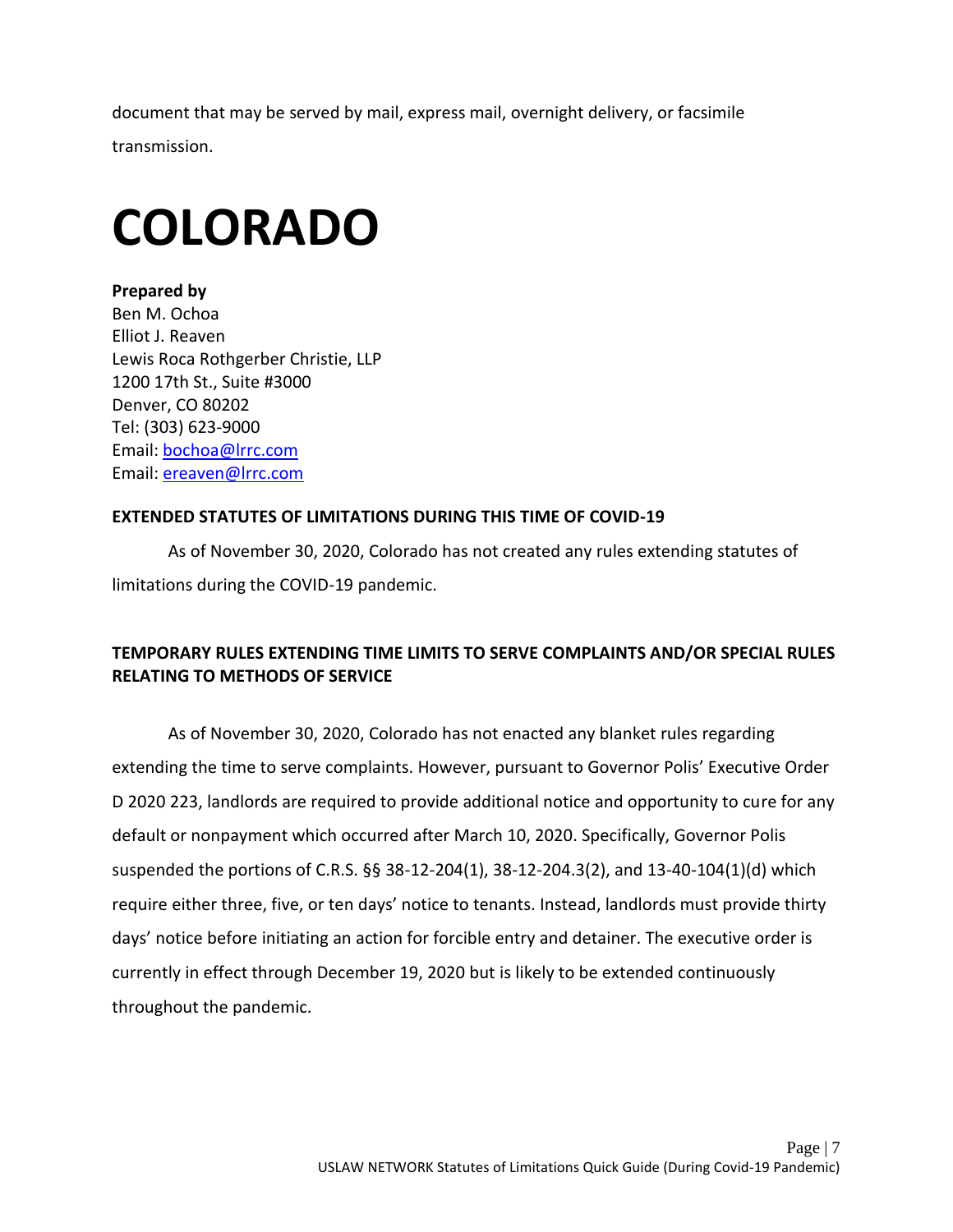document that may be served by mail, express mail, overnight delivery, or facsimile transmission.

# COLORADO

**Prepared by**
Ben M. Ochoa
Elliot J. Reaven
Lewis Roca Rothgerber Christie, LLP
1200 17th St., Suite #3000
Denver, CO 80202
Tel: (303) 623-9000
Email: bochoa@lrrc.com
Email: ereaven@lrrc.com

**EXTENDED STATUTES OF LIMITATIONS DURING THIS TIME OF COVID-19**

As of November 30, 2020, Colorado has not created any rules extending statutes of limitations during the COVID-19 pandemic.

**TEMPORARY RULES EXTENDING TIME LIMITS TO SERVE COMPLAINTS AND/OR SPECIAL RULES RELATING TO METHODS OF SERVICE**

As of November 30, 2020, Colorado has not enacted any blanket rules regarding extending the time to serve complaints. However, pursuant to Governor Polis' Executive Order D 2020 223, landlords are required to provide additional notice and opportunity to cure for any default or nonpayment which occurred after March 10, 2020. Specifically, Governor Polis suspended the portions of C.R.S. §§ 38-12-204(1), 38-12-204.3(2), and 13-40-104(1)(d) which require either three, five, or ten days' notice to tenants. Instead, landlords must provide thirty days' notice before initiating an action for forcible entry and detainer. The executive order is currently in effect through December 19, 2020 but is likely to be extended continuously throughout the pandemic.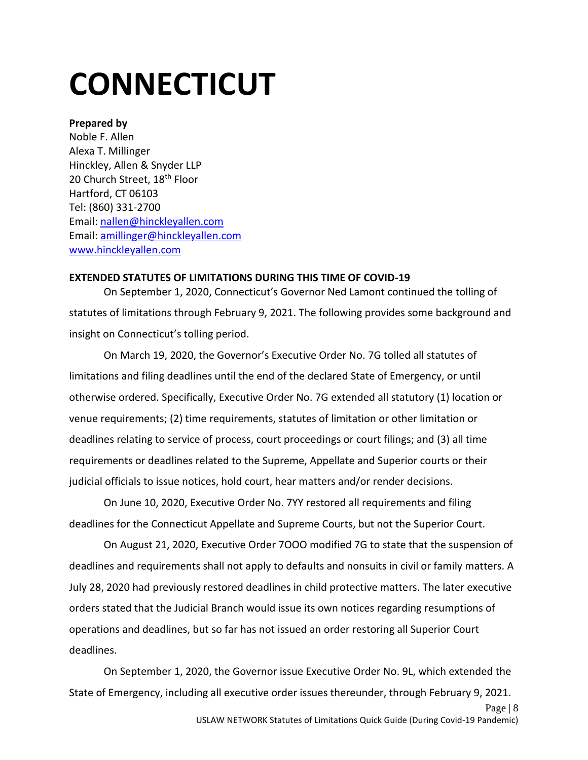# CONNECTICUT

**Prepared by**
Noble F. Allen
Alexa T. Millinger
Hinckley, Allen & Snyder LLP
20 Church Street, 18th Floor
Hartford, CT 06103
Tel: (860) 331-2700
Email: nallen@hinckleyallen.com
Email: amillinger@hinckleyallen.com
www.hinckleyallen.com

**EXTENDED STATUTES OF LIMITATIONS DURING THIS TIME OF COVID-19**

On September 1, 2020, Connecticut's Governor Ned Lamont continued the tolling of statutes of limitations through February 9, 2021. The following provides some background and insight on Connecticut's tolling period.

On March 19, 2020, the Governor's Executive Order No. 7G tolled all statutes of limitations and filing deadlines until the end of the declared State of Emergency, or until otherwise ordered. Specifically, Executive Order No. 7G extended all statutory (1) location or venue requirements; (2) time requirements, statutes of limitation or other limitation or deadlines relating to service of process, court proceedings or court filings; and (3) all time requirements or deadlines related to the Supreme, Appellate and Superior courts or their judicial officials to issue notices, hold court, hear matters and/or render decisions.

On June 10, 2020, Executive Order No. 7YY restored all requirements and filing deadlines for the Connecticut Appellate and Supreme Courts, but not the Superior Court.

On August 21, 2020, Executive Order 7OOO modified 7G to state that the suspension of deadlines and requirements shall not apply to defaults and nonsuits in civil or family matters. A July 28, 2020 had previously restored deadlines in child protective matters. The later executive orders stated that the Judicial Branch would issue its own notices regarding resumptions of operations and deadlines, but so far has not issued an order restoring all Superior Court deadlines.

On September 1, 2020, the Governor issue Executive Order No. 9L, which extended the State of Emergency, including all executive order issues thereunder, through February 9, 2021.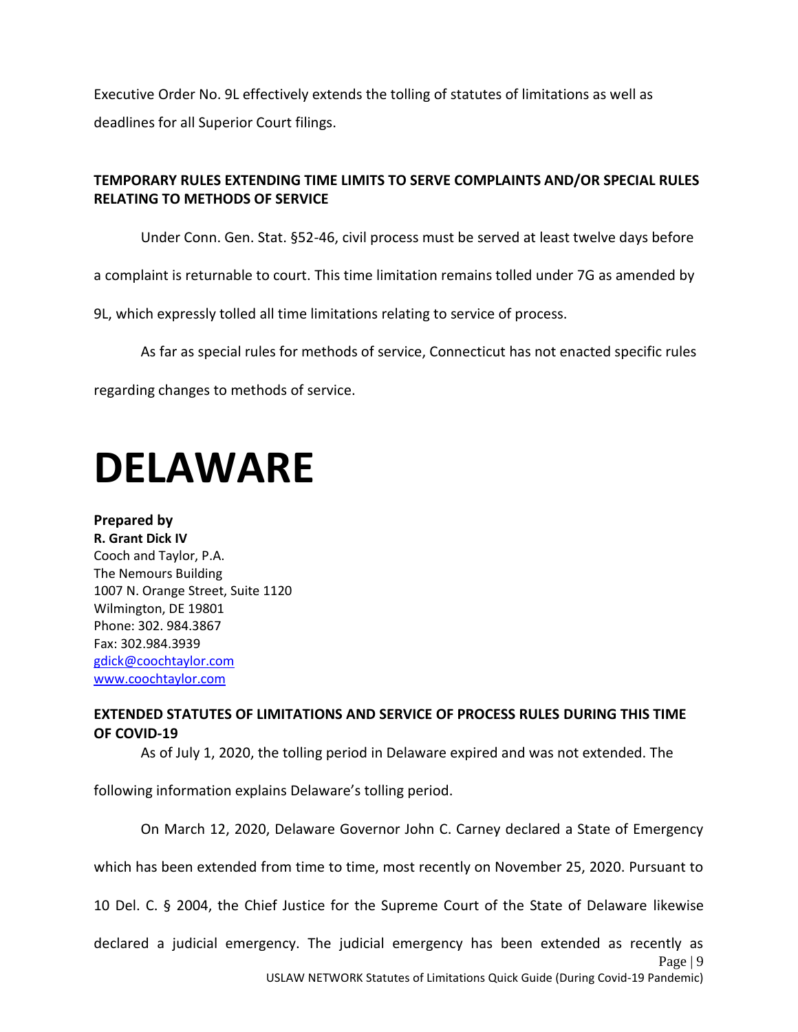Executive Order No. 9L effectively extends the tolling of statutes of limitations as well as deadlines for all Superior Court filings.

**TEMPORARY RULES EXTENDING TIME LIMITS TO SERVE COMPLAINTS AND/OR SPECIAL RULES RELATING TO METHODS OF SERVICE**

Under Conn. Gen. Stat. §52-46, civil process must be served at least twelve days before a complaint is returnable to court. This time limitation remains tolled under 7G as amended by 9L, which expressly tolled all time limitations relating to service of process.

As far as special rules for methods of service, Connecticut has not enacted specific rules regarding changes to methods of service.

# DELAWARE

**Prepared by**
**R. Grant Dick IV**
Cooch and Taylor, P.A.
The Nemours Building
1007 N. Orange Street, Suite 1120
Wilmington, DE 19801
Phone: 302. 984.3867
Fax: 302.984.3939
gdick@coochtaylor.com
www.coochtaylor.com

**EXTENDED STATUTES OF LIMITATIONS AND SERVICE OF PROCESS RULES DURING THIS TIME OF COVID-19**

As of July 1, 2020, the tolling period in Delaware expired and was not extended. The following information explains Delaware's tolling period.

On March 12, 2020, Delaware Governor John C. Carney declared a State of Emergency which has been extended from time to time, most recently on November 25, 2020. Pursuant to 10 Del. C. § 2004, the Chief Justice for the Supreme Court of the State of Delaware likewise declared a judicial emergency. The judicial emergency has been extended as recently as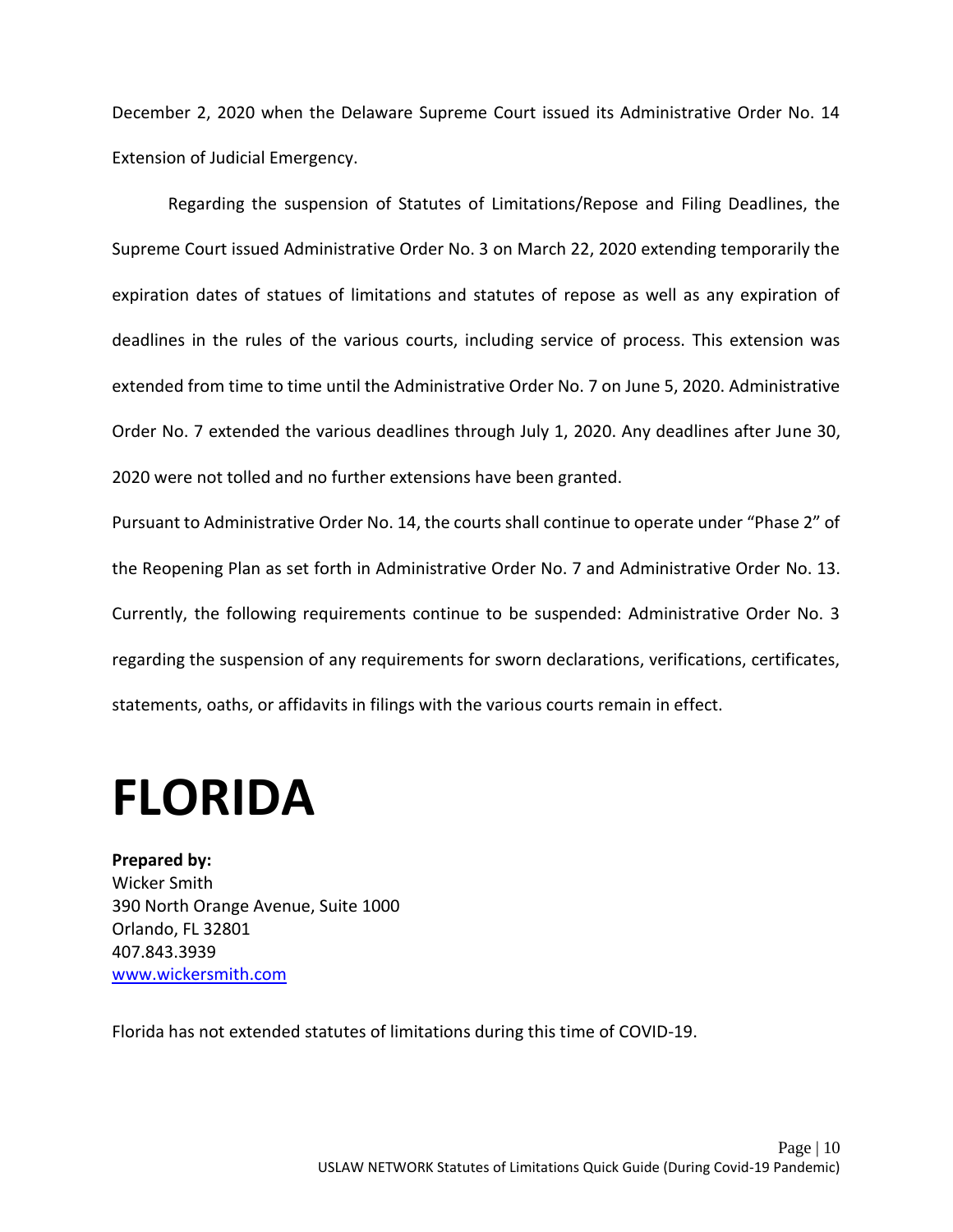December 2, 2020 when the Delaware Supreme Court issued its Administrative Order No. 14 Extension of Judicial Emergency.

Regarding the suspension of Statutes of Limitations/Repose and Filing Deadlines, the Supreme Court issued Administrative Order No. 3 on March 22, 2020 extending temporarily the expiration dates of statues of limitations and statutes of repose as well as any expiration of deadlines in the rules of the various courts, including service of process. This extension was extended from time to time until the Administrative Order No. 7 on June 5, 2020. Administrative Order No. 7 extended the various deadlines through July 1, 2020. Any deadlines after June 30, 2020 were not tolled and no further extensions have been granted.

Pursuant to Administrative Order No. 14, the courts shall continue to operate under "Phase 2" of the Reopening Plan as set forth in Administrative Order No. 7 and Administrative Order No. 13. Currently, the following requirements continue to be suspended: Administrative Order No. 3 regarding the suspension of any requirements for sworn declarations, verifications, certificates, statements, oaths, or affidavits in filings with the various courts remain in effect.

# FLORIDA

**Prepared by:**
Wicker Smith
390 North Orange Avenue, Suite 1000
Orlando, FL 32801
407.843.3939
www.wickersmith.com

Florida has not extended statutes of limitations during this time of COVID-19.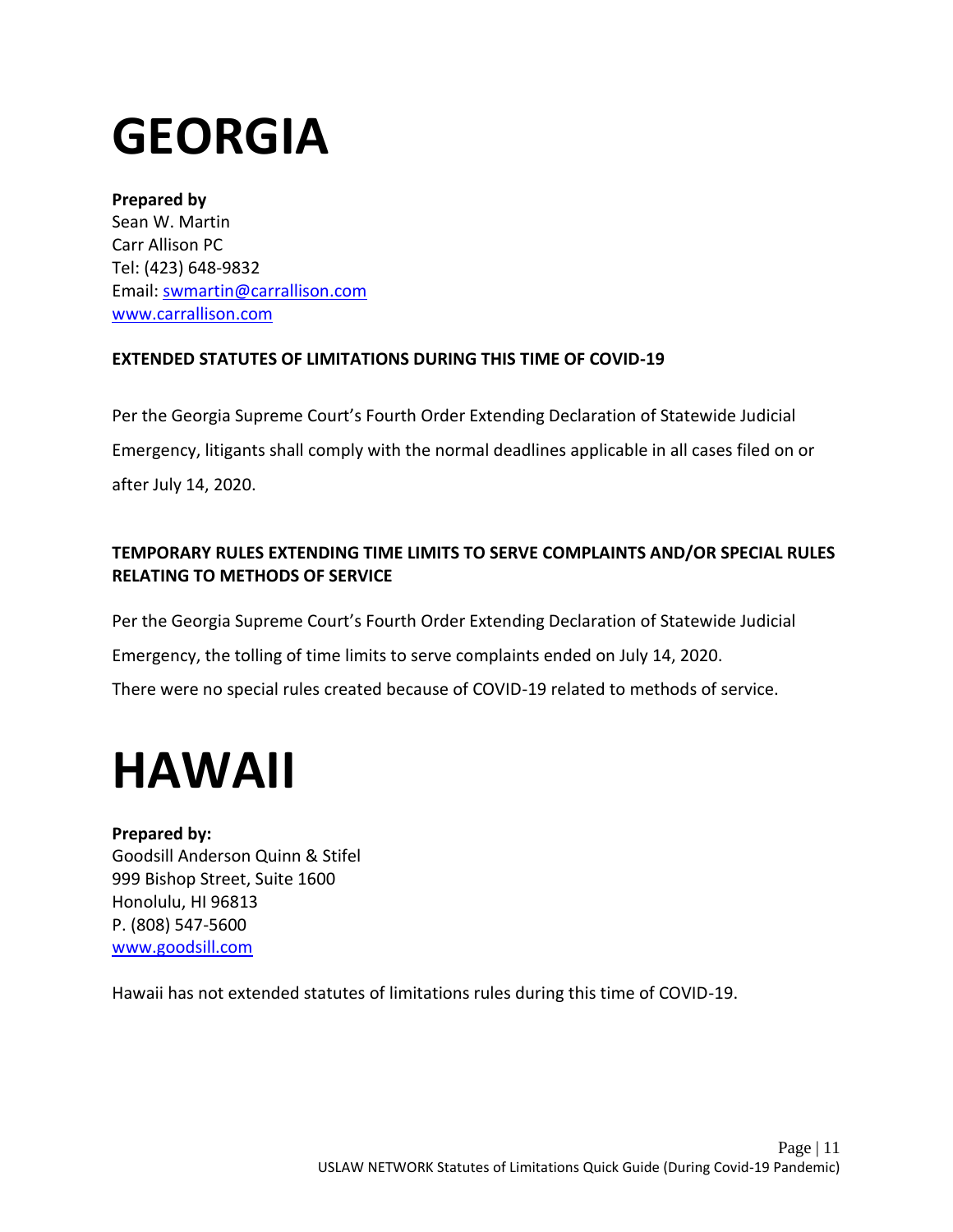# GEORGIA

**Prepared by**
Sean W. Martin
Carr Allison PC
Tel: (423) 648-9832
Email: swmartin@carrallison.com
www.carrallison.com

**EXTENDED STATUTES OF LIMITATIONS DURING THIS TIME OF COVID-19**

Per the Georgia Supreme Court's Fourth Order Extending Declaration of Statewide Judicial Emergency, litigants shall comply with the normal deadlines applicable in all cases filed on or after July 14, 2020.

**TEMPORARY RULES EXTENDING TIME LIMITS TO SERVE COMPLAINTS AND/OR SPECIAL RULES RELATING TO METHODS OF SERVICE**

Per the Georgia Supreme Court's Fourth Order Extending Declaration of Statewide Judicial Emergency, the tolling of time limits to serve complaints ended on July 14, 2020.

There were no special rules created because of COVID-19 related to methods of service.

# HAWAII

**Prepared by:**
Goodsill Anderson Quinn & Stifel
999 Bishop Street, Suite 1600
Honolulu, HI 96813
P. (808) 547-5600
www.goodsill.com

Hawaii has not extended statutes of limitations rules during this time of COVID-19.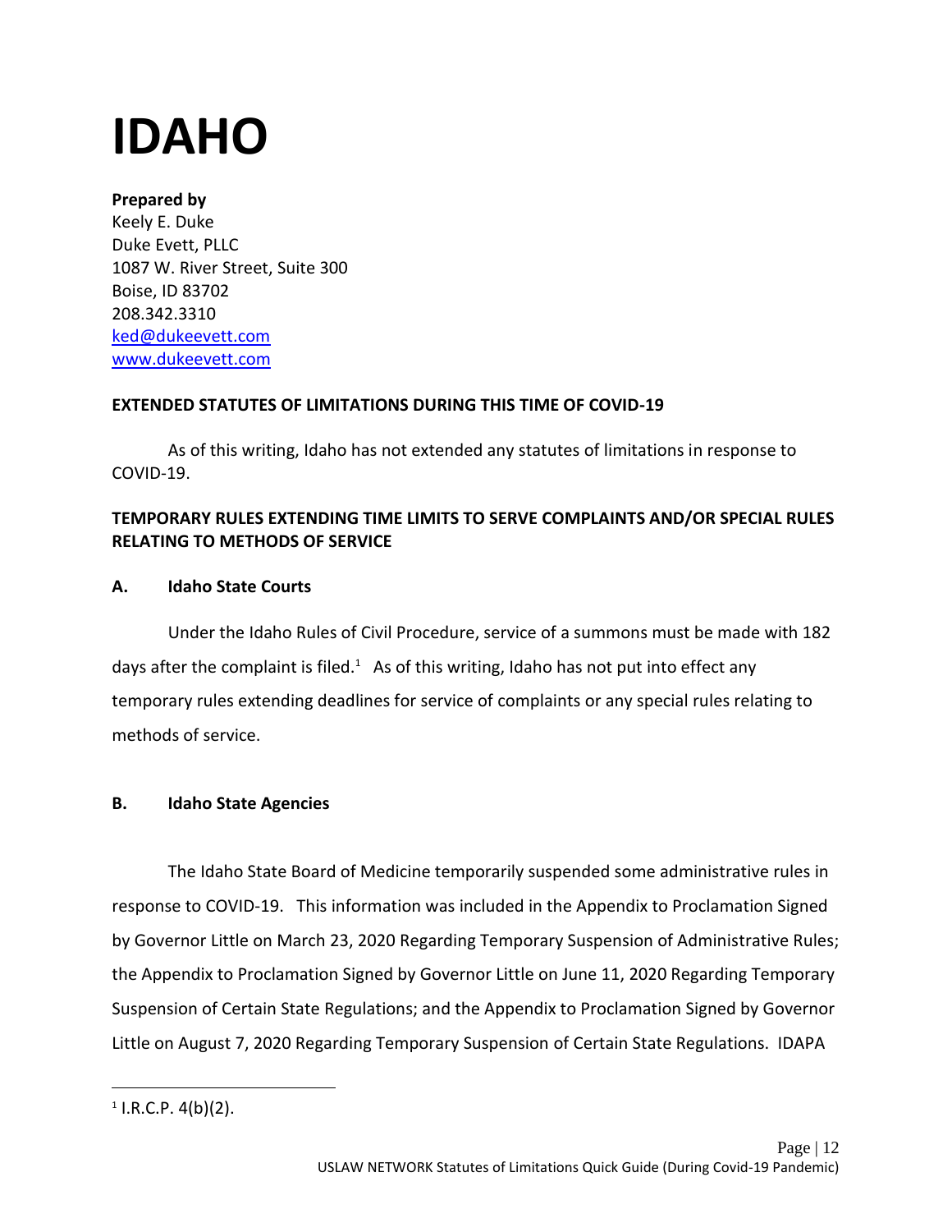# IDAHO

**Prepared by**
Keely E. Duke
Duke Evett, PLLC
1087 W. River Street, Suite 300
Boise, ID 83702
208.342.3310
ked@dukeevett.com
www.dukeevett.com

**EXTENDED STATUTES OF LIMITATIONS DURING THIS TIME OF COVID-19**

As of this writing, Idaho has not extended any statutes of limitations in response to COVID-19.

**TEMPORARY RULES EXTENDING TIME LIMITS TO SERVE COMPLAINTS AND/OR SPECIAL RULES RELATING TO METHODS OF SERVICE**

**A. Idaho State Courts**

Under the Idaho Rules of Civil Procedure, service of a summons must be made with 182 days after the complaint is filed.[1] As of this writing, Idaho has not put into effect any temporary rules extending deadlines for service of complaints or any special rules relating to methods of service.

**B. Idaho State Agencies**

The Idaho State Board of Medicine temporarily suspended some administrative rules in response to COVID-19. This information was included in the Appendix to Proclamation Signed by Governor Little on March 23, 2020 Regarding Temporary Suspension of Administrative Rules; the Appendix to Proclamation Signed by Governor Little on June 11, 2020 Regarding Temporary Suspension of Certain State Regulations; and the Appendix to Proclamation Signed by Governor Little on August 7, 2020 Regarding Temporary Suspension of Certain State Regulations. IDAPA

[1] I.R.C.P. 4(b)(2).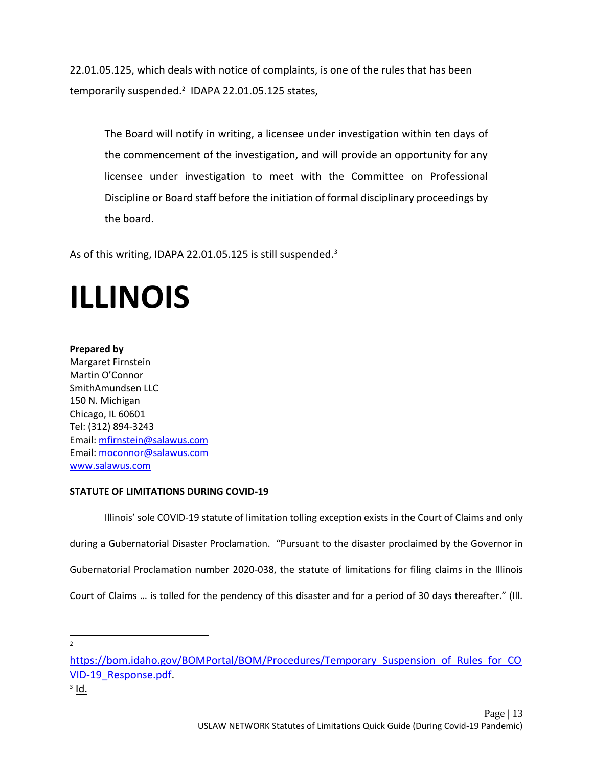22.01.05.125, which deals with notice of complaints, is one of the rules that has been temporarily suspended.[2] IDAPA 22.01.05.125 states,

> The Board will notify in writing, a licensee under investigation within ten days of the commencement of the investigation, and will provide an opportunity for any licensee under investigation to meet with the Committee on Professional Discipline or Board staff before the initiation of formal disciplinary proceedings by the board.

As of this writing, IDAPA 22.01.05.125 is still suspended.[3]

# ILLINOIS

**Prepared by**
Margaret Firnstein
Martin O'Connor
SmithAmundsen LLC
150 N. Michigan
Chicago, IL 60601
Tel: (312) 894-3243
Email: mfirnstein@salawus.com
Email: moconnor@salawus.com
www.salawus.com

**STATUTE OF LIMITATIONS DURING COVID-19**

Illinois' sole COVID-19 statute of limitation tolling exception exists in the Court of Claims and only during a Gubernatorial Disaster Proclamation. "Pursuant to the disaster proclaimed by the Governor in Gubernatorial Proclamation number 2020-038, the statute of limitations for filing claims in the Illinois Court of Claims … is tolled for the pendency of this disaster and for a period of 30 days thereafter." (Ill.

---

[2] https://bom.idaho.gov/BOMPortal/BOM/Procedures/Temporary_Suspension_of_Rules_for_COVID-19_Response.pdf.

[3] Id.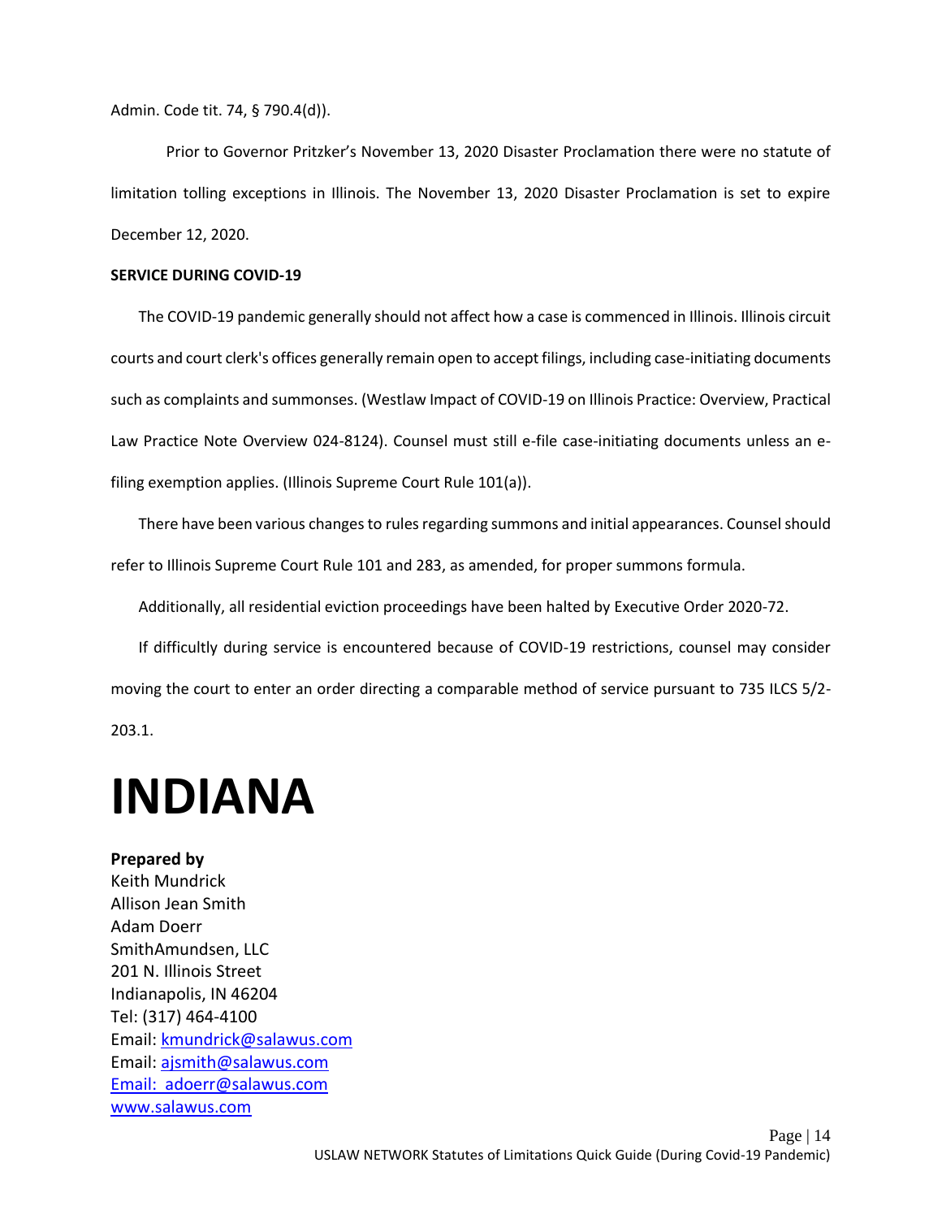Admin. Code tit. 74, § 790.4(d)).

Prior to Governor Pritzker's November 13, 2020 Disaster Proclamation there were no statute of limitation tolling exceptions in Illinois. The November 13, 2020 Disaster Proclamation is set to expire December 12, 2020.

**SERVICE DURING COVID-19**

The COVID-19 pandemic generally should not affect how a case is commenced in Illinois. Illinois circuit courts and court clerk's offices generally remain open to accept filings, including case-initiating documents such as complaints and summonses. (Westlaw Impact of COVID-19 on Illinois Practice: Overview, Practical Law Practice Note Overview 024-8124). Counsel must still e-file case-initiating documents unless an e-filing exemption applies. (Illinois Supreme Court Rule 101(a)).

There have been various changes to rules regarding summons and initial appearances. Counsel should refer to Illinois Supreme Court Rule 101 and 283, as amended, for proper summons formula.

Additionally, all residential eviction proceedings have been halted by Executive Order 2020-72.

If difficultly during service is encountered because of COVID-19 restrictions, counsel may consider moving the court to enter an order directing a comparable method of service pursuant to 735 ILCS 5/2-203.1.

# INDIANA

**Prepared by**
Keith Mundrick
Allison Jean Smith
Adam Doerr
SmithAmundsen, LLC
201 N. Illinois Street
Indianapolis, IN 46204
Tel: (317) 464-4100
Email: kmundrick@salawus.com
Email: ajsmith@salawus.com
Email: adoerr@salawus.com
www.salawus.com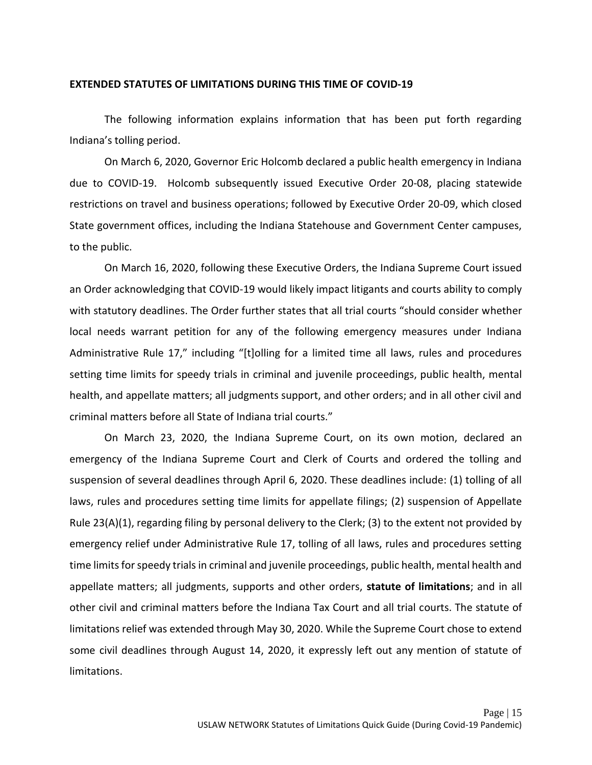**EXTENDED STATUTES OF LIMITATIONS DURING THIS TIME OF COVID-19**

The following information explains information that has been put forth regarding Indiana's tolling period.

On March 6, 2020, Governor Eric Holcomb declared a public health emergency in Indiana due to COVID-19. Holcomb subsequently issued Executive Order 20-08, placing statewide restrictions on travel and business operations; followed by Executive Order 20-09, which closed State government offices, including the Indiana Statehouse and Government Center campuses, to the public.

On March 16, 2020, following these Executive Orders, the Indiana Supreme Court issued an Order acknowledging that COVID-19 would likely impact litigants and courts ability to comply with statutory deadlines. The Order further states that all trial courts "should consider whether local needs warrant petition for any of the following emergency measures under Indiana Administrative Rule 17," including "[t]olling for a limited time all laws, rules and procedures setting time limits for speedy trials in criminal and juvenile proceedings, public health, mental health, and appellate matters; all judgments support, and other orders; and in all other civil and criminal matters before all State of Indiana trial courts."

On March 23, 2020, the Indiana Supreme Court, on its own motion, declared an emergency of the Indiana Supreme Court and Clerk of Courts and ordered the tolling and suspension of several deadlines through April 6, 2020. These deadlines include: (1) tolling of all laws, rules and procedures setting time limits for appellate filings; (2) suspension of Appellate Rule 23(A)(1), regarding filing by personal delivery to the Clerk; (3) to the extent not provided by emergency relief under Administrative Rule 17, tolling of all laws, rules and procedures setting time limits for speedy trials in criminal and juvenile proceedings, public health, mental health and appellate matters; all judgments, supports and other orders, **statute of limitations**; and in all other civil and criminal matters before the Indiana Tax Court and all trial courts. The statute of limitations relief was extended through May 30, 2020. While the Supreme Court chose to extend some civil deadlines through August 14, 2020, it expressly left out any mention of statute of limitations.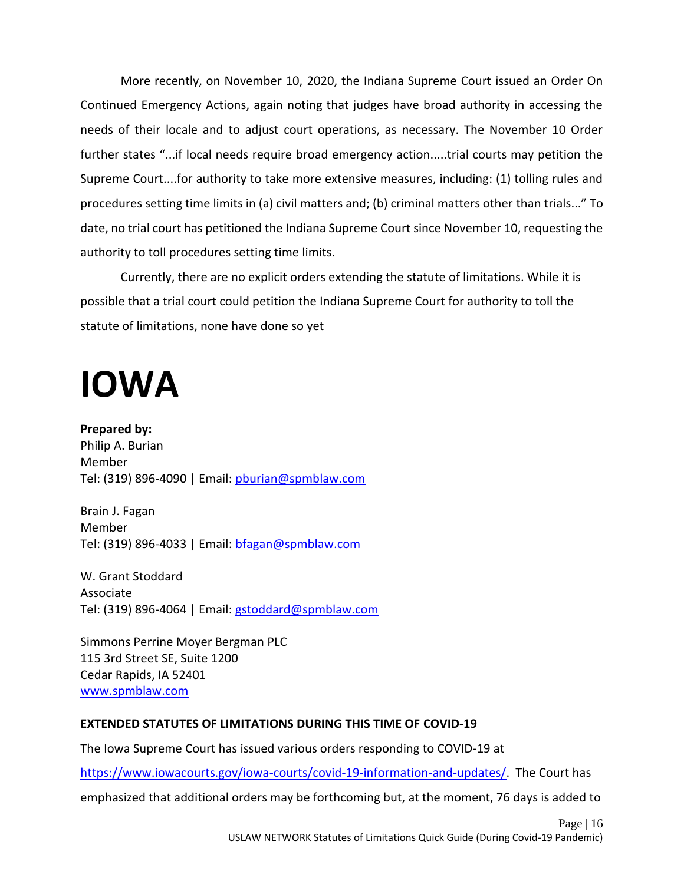More recently, on November 10, 2020, the Indiana Supreme Court issued an Order On Continued Emergency Actions, again noting that judges have broad authority in accessing the needs of their locale and to adjust court operations, as necessary. The November 10 Order further states "...if local needs require broad emergency action.....trial courts may petition the Supreme Court....for authority to take more extensive measures, including: (1) tolling rules and procedures setting time limits in (a) civil matters and; (b) criminal matters other than trials..." To date, no trial court has petitioned the Indiana Supreme Court since November 10, requesting the authority to toll procedures setting time limits.

Currently, there are no explicit orders extending the statute of limitations. While it is possible that a trial court could petition the Indiana Supreme Court for authority to toll the statute of limitations, none have done so yet

# IOWA

**Prepared by:**
Philip A. Burian
Member
Tel: (319) 896-4090 | Email: pburian@spmblaw.com

Brain J. Fagan
Member
Tel: (319) 896-4033 | Email: bfagan@spmblaw.com

W. Grant Stoddard
Associate
Tel: (319) 896-4064 | Email: gstoddard@spmblaw.com

Simmons Perrine Moyer Bergman PLC
115 3rd Street SE, Suite 1200
Cedar Rapids, IA 52401
www.spmblaw.com

**EXTENDED STATUTES OF LIMITATIONS DURING THIS TIME OF COVID-19**

The Iowa Supreme Court has issued various orders responding to COVID-19 at https://www.iowacourts.gov/iowa-courts/covid-19-information-and-updates/. The Court has emphasized that additional orders may be forthcoming but, at the moment, 76 days is added to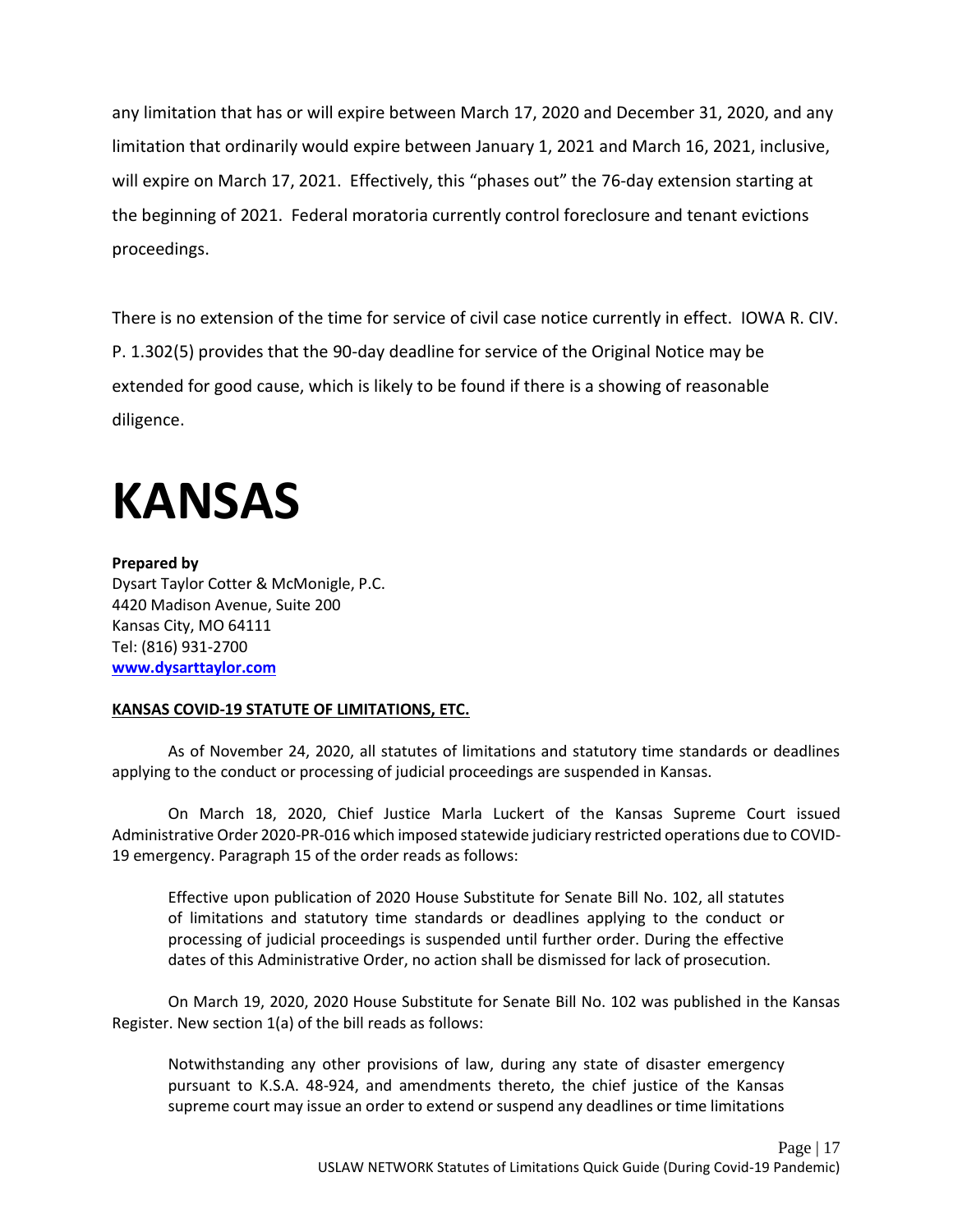any limitation that has or will expire between March 17, 2020 and December 31, 2020, and any limitation that ordinarily would expire between January 1, 2021 and March 16, 2021, inclusive, will expire on March 17, 2021. Effectively, this "phases out" the 76-day extension starting at the beginning of 2021. Federal moratoria currently control foreclosure and tenant evictions proceedings.

There is no extension of the time for service of civil case notice currently in effect. IOWA R. CIV. P. 1.302(5) provides that the 90-day deadline for service of the Original Notice may be extended for good cause, which is likely to be found if there is a showing of reasonable diligence.

# KANSAS

**Prepared by**
Dysart Taylor Cotter & McMonigle, P.C.
4420 Madison Avenue, Suite 200
Kansas City, MO 64111
Tel: (816) 931-2700
[www.dysarttaylor.com](http://www.dysarttaylor.com)

**KANSAS COVID-19 STATUTE OF LIMITATIONS, ETC.**

As of November 24, 2020, all statutes of limitations and statutory time standards or deadlines applying to the conduct or processing of judicial proceedings are suspended in Kansas.

On March 18, 2020, Chief Justice Marla Luckert of the Kansas Supreme Court issued Administrative Order 2020-PR-016 which imposed statewide judiciary restricted operations due to COVID-19 emergency. Paragraph 15 of the order reads as follows:

> Effective upon publication of 2020 House Substitute for Senate Bill No. 102, all statutes of limitations and statutory time standards or deadlines applying to the conduct or processing of judicial proceedings is suspended until further order. During the effective dates of this Administrative Order, no action shall be dismissed for lack of prosecution.

On March 19, 2020, 2020 House Substitute for Senate Bill No. 102 was published in the Kansas Register. New section 1(a) of the bill reads as follows:

> Notwithstanding any other provisions of law, during any state of disaster emergency pursuant to K.S.A. 48-924, and amendments thereto, the chief justice of the Kansas supreme court may issue an order to extend or suspend any deadlines or time limitations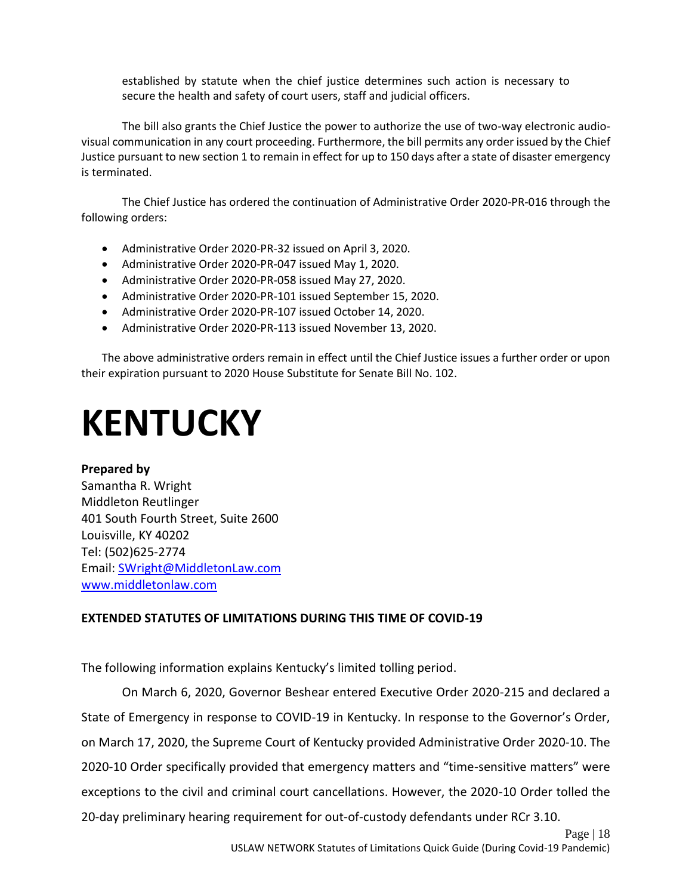established by statute when the chief justice determines such action is necessary to secure the health and safety of court users, staff and judicial officers.

The bill also grants the Chief Justice the power to authorize the use of two-way electronic audio-visual communication in any court proceeding. Furthermore, the bill permits any order issued by the Chief Justice pursuant to new section 1 to remain in effect for up to 150 days after a state of disaster emergency is terminated.

The Chief Justice has ordered the continuation of Administrative Order 2020-PR-016 through the following orders:

- Administrative Order 2020-PR-32 issued on April 3, 2020.
- Administrative Order 2020-PR-047 issued May 1, 2020.
- Administrative Order 2020-PR-058 issued May 27, 2020.
- Administrative Order 2020-PR-101 issued September 15, 2020.
- Administrative Order 2020-PR-107 issued October 14, 2020.
- Administrative Order 2020-PR-113 issued November 13, 2020.

The above administrative orders remain in effect until the Chief Justice issues a further order or upon their expiration pursuant to 2020 House Substitute for Senate Bill No. 102.

# KENTUCKY

**Prepared by**
Samantha R. Wright
Middleton Reutlinger
401 South Fourth Street, Suite 2600
Louisville, KY 40202
Tel: (502)625-2774
Email: SWright@MiddletonLaw.com
www.middletonlaw.com

**EXTENDED STATUTES OF LIMITATIONS DURING THIS TIME OF COVID-19**

The following information explains Kentucky's limited tolling period.

On March 6, 2020, Governor Beshear entered Executive Order 2020-215 and declared a State of Emergency in response to COVID-19 in Kentucky. In response to the Governor's Order, on March 17, 2020, the Supreme Court of Kentucky provided Administrative Order 2020-10. The 2020-10 Order specifically provided that emergency matters and "time-sensitive matters" were exceptions to the civil and criminal court cancellations. However, the 2020-10 Order tolled the 20-day preliminary hearing requirement for out-of-custody defendants under RCr 3.10.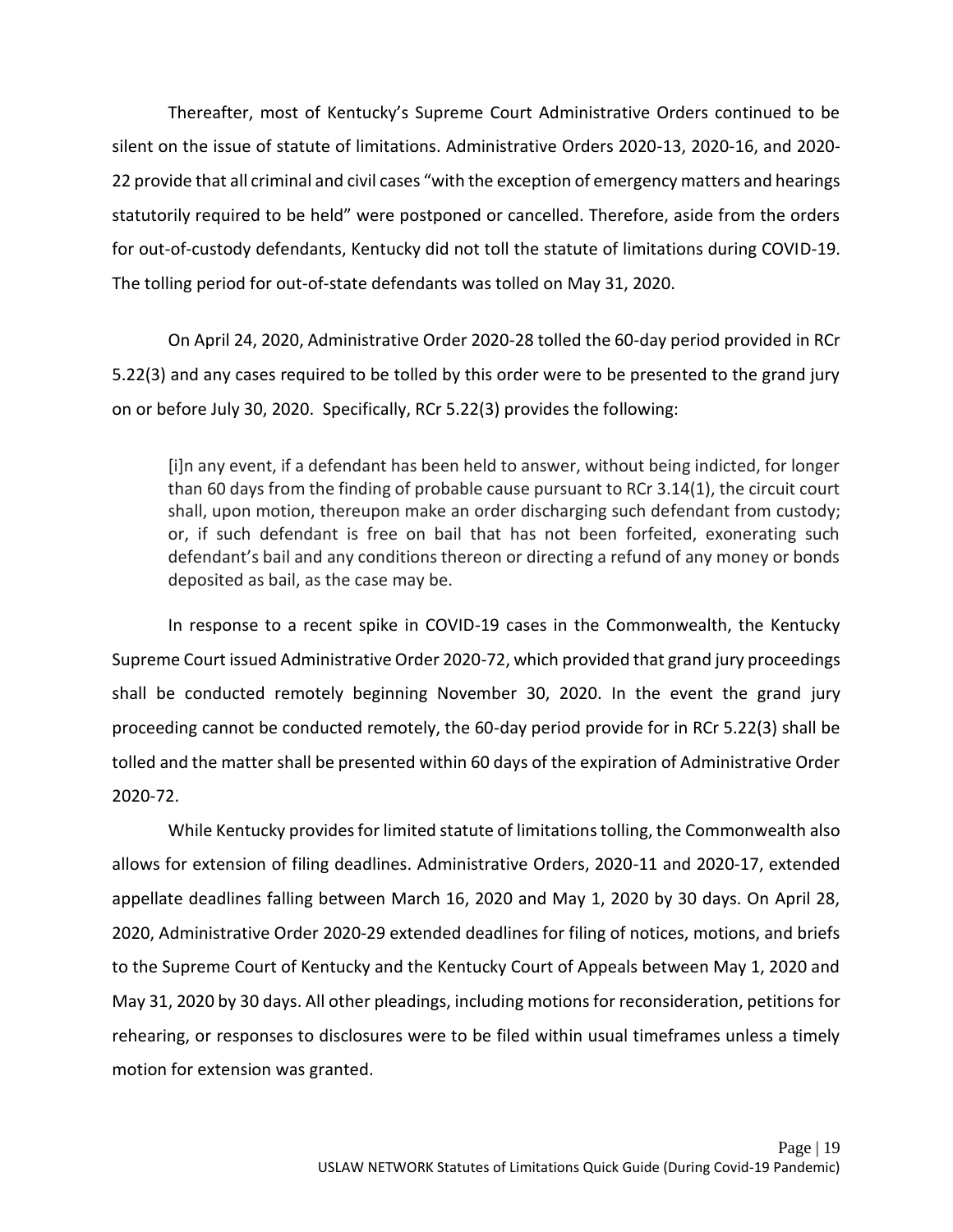Thereafter, most of Kentucky's Supreme Court Administrative Orders continued to be silent on the issue of statute of limitations. Administrative Orders 2020-13, 2020-16, and 2020-22 provide that all criminal and civil cases "with the exception of emergency matters and hearings statutorily required to be held" were postponed or cancelled. Therefore, aside from the orders for out-of-custody defendants, Kentucky did not toll the statute of limitations during COVID-19. The tolling period for out-of-state defendants was tolled on May 31, 2020.

On April 24, 2020, Administrative Order 2020-28 tolled the 60-day period provided in RCr 5.22(3) and any cases required to be tolled by this order were to be presented to the grand jury on or before July 30, 2020. Specifically, RCr 5.22(3) provides the following:

> [i]n any event, if a defendant has been held to answer, without being indicted, for longer than 60 days from the finding of probable cause pursuant to RCr 3.14(1), the circuit court shall, upon motion, thereupon make an order discharging such defendant from custody; or, if such defendant is free on bail that has not been forfeited, exonerating such defendant's bail and any conditions thereon or directing a refund of any money or bonds deposited as bail, as the case may be.

In response to a recent spike in COVID-19 cases in the Commonwealth, the Kentucky Supreme Court issued Administrative Order 2020-72, which provided that grand jury proceedings shall be conducted remotely beginning November 30, 2020. In the event the grand jury proceeding cannot be conducted remotely, the 60-day period provide for in RCr 5.22(3) shall be tolled and the matter shall be presented within 60 days of the expiration of Administrative Order 2020-72.

While Kentucky provides for limited statute of limitations tolling, the Commonwealth also allows for extension of filing deadlines. Administrative Orders, 2020-11 and 2020-17, extended appellate deadlines falling between March 16, 2020 and May 1, 2020 by 30 days. On April 28, 2020, Administrative Order 2020-29 extended deadlines for filing of notices, motions, and briefs to the Supreme Court of Kentucky and the Kentucky Court of Appeals between May 1, 2020 and May 31, 2020 by 30 days. All other pleadings, including motions for reconsideration, petitions for rehearing, or responses to disclosures were to be filed within usual timeframes unless a timely motion for extension was granted.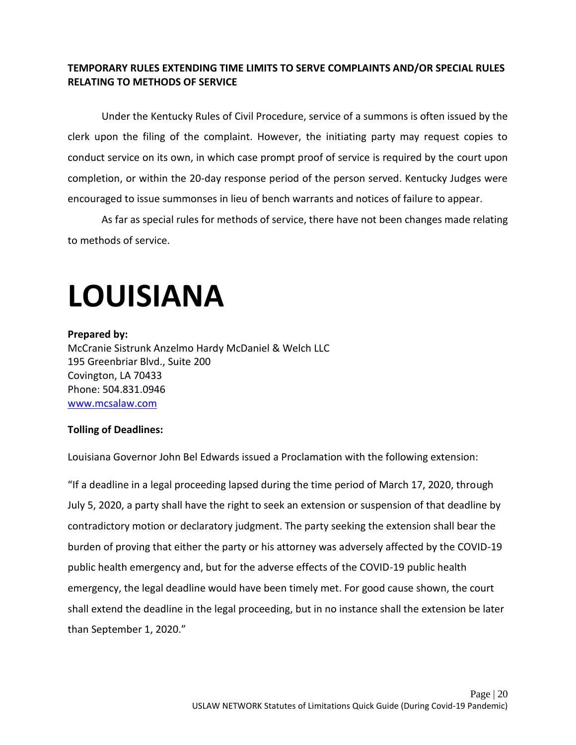**TEMPORARY RULES EXTENDING TIME LIMITS TO SERVE COMPLAINTS AND/OR SPECIAL RULES RELATING TO METHODS OF SERVICE**

Under the Kentucky Rules of Civil Procedure, service of a summons is often issued by the clerk upon the filing of the complaint. However, the initiating party may request copies to conduct service on its own, in which case prompt proof of service is required by the court upon completion, or within the 20-day response period of the person served. Kentucky Judges were encouraged to issue summonses in lieu of bench warrants and notices of failure to appear.

As far as special rules for methods of service, there have not been changes made relating to methods of service.

# LOUISIANA

**Prepared by:**
McCranie Sistrunk Anzelmo Hardy McDaniel & Welch LLC
195 Greenbriar Blvd., Suite 200
Covington, LA 70433
Phone: 504.831.0946
www.mcsalaw.com

**Tolling of Deadlines:**

Louisiana Governor John Bel Edwards issued a Proclamation with the following extension:

"If a deadline in a legal proceeding lapsed during the time period of March 17, 2020, through July 5, 2020, a party shall have the right to seek an extension or suspension of that deadline by contradictory motion or declaratory judgment. The party seeking the extension shall bear the burden of proving that either the party or his attorney was adversely affected by the COVID-19 public health emergency and, but for the adverse effects of the COVID-19 public health emergency, the legal deadline would have been timely met. For good cause shown, the court shall extend the deadline in the legal proceeding, but in no instance shall the extension be later than September 1, 2020."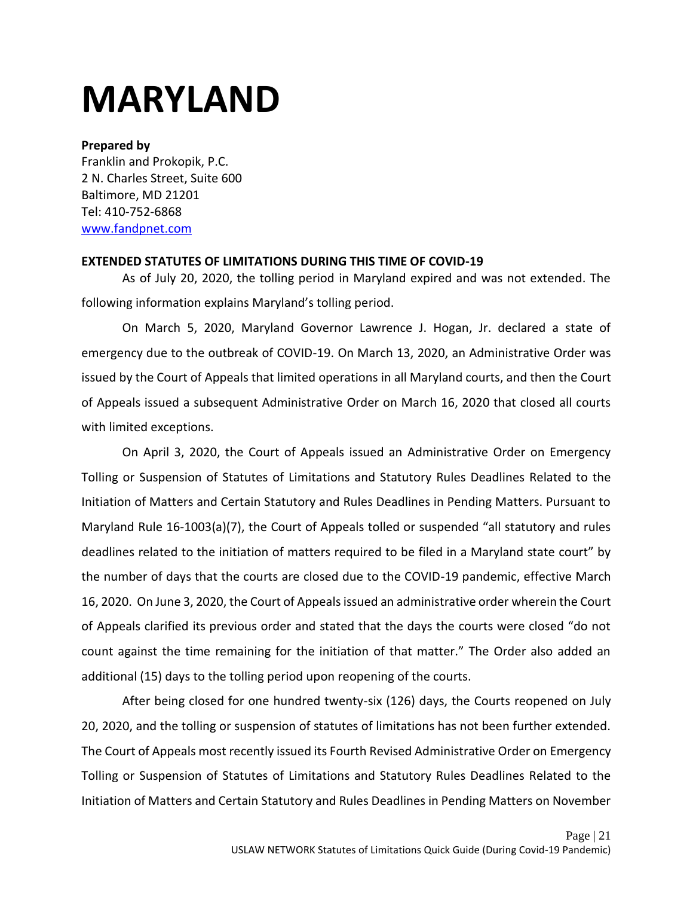# MARYLAND

**Prepared by**
Franklin and Prokopik, P.C.
2 N. Charles Street, Suite 600
Baltimore, MD 21201
Tel: 410-752-6868
[www.fandpnet.com](http://www.fandpnet.com)

**EXTENDED STATUTES OF LIMITATIONS DURING THIS TIME OF COVID-19**

As of July 20, 2020, the tolling period in Maryland expired and was not extended. The following information explains Maryland's tolling period.

On March 5, 2020, Maryland Governor Lawrence J. Hogan, Jr. declared a state of emergency due to the outbreak of COVID-19. On March 13, 2020, an Administrative Order was issued by the Court of Appeals that limited operations in all Maryland courts, and then the Court of Appeals issued a subsequent Administrative Order on March 16, 2020 that closed all courts with limited exceptions.

On April 3, 2020, the Court of Appeals issued an Administrative Order on Emergency Tolling or Suspension of Statutes of Limitations and Statutory Rules Deadlines Related to the Initiation of Matters and Certain Statutory and Rules Deadlines in Pending Matters. Pursuant to Maryland Rule 16-1003(a)(7), the Court of Appeals tolled or suspended "all statutory and rules deadlines related to the initiation of matters required to be filed in a Maryland state court" by the number of days that the courts are closed due to the COVID-19 pandemic, effective March 16, 2020. On June 3, 2020, the Court of Appeals issued an administrative order wherein the Court of Appeals clarified its previous order and stated that the days the courts were closed "do not count against the time remaining for the initiation of that matter." The Order also added an additional (15) days to the tolling period upon reopening of the courts.

After being closed for one hundred twenty-six (126) days, the Courts reopened on July 20, 2020, and the tolling or suspension of statutes of limitations has not been further extended. The Court of Appeals most recently issued its Fourth Revised Administrative Order on Emergency Tolling or Suspension of Statutes of Limitations and Statutory Rules Deadlines Related to the Initiation of Matters and Certain Statutory and Rules Deadlines in Pending Matters on November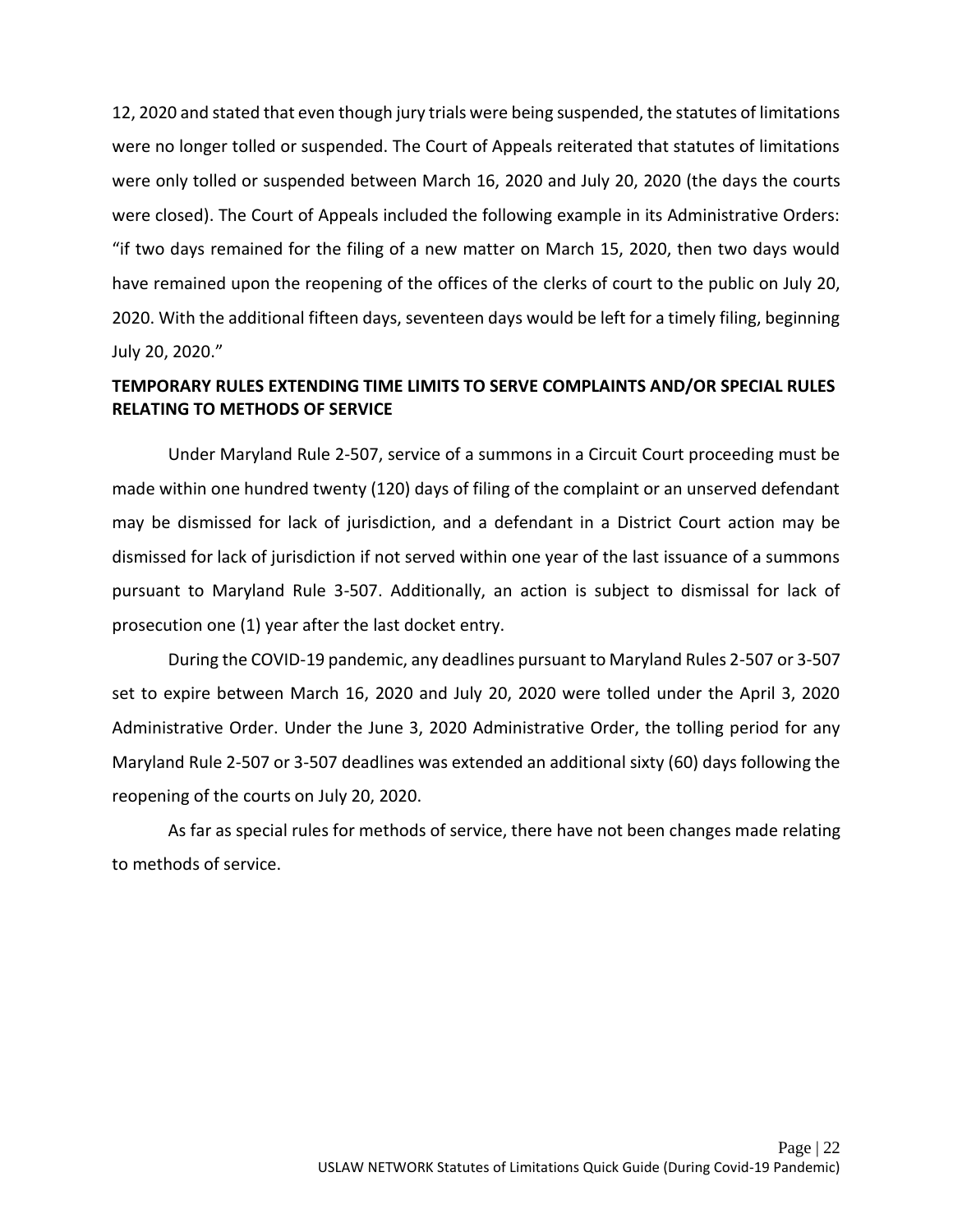12, 2020 and stated that even though jury trials were being suspended, the statutes of limitations were no longer tolled or suspended. The Court of Appeals reiterated that statutes of limitations were only tolled or suspended between March 16, 2020 and July 20, 2020 (the days the courts were closed). The Court of Appeals included the following example in its Administrative Orders: "if two days remained for the filing of a new matter on March 15, 2020, then two days would have remained upon the reopening of the offices of the clerks of court to the public on July 20, 2020. With the additional fifteen days, seventeen days would be left for a timely filing, beginning July 20, 2020."

**TEMPORARY RULES EXTENDING TIME LIMITS TO SERVE COMPLAINTS AND/OR SPECIAL RULES RELATING TO METHODS OF SERVICE**

Under Maryland Rule 2-507, service of a summons in a Circuit Court proceeding must be made within one hundred twenty (120) days of filing of the complaint or an unserved defendant may be dismissed for lack of jurisdiction, and a defendant in a District Court action may be dismissed for lack of jurisdiction if not served within one year of the last issuance of a summons pursuant to Maryland Rule 3-507. Additionally, an action is subject to dismissal for lack of prosecution one (1) year after the last docket entry.

During the COVID-19 pandemic, any deadlines pursuant to Maryland Rules 2-507 or 3-507 set to expire between March 16, 2020 and July 20, 2020 were tolled under the April 3, 2020 Administrative Order. Under the June 3, 2020 Administrative Order, the tolling period for any Maryland Rule 2-507 or 3-507 deadlines was extended an additional sixty (60) days following the reopening of the courts on July 20, 2020.

As far as special rules for methods of service, there have not been changes made relating to methods of service.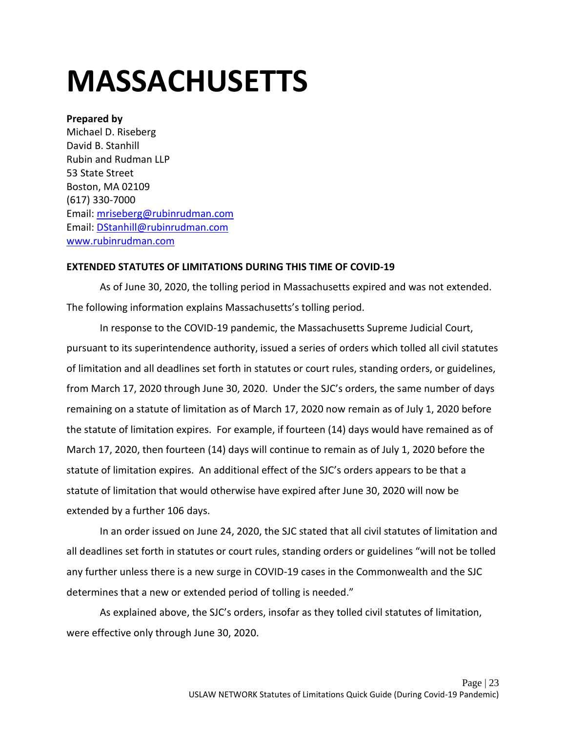# MASSACHUSETTS

**Prepared by**
Michael D. Riseberg
David B. Stanhill
Rubin and Rudman LLP
53 State Street
Boston, MA 02109
(617) 330-7000
Email: mriseberg@rubinrudman.com
Email: DStanhill@rubinrudman.com
www.rubinrudman.com

**EXTENDED STATUTES OF LIMITATIONS DURING THIS TIME OF COVID-19**

As of June 30, 2020, the tolling period in Massachusetts expired and was not extended. The following information explains Massachusetts's tolling period.

In response to the COVID-19 pandemic, the Massachusetts Supreme Judicial Court, pursuant to its superintendence authority, issued a series of orders which tolled all civil statutes of limitation and all deadlines set forth in statutes or court rules, standing orders, or guidelines, from March 17, 2020 through June 30, 2020. Under the SJC's orders, the same number of days remaining on a statute of limitation as of March 17, 2020 now remain as of July 1, 2020 before the statute of limitation expires. For example, if fourteen (14) days would have remained as of March 17, 2020, then fourteen (14) days will continue to remain as of July 1, 2020 before the statute of limitation expires. An additional effect of the SJC's orders appears to be that a statute of limitation that would otherwise have expired after June 30, 2020 will now be extended by a further 106 days.

In an order issued on June 24, 2020, the SJC stated that all civil statutes of limitation and all deadlines set forth in statutes or court rules, standing orders or guidelines "will not be tolled any further unless there is a new surge in COVID-19 cases in the Commonwealth and the SJC determines that a new or extended period of tolling is needed."

As explained above, the SJC's orders, insofar as they tolled civil statutes of limitation, were effective only through June 30, 2020.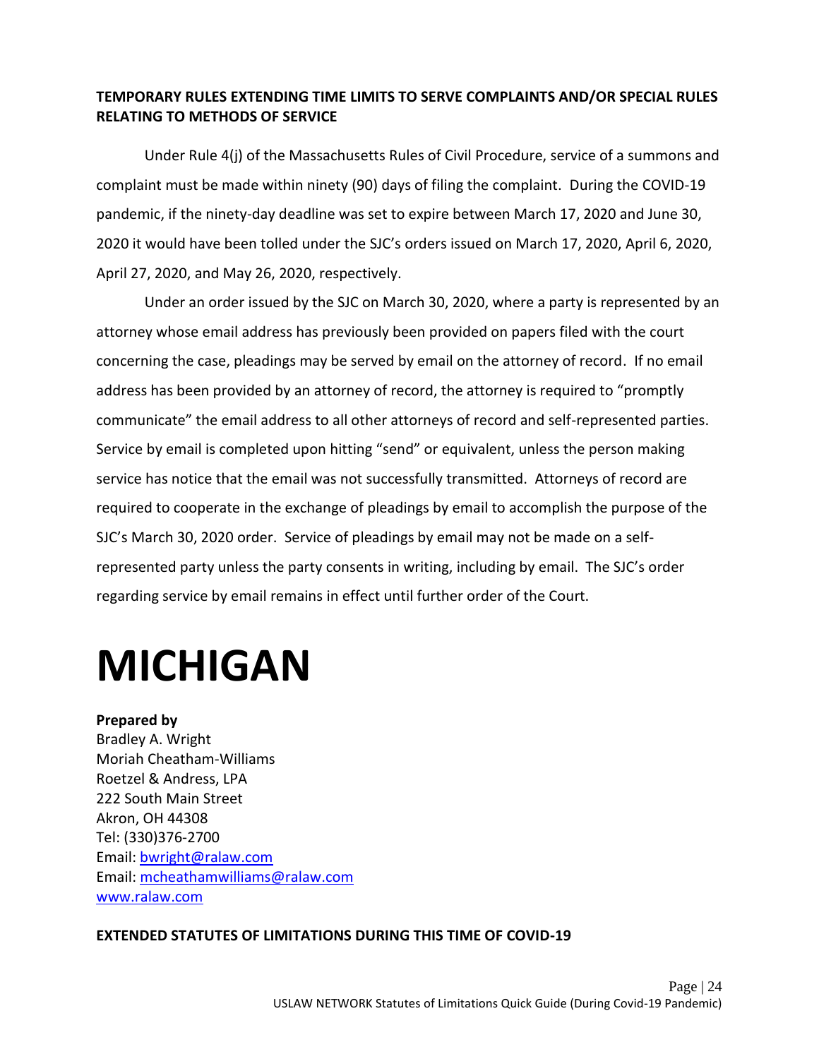**TEMPORARY RULES EXTENDING TIME LIMITS TO SERVE COMPLAINTS AND/OR SPECIAL RULES RELATING TO METHODS OF SERVICE**

Under Rule 4(j) of the Massachusetts Rules of Civil Procedure, service of a summons and complaint must be made within ninety (90) days of filing the complaint. During the COVID-19 pandemic, if the ninety-day deadline was set to expire between March 17, 2020 and June 30, 2020 it would have been tolled under the SJC's orders issued on March 17, 2020, April 6, 2020, April 27, 2020, and May 26, 2020, respectively.

Under an order issued by the SJC on March 30, 2020, where a party is represented by an attorney whose email address has previously been provided on papers filed with the court concerning the case, pleadings may be served by email on the attorney of record. If no email address has been provided by an attorney of record, the attorney is required to "promptly communicate" the email address to all other attorneys of record and self-represented parties. Service by email is completed upon hitting "send" or equivalent, unless the person making service has notice that the email was not successfully transmitted. Attorneys of record are required to cooperate in the exchange of pleadings by email to accomplish the purpose of the SJC's March 30, 2020 order. Service of pleadings by email may not be made on a self-represented party unless the party consents in writing, including by email. The SJC's order regarding service by email remains in effect until further order of the Court.

# MICHIGAN

**Prepared by**
Bradley A. Wright
Moriah Cheatham-Williams
Roetzel & Andress, LPA
222 South Main Street
Akron, OH 44308
Tel: (330)376-2700
Email: bwright@ralaw.com
Email: mcheathamwilliams@ralaw.com
www.ralaw.com

**EXTENDED STATUTES OF LIMITATIONS DURING THIS TIME OF COVID-19**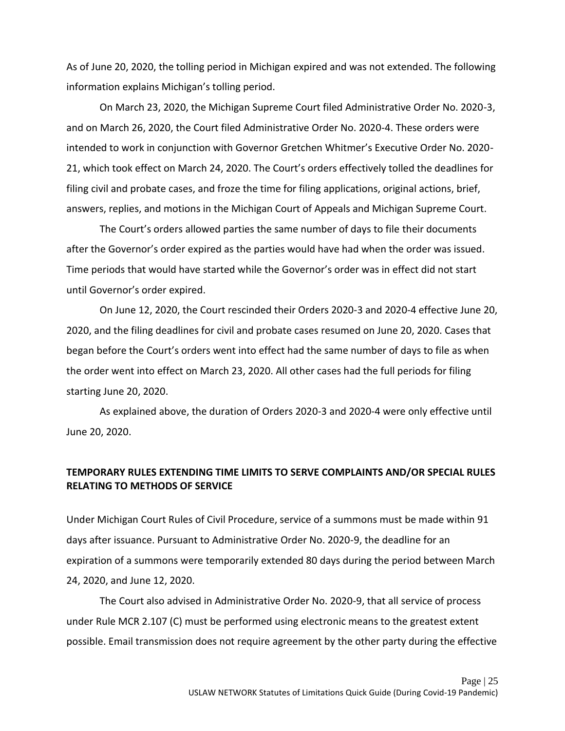As of June 20, 2020, the tolling period in Michigan expired and was not extended. The following information explains Michigan's tolling period.

On March 23, 2020, the Michigan Supreme Court filed Administrative Order No. 2020-3, and on March 26, 2020, the Court filed Administrative Order No. 2020-4. These orders were intended to work in conjunction with Governor Gretchen Whitmer's Executive Order No. 2020-21, which took effect on March 24, 2020. The Court's orders effectively tolled the deadlines for filing civil and probate cases, and froze the time for filing applications, original actions, brief, answers, replies, and motions in the Michigan Court of Appeals and Michigan Supreme Court.

The Court's orders allowed parties the same number of days to file their documents after the Governor's order expired as the parties would have had when the order was issued. Time periods that would have started while the Governor's order was in effect did not start until Governor's order expired.

On June 12, 2020, the Court rescinded their Orders 2020-3 and 2020-4 effective June 20, 2020, and the filing deadlines for civil and probate cases resumed on June 20, 2020. Cases that began before the Court's orders went into effect had the same number of days to file as when the order went into effect on March 23, 2020. All other cases had the full periods for filing starting June 20, 2020.

As explained above, the duration of Orders 2020-3 and 2020-4 were only effective until June 20, 2020.

**TEMPORARY RULES EXTENDING TIME LIMITS TO SERVE COMPLAINTS AND/OR SPECIAL RULES RELATING TO METHODS OF SERVICE**

Under Michigan Court Rules of Civil Procedure, service of a summons must be made within 91 days after issuance. Pursuant to Administrative Order No. 2020-9, the deadline for an expiration of a summons were temporarily extended 80 days during the period between March 24, 2020, and June 12, 2020.

The Court also advised in Administrative Order No. 2020-9, that all service of process under Rule MCR 2.107 (C) must be performed using electronic means to the greatest extent possible. Email transmission does not require agreement by the other party during the effective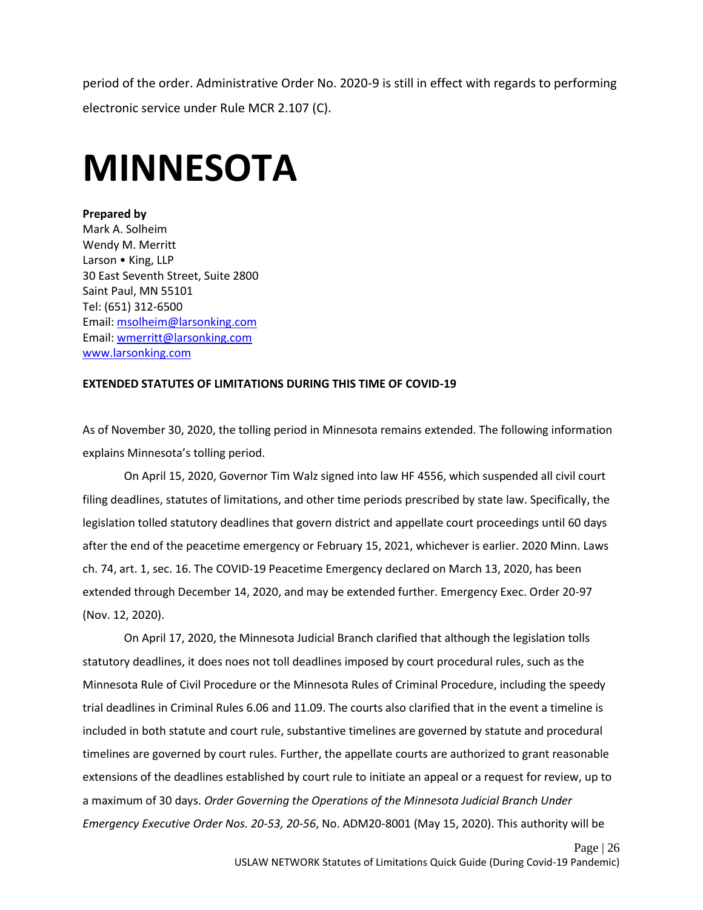period of the order. Administrative Order No. 2020-9 is still in effect with regards to performing electronic service under Rule MCR 2.107 (C).

# MINNESOTA

**Prepared by**
Mark A. Solheim
Wendy M. Merritt
Larson • King, LLP
30 East Seventh Street, Suite 2800
Saint Paul, MN 55101
Tel: (651) 312-6500
Email: msolheim@larsonking.com
Email: wmerritt@larsonking.com
www.larsonking.com

**EXTENDED STATUTES OF LIMITATIONS DURING THIS TIME OF COVID-19**

As of November 30, 2020, the tolling period in Minnesota remains extended. The following information explains Minnesota's tolling period.

On April 15, 2020, Governor Tim Walz signed into law HF 4556, which suspended all civil court filing deadlines, statutes of limitations, and other time periods prescribed by state law. Specifically, the legislation tolled statutory deadlines that govern district and appellate court proceedings until 60 days after the end of the peacetime emergency or February 15, 2021, whichever is earlier. 2020 Minn. Laws ch. 74, art. 1, sec. 16. The COVID-19 Peacetime Emergency declared on March 13, 2020, has been extended through December 14, 2020, and may be extended further. Emergency Exec. Order 20-97 (Nov. 12, 2020).

On April 17, 2020, the Minnesota Judicial Branch clarified that although the legislation tolls statutory deadlines, it does noes not toll deadlines imposed by court procedural rules, such as the Minnesota Rule of Civil Procedure or the Minnesota Rules of Criminal Procedure, including the speedy trial deadlines in Criminal Rules 6.06 and 11.09. The courts also clarified that in the event a timeline is included in both statute and court rule, substantive timelines are governed by statute and procedural timelines are governed by court rules. Further, the appellate courts are authorized to grant reasonable extensions of the deadlines established by court rule to initiate an appeal or a request for review, up to a maximum of 30 days. *Order Governing the Operations of the Minnesota Judicial Branch Under Emergency Executive Order Nos. 20-53, 20-56*, No. ADM20-8001 (May 15, 2020). This authority will be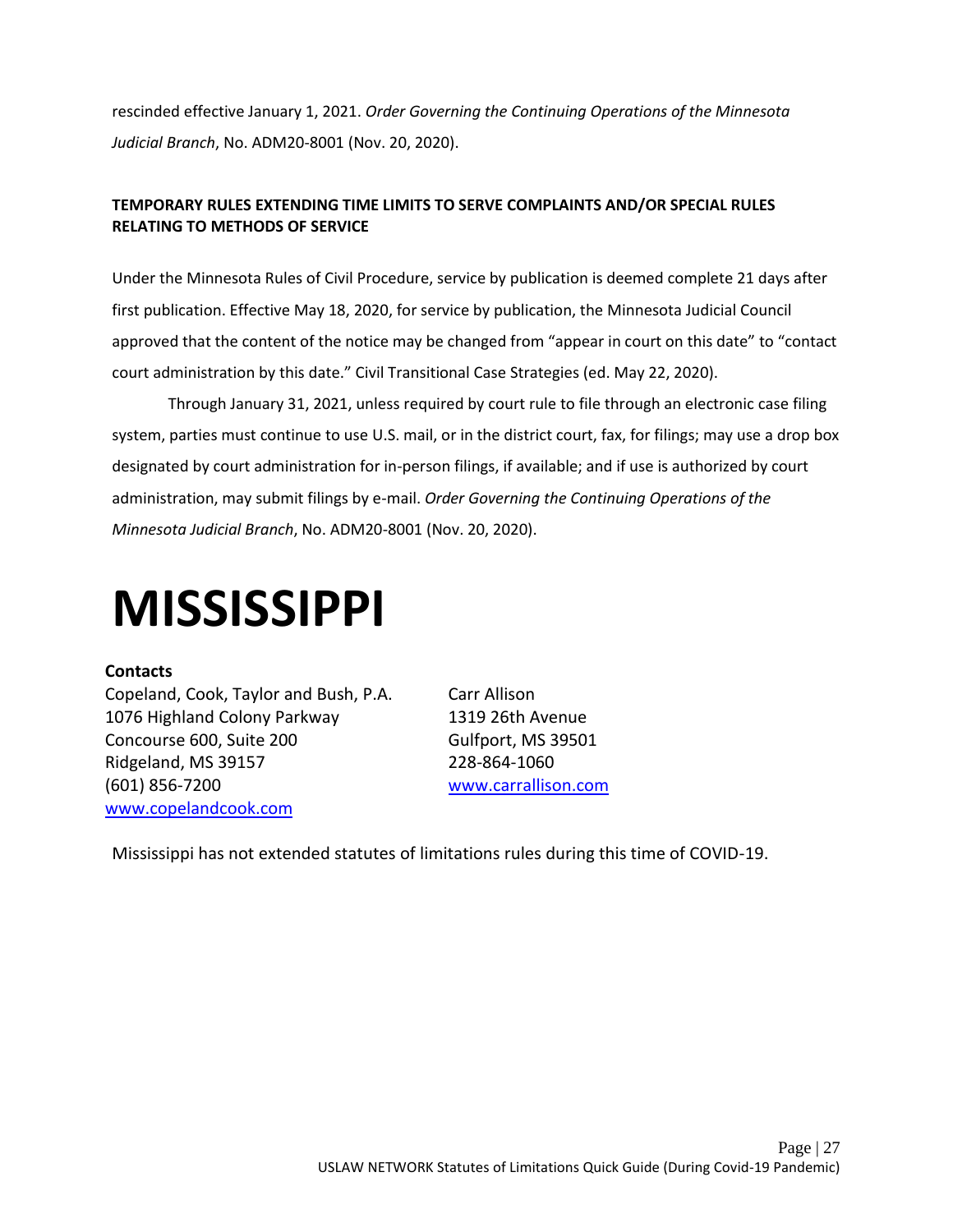rescinded effective January 1, 2021. *Order Governing the Continuing Operations of the Minnesota Judicial Branch*, No. ADM20-8001 (Nov. 20, 2020).

**TEMPORARY RULES EXTENDING TIME LIMITS TO SERVE COMPLAINTS AND/OR SPECIAL RULES RELATING TO METHODS OF SERVICE**

Under the Minnesota Rules of Civil Procedure, service by publication is deemed complete 21 days after first publication. Effective May 18, 2020, for service by publication, the Minnesota Judicial Council approved that the content of the notice may be changed from "appear in court on this date" to "contact court administration by this date." Civil Transitional Case Strategies (ed. May 22, 2020).

Through January 31, 2021, unless required by court rule to file through an electronic case filing system, parties must continue to use U.S. mail, or in the district court, fax, for filings; may use a drop box designated by court administration for in-person filings, if available; and if use is authorized by court administration, may submit filings by e-mail. *Order Governing the Continuing Operations of the Minnesota Judicial Branch*, No. ADM20-8001 (Nov. 20, 2020).

# MISSISSIPPI

**Contacts**

Copeland, Cook, Taylor and Bush, P.A.
1076 Highland Colony Parkway
Concourse 600, Suite 200
Ridgeland, MS 39157
(601) 856-7200
www.copelandcook.com

Carr Allison
1319 26th Avenue
Gulfport, MS 39501
228-864-1060
www.carrallison.com

Mississippi has not extended statutes of limitations rules during this time of COVID-19.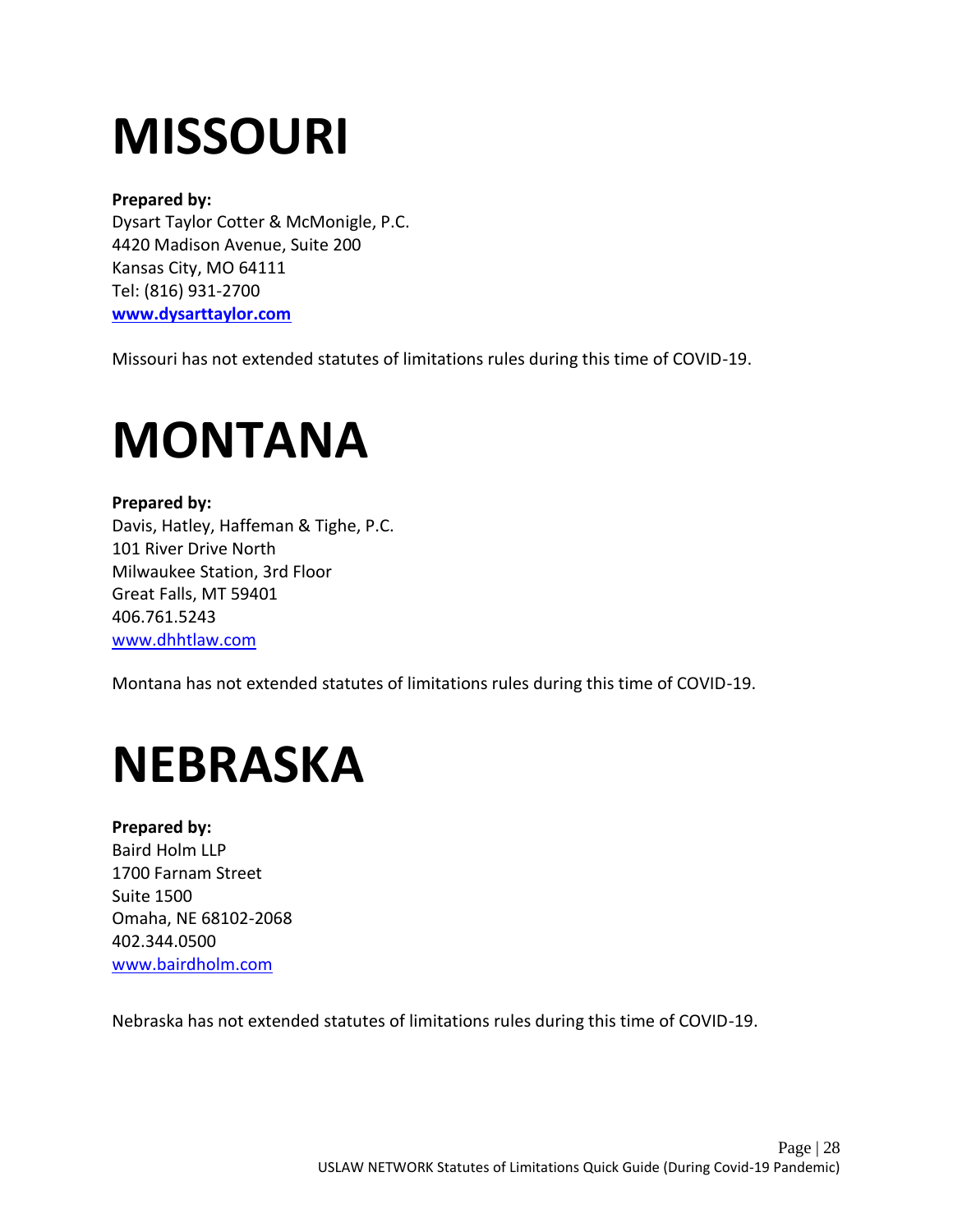# MISSOURI

**Prepared by:**
Dysart Taylor Cotter & McMonigle, P.C.
4420 Madison Avenue, Suite 200
Kansas City, MO 64111
Tel: (816) 931-2700
**www.dysarttaylor.com**

Missouri has not extended statutes of limitations rules during this time of COVID-19.

# MONTANA

**Prepared by:**
Davis, Hatley, Haffeman & Tighe, P.C.
101 River Drive North
Milwaukee Station, 3rd Floor
Great Falls, MT 59401
406.761.5243
www.dhhtlaw.com

Montana has not extended statutes of limitations rules during this time of COVID-19.

# NEBRASKA

**Prepared by:**
Baird Holm LLP
1700 Farnam Street
Suite 1500
Omaha, NE 68102-2068
402.344.0500
www.bairdholm.com

Nebraska has not extended statutes of limitations rules during this time of COVID-19.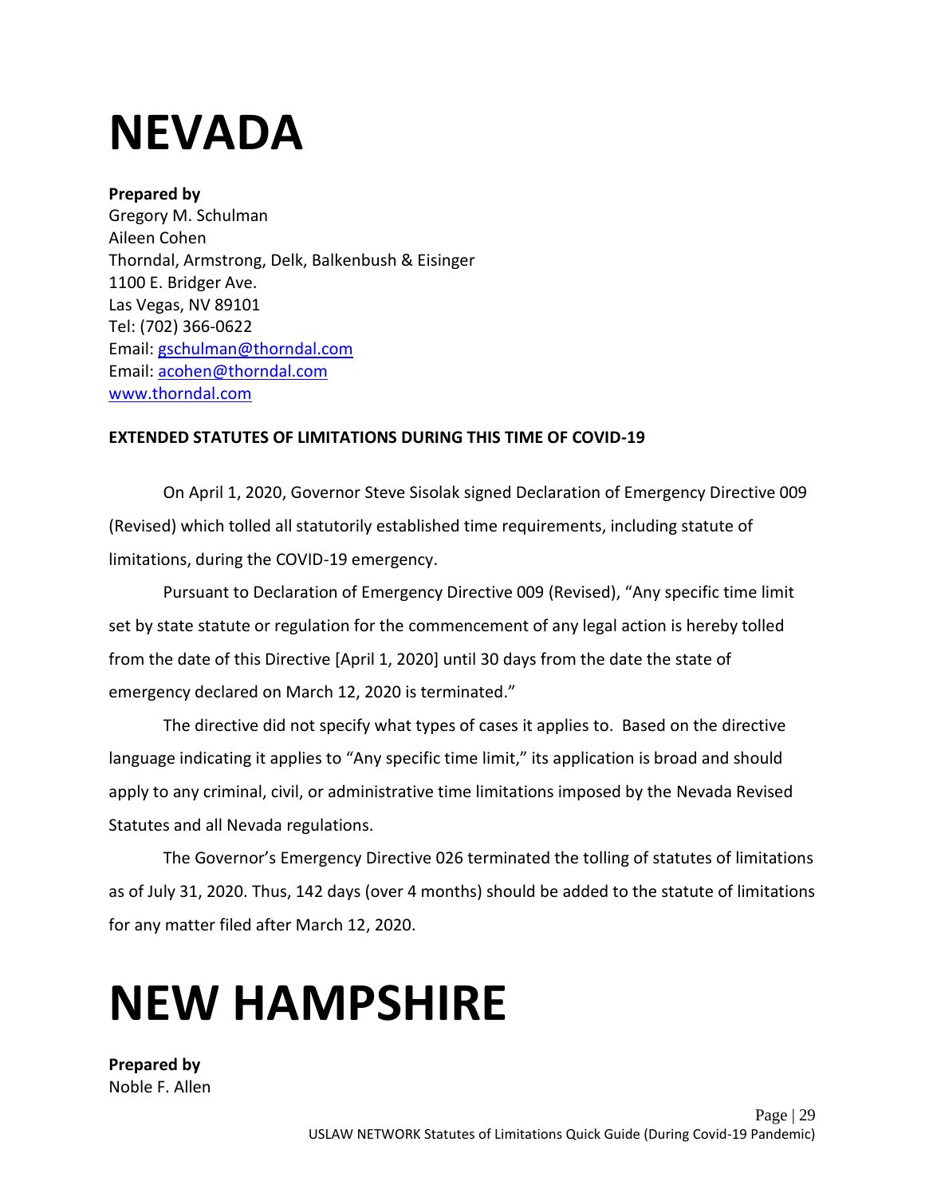# NEVADA

**Prepared by**
Gregory M. Schulman
Aileen Cohen
Thorndal, Armstrong, Delk, Balkenbush & Eisinger
1100 E. Bridger Ave.
Las Vegas, NV 89101
Tel: (702) 366-0622
Email: gschulman@thorndal.com
Email: acohen@thorndal.com
www.thorndal.com

**EXTENDED STATUTES OF LIMITATIONS DURING THIS TIME OF COVID-19**

On April 1, 2020, Governor Steve Sisolak signed Declaration of Emergency Directive 009 (Revised) which tolled all statutorily established time requirements, including statute of limitations, during the COVID-19 emergency.

Pursuant to Declaration of Emergency Directive 009 (Revised), "Any specific time limit set by state statute or regulation for the commencement of any legal action is hereby tolled from the date of this Directive [April 1, 2020] until 30 days from the date the state of emergency declared on March 12, 2020 is terminated."

The directive did not specify what types of cases it applies to. Based on the directive language indicating it applies to "Any specific time limit," its application is broad and should apply to any criminal, civil, or administrative time limitations imposed by the Nevada Revised Statutes and all Nevada regulations.

The Governor's Emergency Directive 026 terminated the tolling of statutes of limitations as of July 31, 2020. Thus, 142 days (over 4 months) should be added to the statute of limitations for any matter filed after March 12, 2020.

# NEW HAMPSHIRE

**Prepared by**
Noble F. Allen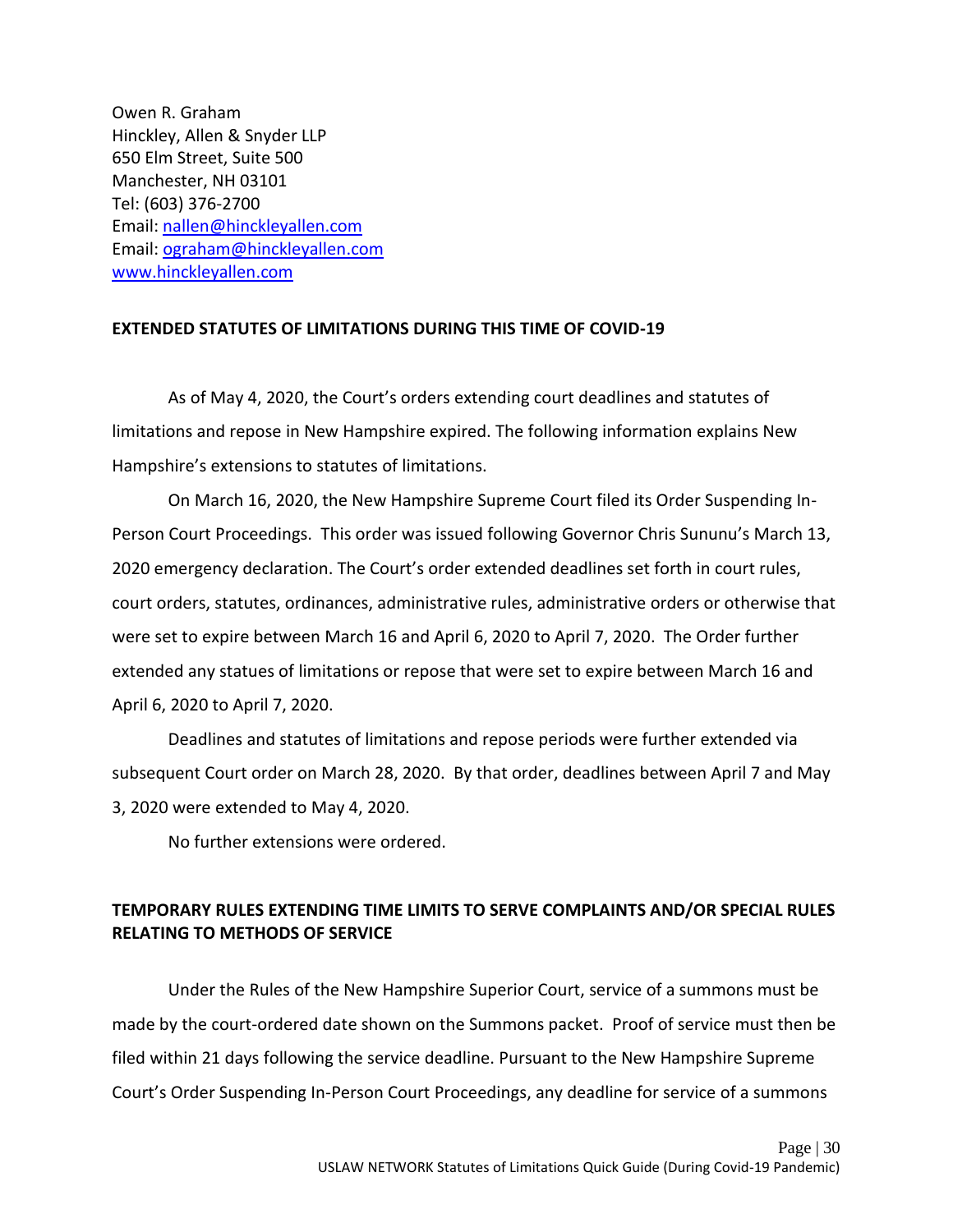Owen R. Graham
Hinckley, Allen & Snyder LLP
650 Elm Street, Suite 500
Manchester, NH 03101
Tel: (603) 376-2700
Email: nallen@hinckleyallen.com
Email: ograham@hinckleyallen.com
www.hinckleyallen.com

**EXTENDED STATUTES OF LIMITATIONS DURING THIS TIME OF COVID-19**

As of May 4, 2020, the Court's orders extending court deadlines and statutes of limitations and repose in New Hampshire expired. The following information explains New Hampshire's extensions to statutes of limitations.

On March 16, 2020, the New Hampshire Supreme Court filed its Order Suspending In-Person Court Proceedings. This order was issued following Governor Chris Sununu's March 13, 2020 emergency declaration. The Court's order extended deadlines set forth in court rules, court orders, statutes, ordinances, administrative rules, administrative orders or otherwise that were set to expire between March 16 and April 6, 2020 to April 7, 2020. The Order further extended any statues of limitations or repose that were set to expire between March 16 and April 6, 2020 to April 7, 2020.

Deadlines and statutes of limitations and repose periods were further extended via subsequent Court order on March 28, 2020. By that order, deadlines between April 7 and May 3, 2020 were extended to May 4, 2020.

No further extensions were ordered.

**TEMPORARY RULES EXTENDING TIME LIMITS TO SERVE COMPLAINTS AND/OR SPECIAL RULES RELATING TO METHODS OF SERVICE**

Under the Rules of the New Hampshire Superior Court, service of a summons must be made by the court-ordered date shown on the Summons packet. Proof of service must then be filed within 21 days following the service deadline. Pursuant to the New Hampshire Supreme Court's Order Suspending In-Person Court Proceedings, any deadline for service of a summons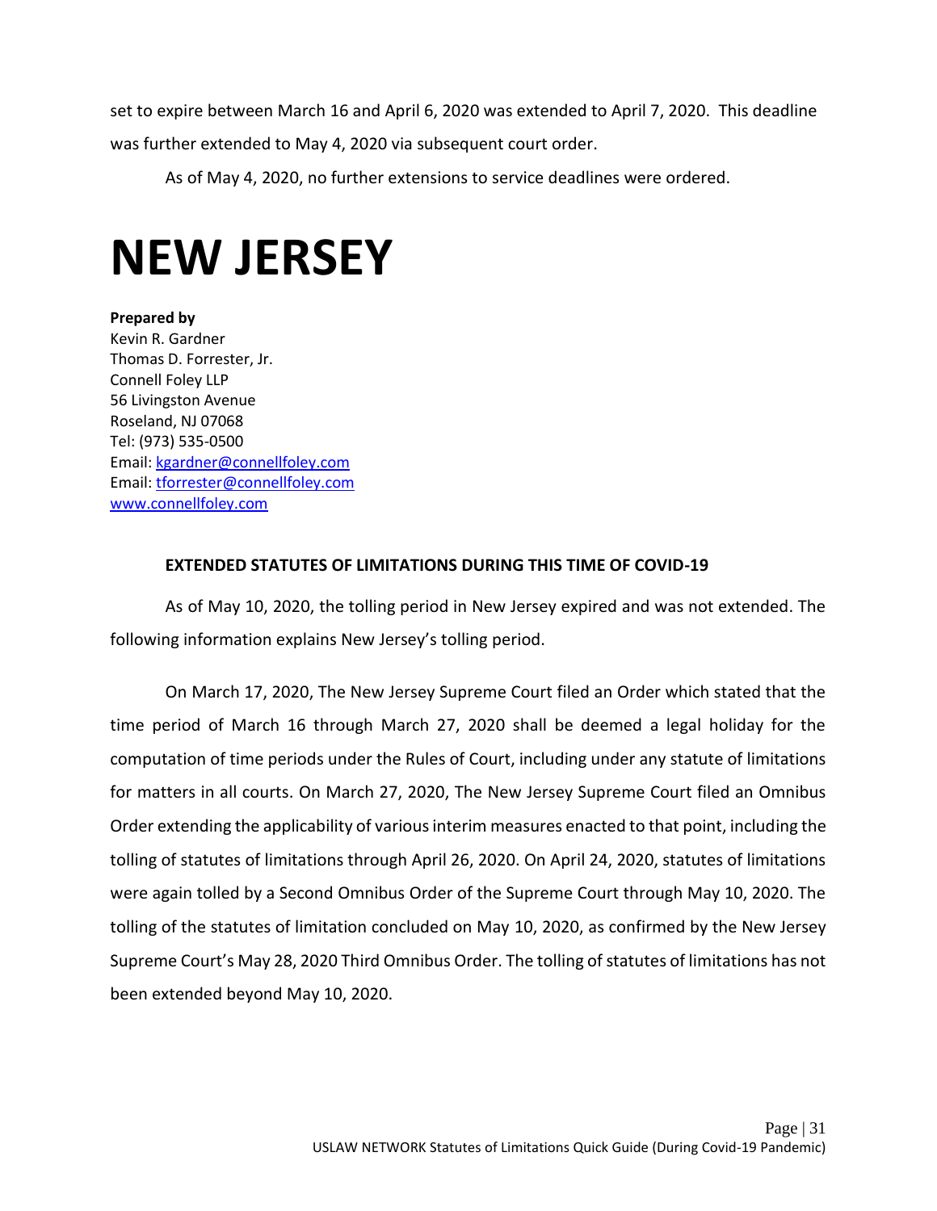set to expire between March 16 and April 6, 2020 was extended to April 7, 2020. This deadline was further extended to May 4, 2020 via subsequent court order.

As of May 4, 2020, no further extensions to service deadlines were ordered.

# NEW JERSEY

**Prepared by**
Kevin R. Gardner
Thomas D. Forrester, Jr.
Connell Foley LLP
56 Livingston Avenue
Roseland, NJ 07068
Tel: (973) 535-0500
Email: kgardner@connellfoley.com
Email: tforrester@connellfoley.com
www.connellfoley.com

**EXTENDED STATUTES OF LIMITATIONS DURING THIS TIME OF COVID-19**

As of May 10, 2020, the tolling period in New Jersey expired and was not extended. The following information explains New Jersey's tolling period.

On March 17, 2020, The New Jersey Supreme Court filed an Order which stated that the time period of March 16 through March 27, 2020 shall be deemed a legal holiday for the computation of time periods under the Rules of Court, including under any statute of limitations for matters in all courts. On March 27, 2020, The New Jersey Supreme Court filed an Omnibus Order extending the applicability of various interim measures enacted to that point, including the tolling of statutes of limitations through April 26, 2020. On April 24, 2020, statutes of limitations were again tolled by a Second Omnibus Order of the Supreme Court through May 10, 2020. The tolling of the statutes of limitation concluded on May 10, 2020, as confirmed by the New Jersey Supreme Court's May 28, 2020 Third Omnibus Order. The tolling of statutes of limitations has not been extended beyond May 10, 2020.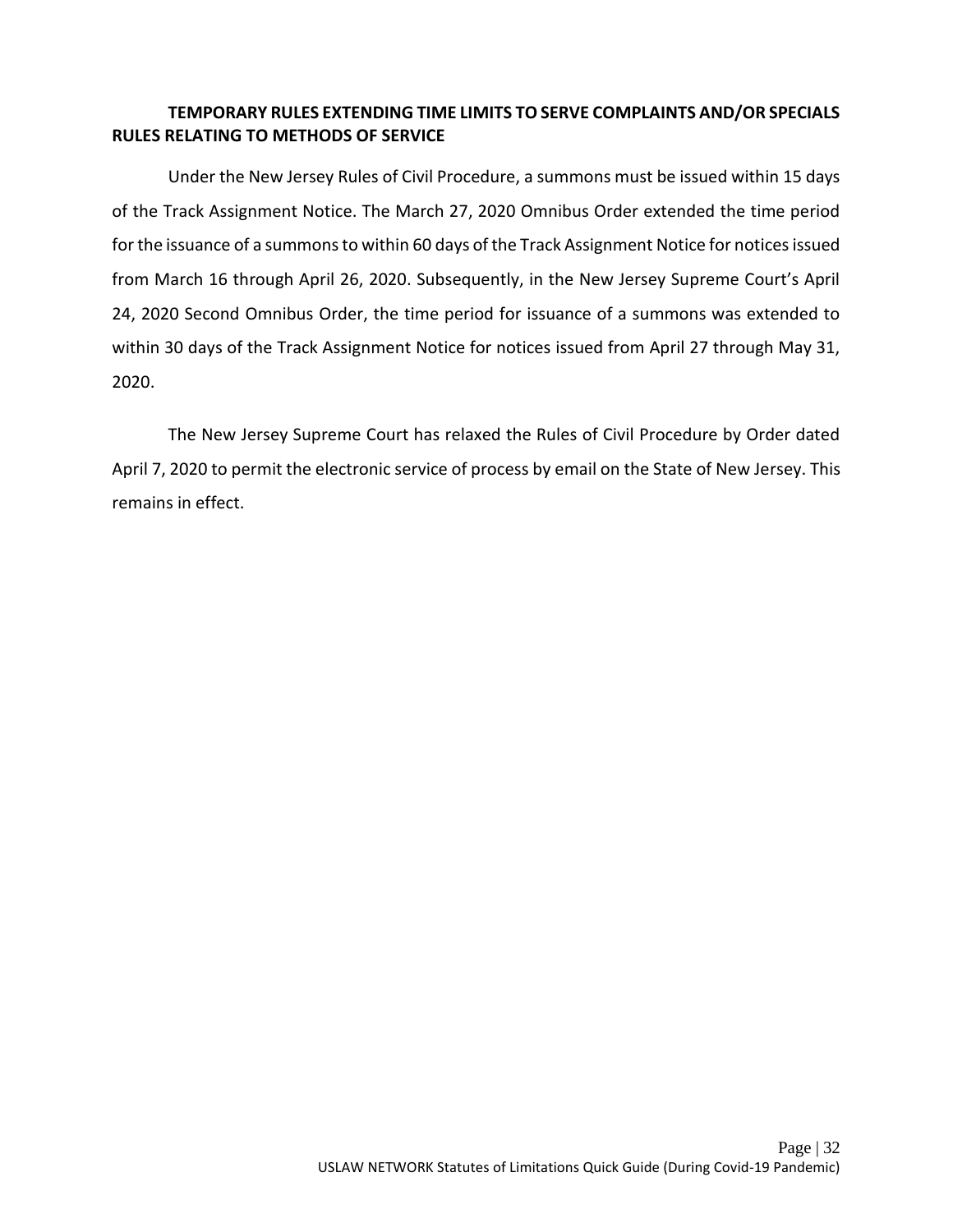**TEMPORARY RULES EXTENDING TIME LIMITS TO SERVE COMPLAINTS AND/OR SPECIALS RULES RELATING TO METHODS OF SERVICE**

Under the New Jersey Rules of Civil Procedure, a summons must be issued within 15 days of the Track Assignment Notice. The March 27, 2020 Omnibus Order extended the time period for the issuance of a summons to within 60 days of the Track Assignment Notice for notices issued from March 16 through April 26, 2020. Subsequently, in the New Jersey Supreme Court's April 24, 2020 Second Omnibus Order, the time period for issuance of a summons was extended to within 30 days of the Track Assignment Notice for notices issued from April 27 through May 31, 2020.

The New Jersey Supreme Court has relaxed the Rules of Civil Procedure by Order dated April 7, 2020 to permit the electronic service of process by email on the State of New Jersey. This remains in effect.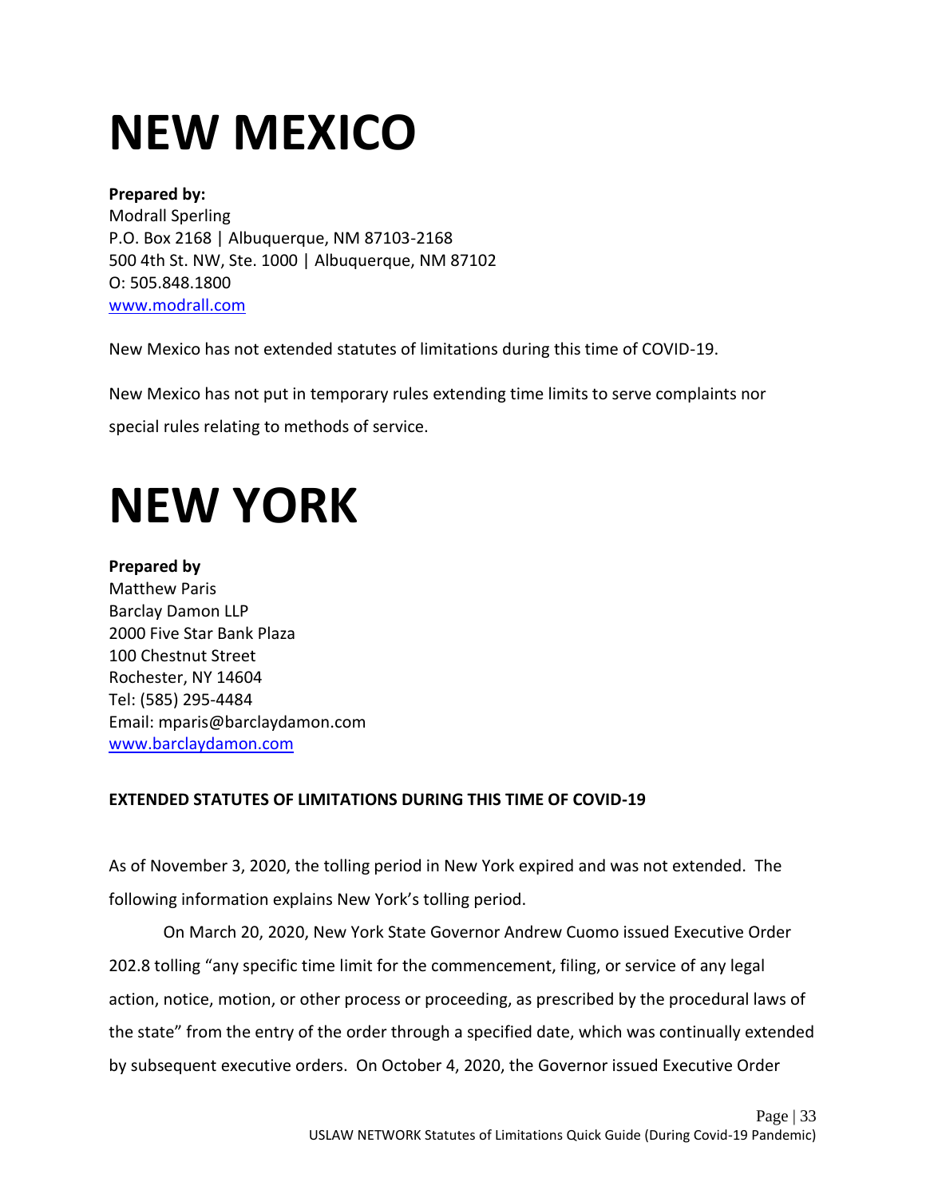# NEW MEXICO

**Prepared by:**
Modrall Sperling
P.O. Box 2168 | Albuquerque, NM 87103-2168
500 4th St. NW, Ste. 1000 | Albuquerque, NM 87102
O: 505.848.1800
[www.modrall.com](http://www.modrall.com)

New Mexico has not extended statutes of limitations during this time of COVID-19.

New Mexico has not put in temporary rules extending time limits to serve complaints nor special rules relating to methods of service.

# NEW YORK

**Prepared by**
Matthew Paris
Barclay Damon LLP
2000 Five Star Bank Plaza
100 Chestnut Street
Rochester, NY 14604
Tel: (585) 295-4484
Email: mparis@barclaydamon.com
[www.barclaydamon.com](http://www.barclaydamon.com)

**EXTENDED STATUTES OF LIMITATIONS DURING THIS TIME OF COVID-19**

As of November 3, 2020, the tolling period in New York expired and was not extended. The following information explains New York's tolling period.

On March 20, 2020, New York State Governor Andrew Cuomo issued Executive Order 202.8 tolling "any specific time limit for the commencement, filing, or service of any legal action, notice, motion, or other process or proceeding, as prescribed by the procedural laws of the state" from the entry of the order through a specified date, which was continually extended by subsequent executive orders. On October 4, 2020, the Governor issued Executive Order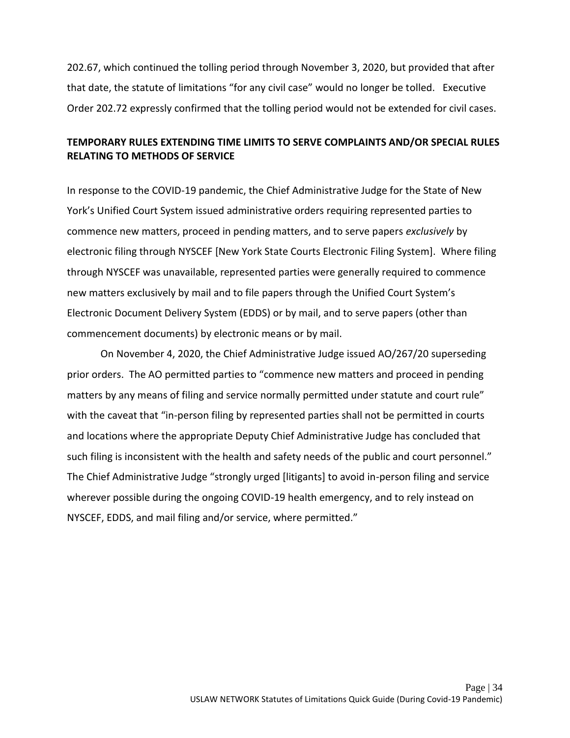202.67, which continued the tolling period through November 3, 2020, but provided that after that date, the statute of limitations "for any civil case" would no longer be tolled. Executive Order 202.72 expressly confirmed that the tolling period would not be extended for civil cases.

**TEMPORARY RULES EXTENDING TIME LIMITS TO SERVE COMPLAINTS AND/OR SPECIAL RULES RELATING TO METHODS OF SERVICE**

In response to the COVID-19 pandemic, the Chief Administrative Judge for the State of New York's Unified Court System issued administrative orders requiring represented parties to commence new matters, proceed in pending matters, and to serve papers *exclusively* by electronic filing through NYSCEF [New York State Courts Electronic Filing System]. Where filing through NYSCEF was unavailable, represented parties were generally required to commence new matters exclusively by mail and to file papers through the Unified Court System's Electronic Document Delivery System (EDDS) or by mail, and to serve papers (other than commencement documents) by electronic means or by mail.

On November 4, 2020, the Chief Administrative Judge issued AO/267/20 superseding prior orders. The AO permitted parties to "commence new matters and proceed in pending matters by any means of filing and service normally permitted under statute and court rule" with the caveat that "in-person filing by represented parties shall not be permitted in courts and locations where the appropriate Deputy Chief Administrative Judge has concluded that such filing is inconsistent with the health and safety needs of the public and court personnel." The Chief Administrative Judge "strongly urged [litigants] to avoid in-person filing and service wherever possible during the ongoing COVID-19 health emergency, and to rely instead on NYSCEF, EDDS, and mail filing and/or service, where permitted."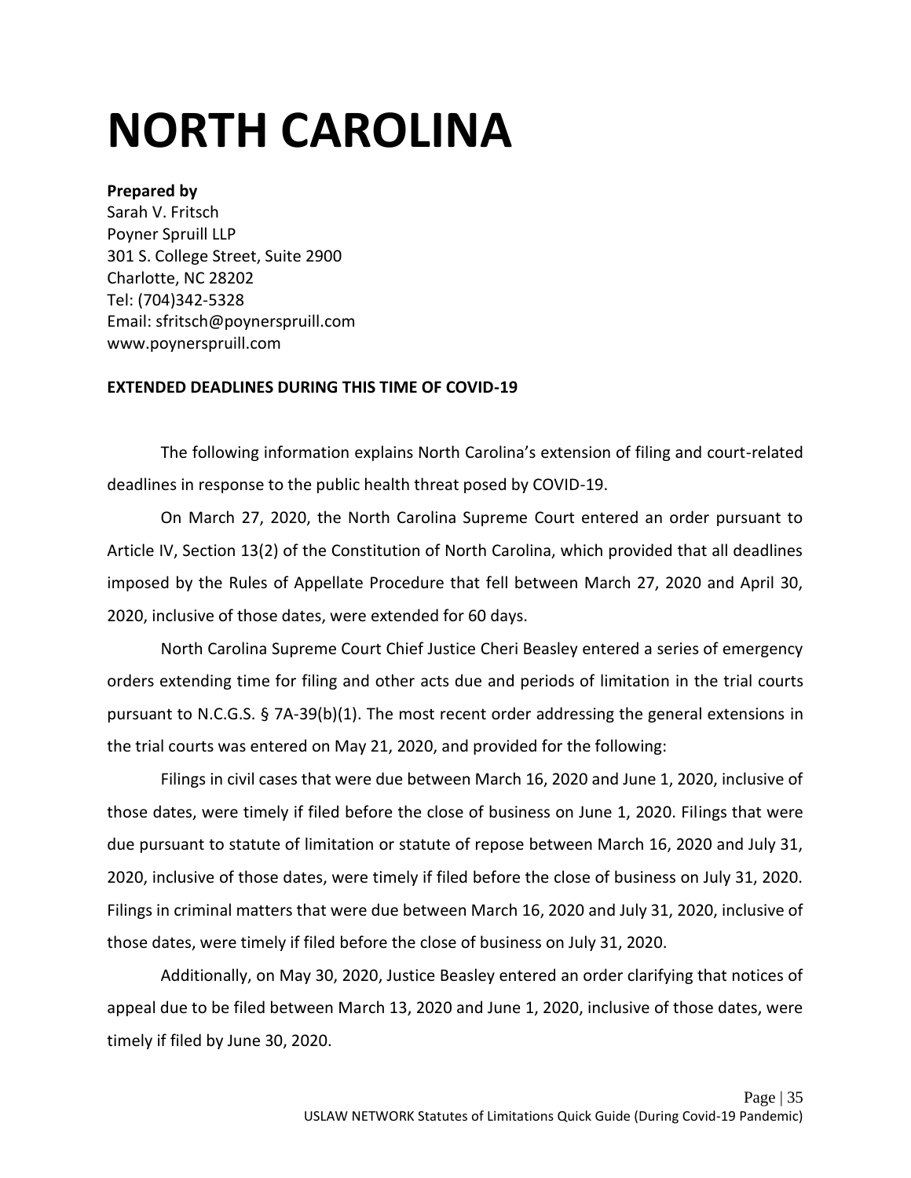# NORTH CAROLINA

**Prepared by**
Sarah V. Fritsch
Poyner Spruill LLP
301 S. College Street, Suite 2900
Charlotte, NC 28202
Tel: (704)342-5328
Email: sfritsch@poynerspruill.com
www.poynerspruill.com

**EXTENDED DEADLINES DURING THIS TIME OF COVID-19**

The following information explains North Carolina's extension of filing and court-related deadlines in response to the public health threat posed by COVID-19.

On March 27, 2020, the North Carolina Supreme Court entered an order pursuant to Article IV, Section 13(2) of the Constitution of North Carolina, which provided that all deadlines imposed by the Rules of Appellate Procedure that fell between March 27, 2020 and April 30, 2020, inclusive of those dates, were extended for 60 days.

North Carolina Supreme Court Chief Justice Cheri Beasley entered a series of emergency orders extending time for filing and other acts due and periods of limitation in the trial courts pursuant to N.C.G.S. § 7A-39(b)(1). The most recent order addressing the general extensions in the trial courts was entered on May 21, 2020, and provided for the following:

Filings in civil cases that were due between March 16, 2020 and June 1, 2020, inclusive of those dates, were timely if filed before the close of business on June 1, 2020. Filings that were due pursuant to statute of limitation or statute of repose between March 16, 2020 and July 31, 2020, inclusive of those dates, were timely if filed before the close of business on July 31, 2020. Filings in criminal matters that were due between March 16, 2020 and July 31, 2020, inclusive of those dates, were timely if filed before the close of business on July 31, 2020.

Additionally, on May 30, 2020, Justice Beasley entered an order clarifying that notices of appeal due to be filed between March 13, 2020 and June 1, 2020, inclusive of those dates, were timely if filed by June 30, 2020.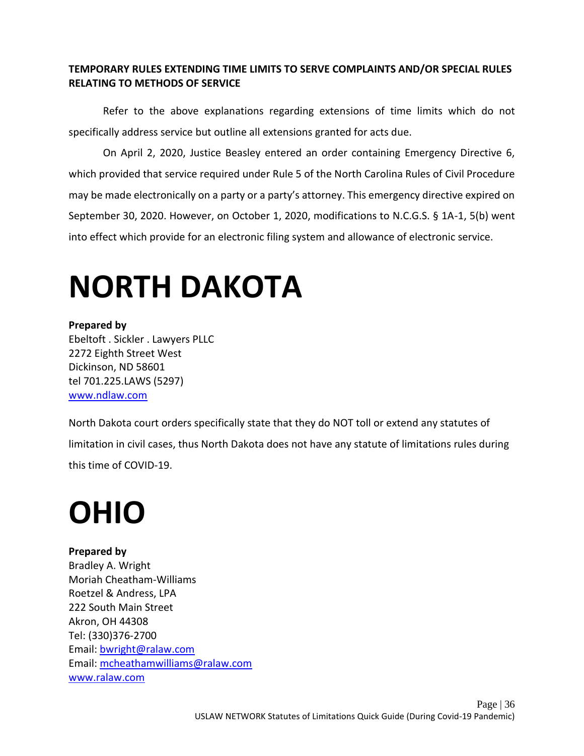**TEMPORARY RULES EXTENDING TIME LIMITS TO SERVE COMPLAINTS AND/OR SPECIAL RULES RELATING TO METHODS OF SERVICE**

Refer to the above explanations regarding extensions of time limits which do not specifically address service but outline all extensions granted for acts due.

On April 2, 2020, Justice Beasley entered an order containing Emergency Directive 6, which provided that service required under Rule 5 of the North Carolina Rules of Civil Procedure may be made electronically on a party or a party's attorney. This emergency directive expired on September 30, 2020. However, on October 1, 2020, modifications to N.C.G.S. § 1A-1, 5(b) went into effect which provide for an electronic filing system and allowance of electronic service.

# NORTH DAKOTA

**Prepared by**
Ebeltoft . Sickler . Lawyers PLLC
2272 Eighth Street West
Dickinson, ND 58601
tel 701.225.LAWS (5297)
www.ndlaw.com

North Dakota court orders specifically state that they do NOT toll or extend any statutes of limitation in civil cases, thus North Dakota does not have any statute of limitations rules during this time of COVID-19.

# OHIO

**Prepared by**
Bradley A. Wright
Moriah Cheatham-Williams
Roetzel & Andress, LPA
222 South Main Street
Akron, OH 44308
Tel: (330)376-2700
Email: bwright@ralaw.com
Email: mcheathamwilliams@ralaw.com
www.ralaw.com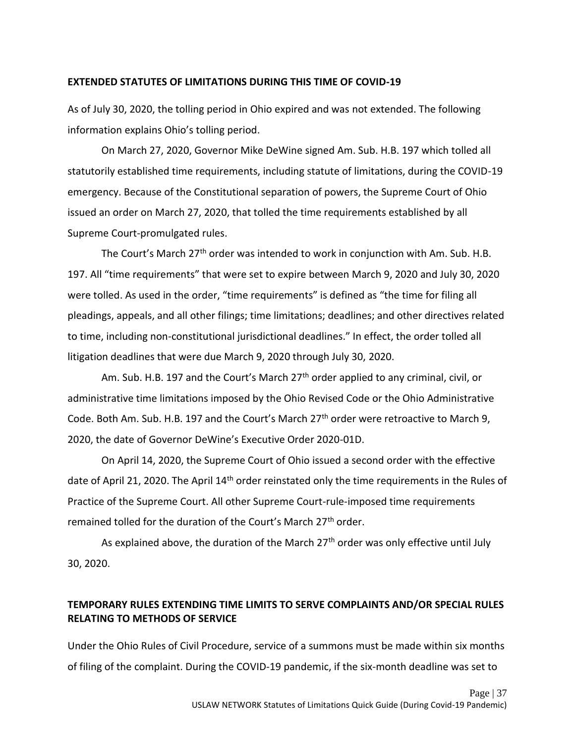**EXTENDED STATUTES OF LIMITATIONS DURING THIS TIME OF COVID-19**

As of July 30, 2020, the tolling period in Ohio expired and was not extended. The following information explains Ohio's tolling period.

On March 27, 2020, Governor Mike DeWine signed Am. Sub. H.B. 197 which tolled all statutorily established time requirements, including statute of limitations, during the COVID-19 emergency. Because of the Constitutional separation of powers, the Supreme Court of Ohio issued an order on March 27, 2020, that tolled the time requirements established by all Supreme Court-promulgated rules.

The Court's March 27th order was intended to work in conjunction with Am. Sub. H.B. 197. All "time requirements" that were set to expire between March 9, 2020 and July 30, 2020 were tolled. As used in the order, "time requirements" is defined as "the time for filing all pleadings, appeals, and all other filings; time limitations; deadlines; and other directives related to time, including non-constitutional jurisdictional deadlines." In effect, the order tolled all litigation deadlines that were due March 9, 2020 through July 30, 2020.

Am. Sub. H.B. 197 and the Court's March 27th order applied to any criminal, civil, or administrative time limitations imposed by the Ohio Revised Code or the Ohio Administrative Code. Both Am. Sub. H.B. 197 and the Court's March 27th order were retroactive to March 9, 2020, the date of Governor DeWine's Executive Order 2020-01D.

On April 14, 2020, the Supreme Court of Ohio issued a second order with the effective date of April 21, 2020. The April 14th order reinstated only the time requirements in the Rules of Practice of the Supreme Court. All other Supreme Court-rule-imposed time requirements remained tolled for the duration of the Court's March 27th order.

As explained above, the duration of the March 27th order was only effective until July 30, 2020.

**TEMPORARY RULES EXTENDING TIME LIMITS TO SERVE COMPLAINTS AND/OR SPECIAL RULES RELATING TO METHODS OF SERVICE**

Under the Ohio Rules of Civil Procedure, service of a summons must be made within six months of filing of the complaint. During the COVID-19 pandemic, if the six-month deadline was set to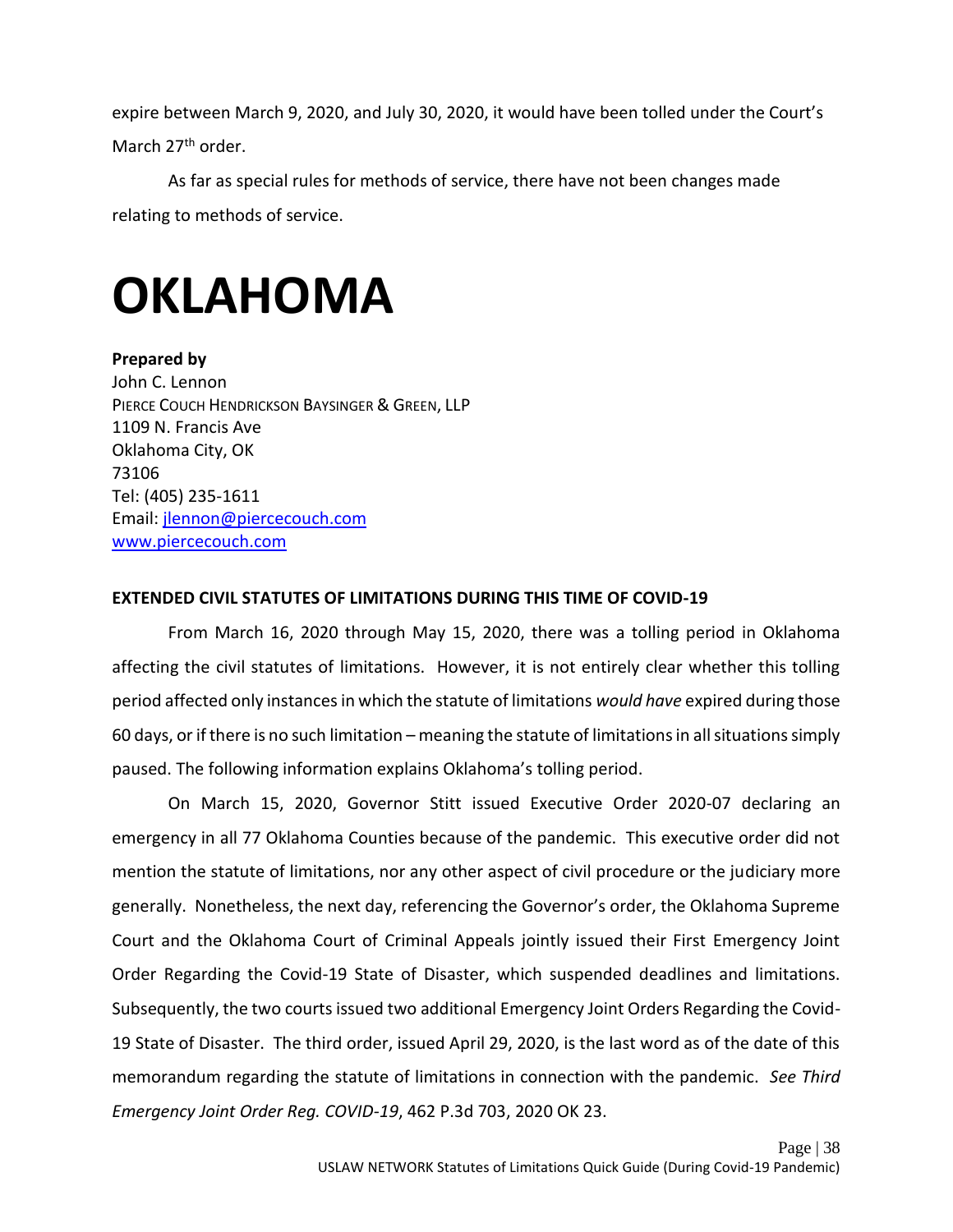expire between March 9, 2020, and July 30, 2020, it would have been tolled under the Court's March 27th order.

As far as special rules for methods of service, there have not been changes made relating to methods of service.

# OKLAHOMA

**Prepared by**
John C. Lennon
PIERCE COUCH HENDRICKSON BAYSINGER & GREEN, LLP
1109 N. Francis Ave
Oklahoma City, OK
73106
Tel: (405) 235-1611
Email: jlennon@piercecouch.com
www.piercecouch.com

**EXTENDED CIVIL STATUTES OF LIMITATIONS DURING THIS TIME OF COVID-19**

From March 16, 2020 through May 15, 2020, there was a tolling period in Oklahoma affecting the civil statutes of limitations. However, it is not entirely clear whether this tolling period affected only instances in which the statute of limitations *would have* expired during those 60 days, or if there is no such limitation – meaning the statute of limitations in all situations simply paused. The following information explains Oklahoma's tolling period.

On March 15, 2020, Governor Stitt issued Executive Order 2020-07 declaring an emergency in all 77 Oklahoma Counties because of the pandemic. This executive order did not mention the statute of limitations, nor any other aspect of civil procedure or the judiciary more generally. Nonetheless, the next day, referencing the Governor's order, the Oklahoma Supreme Court and the Oklahoma Court of Criminal Appeals jointly issued their First Emergency Joint Order Regarding the Covid-19 State of Disaster, which suspended deadlines and limitations. Subsequently, the two courts issued two additional Emergency Joint Orders Regarding the Covid-19 State of Disaster. The third order, issued April 29, 2020, is the last word as of the date of this memorandum regarding the statute of limitations in connection with the pandemic. *See Third Emergency Joint Order Reg. COVID-19*, 462 P.3d 703, 2020 OK 23.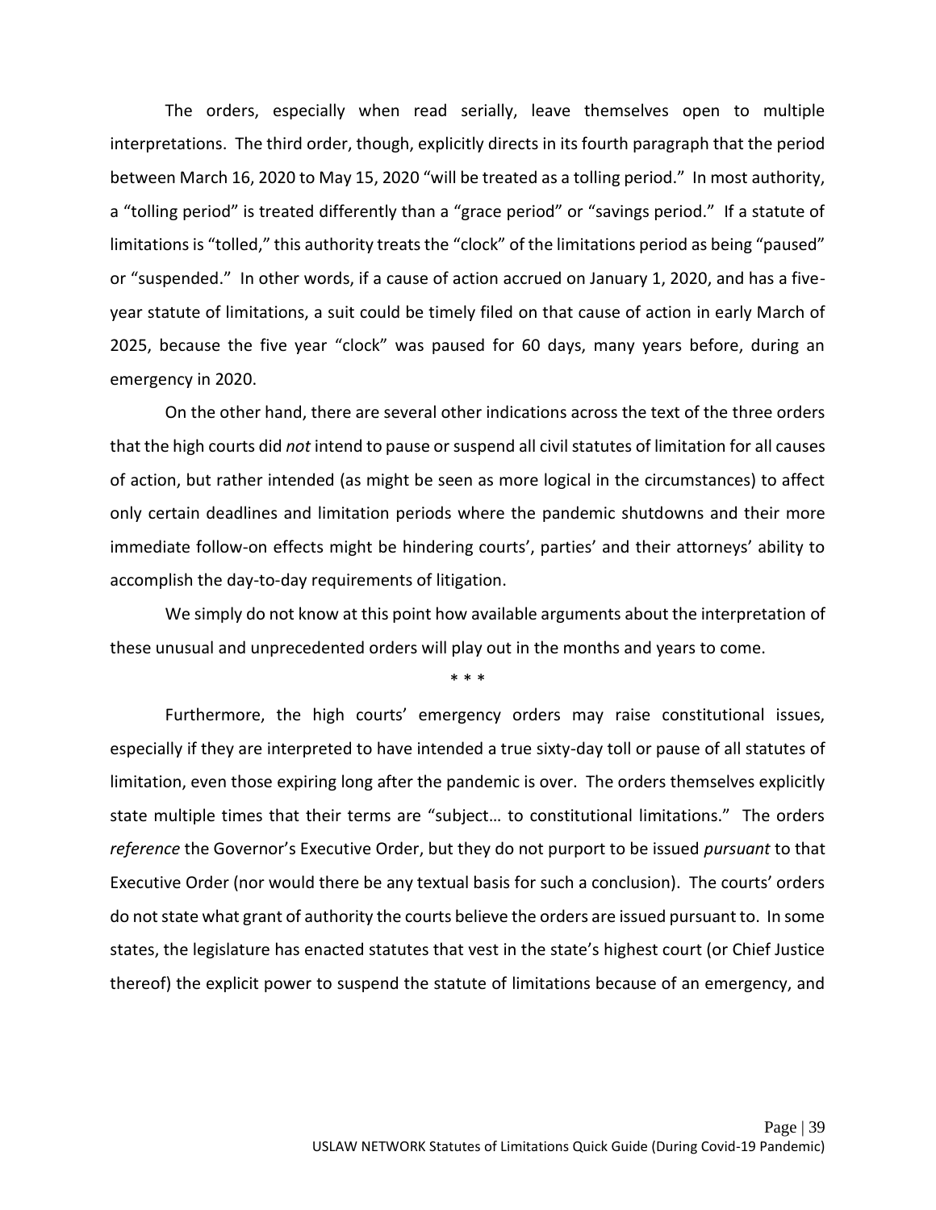The orders, especially when read serially, leave themselves open to multiple interpretations. The third order, though, explicitly directs in its fourth paragraph that the period between March 16, 2020 to May 15, 2020 "will be treated as a tolling period." In most authority, a "tolling period" is treated differently than a "grace period" or "savings period." If a statute of limitations is "tolled," this authority treats the "clock" of the limitations period as being "paused" or "suspended." In other words, if a cause of action accrued on January 1, 2020, and has a five-year statute of limitations, a suit could be timely filed on that cause of action in early March of 2025, because the five year "clock" was paused for 60 days, many years before, during an emergency in 2020.

On the other hand, there are several other indications across the text of the three orders that the high courts did *not* intend to pause or suspend all civil statutes of limitation for all causes of action, but rather intended (as might be seen as more logical in the circumstances) to affect only certain deadlines and limitation periods where the pandemic shutdowns and their more immediate follow-on effects might be hindering courts', parties' and their attorneys' ability to accomplish the day-to-day requirements of litigation.

We simply do not know at this point how available arguments about the interpretation of these unusual and unprecedented orders will play out in the months and years to come.

\* \* \*

Furthermore, the high courts' emergency orders may raise constitutional issues, especially if they are interpreted to have intended a true sixty-day toll or pause of all statutes of limitation, even those expiring long after the pandemic is over. The orders themselves explicitly state multiple times that their terms are "subject… to constitutional limitations." The orders *reference* the Governor's Executive Order, but they do not purport to be issued *pursuant* to that Executive Order (nor would there be any textual basis for such a conclusion). The courts' orders do not state what grant of authority the courts believe the orders are issued pursuant to. In some states, the legislature has enacted statutes that vest in the state's highest court (or Chief Justice thereof) the explicit power to suspend the statute of limitations because of an emergency, and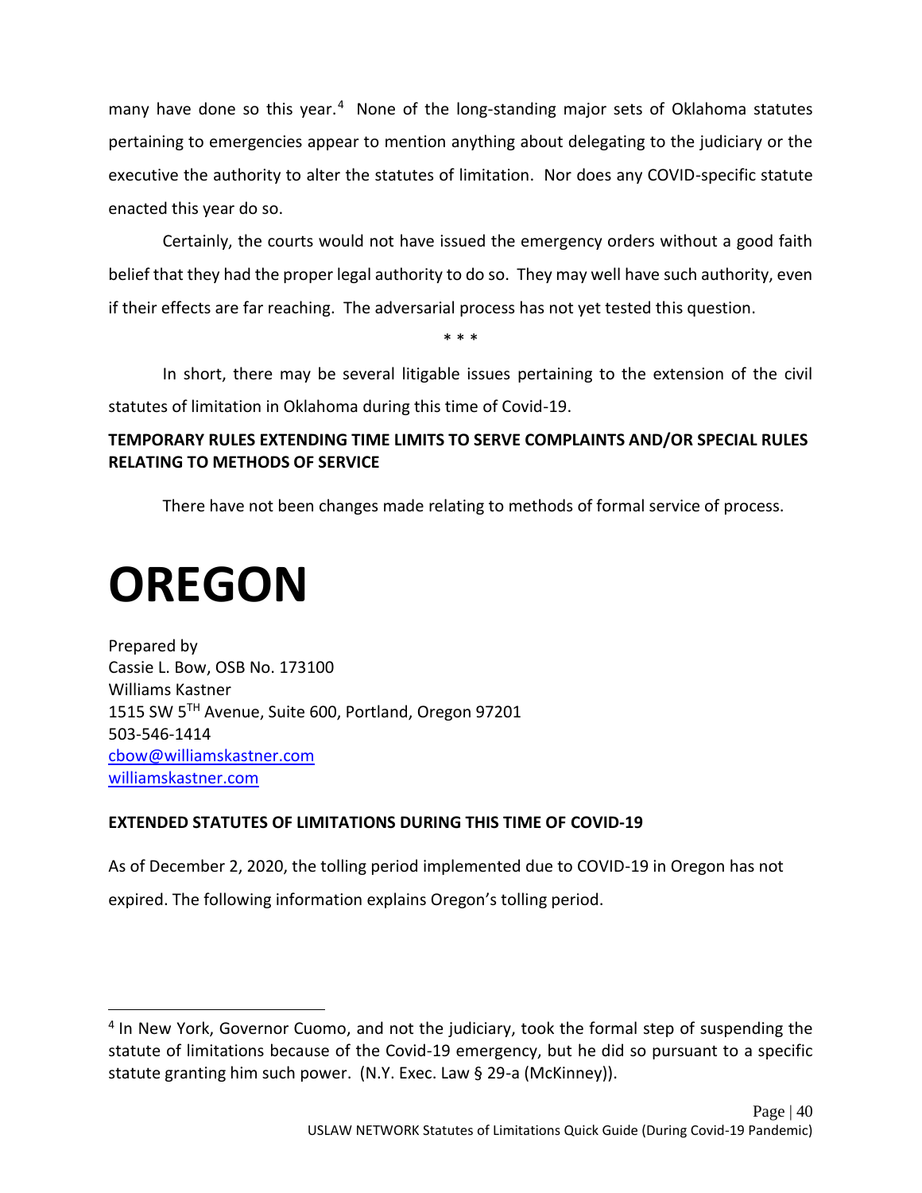many have done so this year.[4] None of the long-standing major sets of Oklahoma statutes pertaining to emergencies appear to mention anything about delegating to the judiciary or the executive the authority to alter the statutes of limitation. Nor does any COVID-specific statute enacted this year do so.

Certainly, the courts would not have issued the emergency orders without a good faith belief that they had the proper legal authority to do so. They may well have such authority, even if their effects are far reaching. The adversarial process has not yet tested this question.

\* \* \*

In short, there may be several litigable issues pertaining to the extension of the civil statutes of limitation in Oklahoma during this time of Covid-19.

**TEMPORARY RULES EXTENDING TIME LIMITS TO SERVE COMPLAINTS AND/OR SPECIAL RULES RELATING TO METHODS OF SERVICE**

There have not been changes made relating to methods of formal service of process.

# OREGON

Prepared by
Cassie L. Bow, OSB No. 173100
Williams Kastner
1515 SW 5TH Avenue, Suite 600, Portland, Oregon 97201
503-546-1414
cbow@williamskastner.com
williamskastner.com

**EXTENDED STATUTES OF LIMITATIONS DURING THIS TIME OF COVID-19**

As of December 2, 2020, the tolling period implemented due to COVID-19 in Oregon has not expired. The following information explains Oregon's tolling period.

[4] In New York, Governor Cuomo, and not the judiciary, took the formal step of suspending the statute of limitations because of the Covid-19 emergency, but he did so pursuant to a specific statute granting him such power. (N.Y. Exec. Law § 29-a (McKinney)).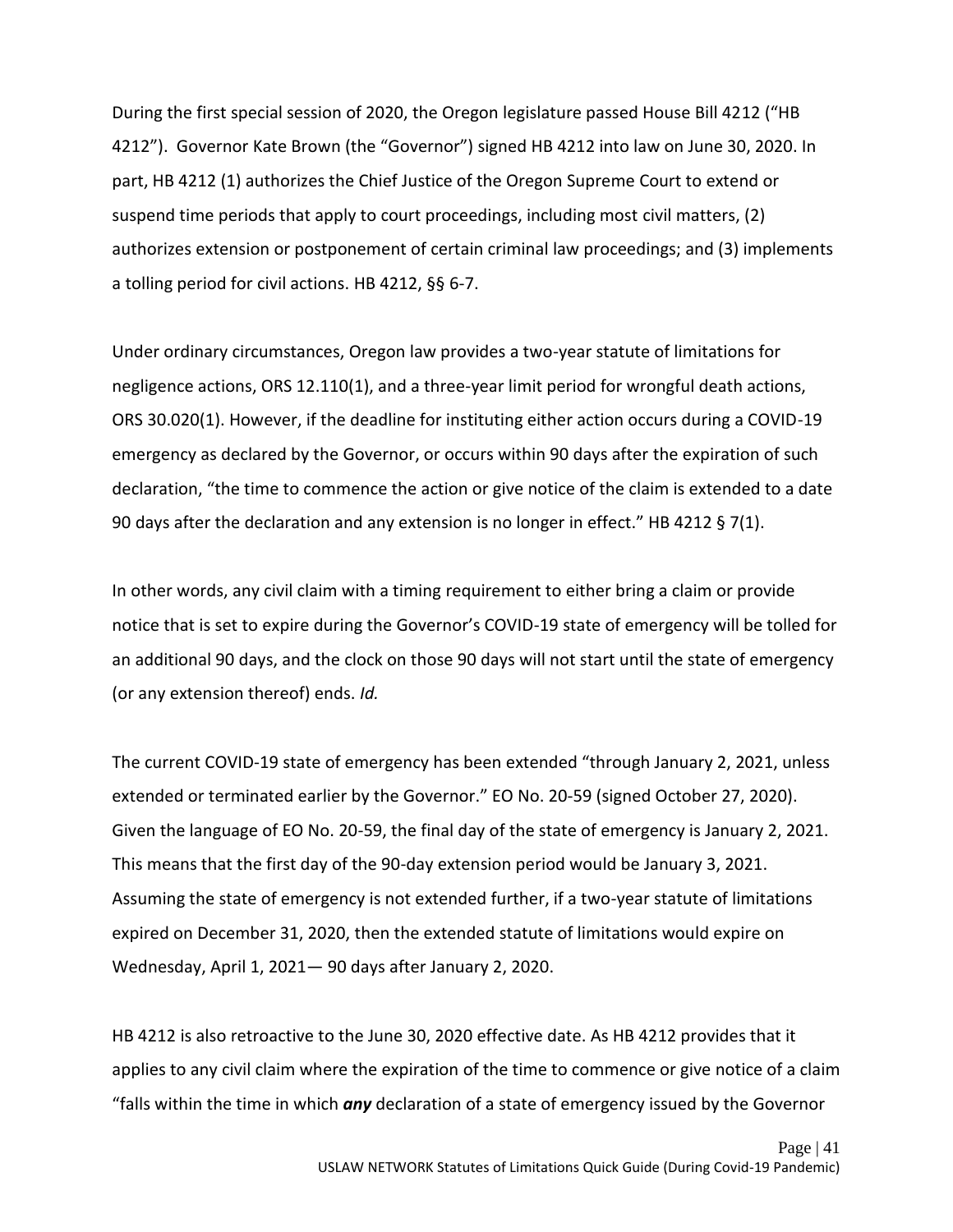During the first special session of 2020, the Oregon legislature passed House Bill 4212 ("HB 4212"). Governor Kate Brown (the "Governor") signed HB 4212 into law on June 30, 2020. In part, HB 4212 (1) authorizes the Chief Justice of the Oregon Supreme Court to extend or suspend time periods that apply to court proceedings, including most civil matters, (2) authorizes extension or postponement of certain criminal law proceedings; and (3) implements a tolling period for civil actions. HB 4212, §§ 6-7.

Under ordinary circumstances, Oregon law provides a two-year statute of limitations for negligence actions, ORS 12.110(1), and a three-year limit period for wrongful death actions, ORS 30.020(1). However, if the deadline for instituting either action occurs during a COVID-19 emergency as declared by the Governor, or occurs within 90 days after the expiration of such declaration, "the time to commence the action or give notice of the claim is extended to a date 90 days after the declaration and any extension is no longer in effect." HB 4212 § 7(1).

In other words, any civil claim with a timing requirement to either bring a claim or provide notice that is set to expire during the Governor's COVID-19 state of emergency will be tolled for an additional 90 days, and the clock on those 90 days will not start until the state of emergency (or any extension thereof) ends. *Id.*

The current COVID-19 state of emergency has been extended "through January 2, 2021, unless extended or terminated earlier by the Governor." EO No. 20-59 (signed October 27, 2020). Given the language of EO No. 20-59, the final day of the state of emergency is January 2, 2021. This means that the first day of the 90-day extension period would be January 3, 2021. Assuming the state of emergency is not extended further, if a two-year statute of limitations expired on December 31, 2020, then the extended statute of limitations would expire on Wednesday, April 1, 2021— 90 days after January 2, 2020.

HB 4212 is also retroactive to the June 30, 2020 effective date. As HB 4212 provides that it applies to any civil claim where the expiration of the time to commence or give notice of a claim "falls within the time in which ***any*** declaration of a state of emergency issued by the Governor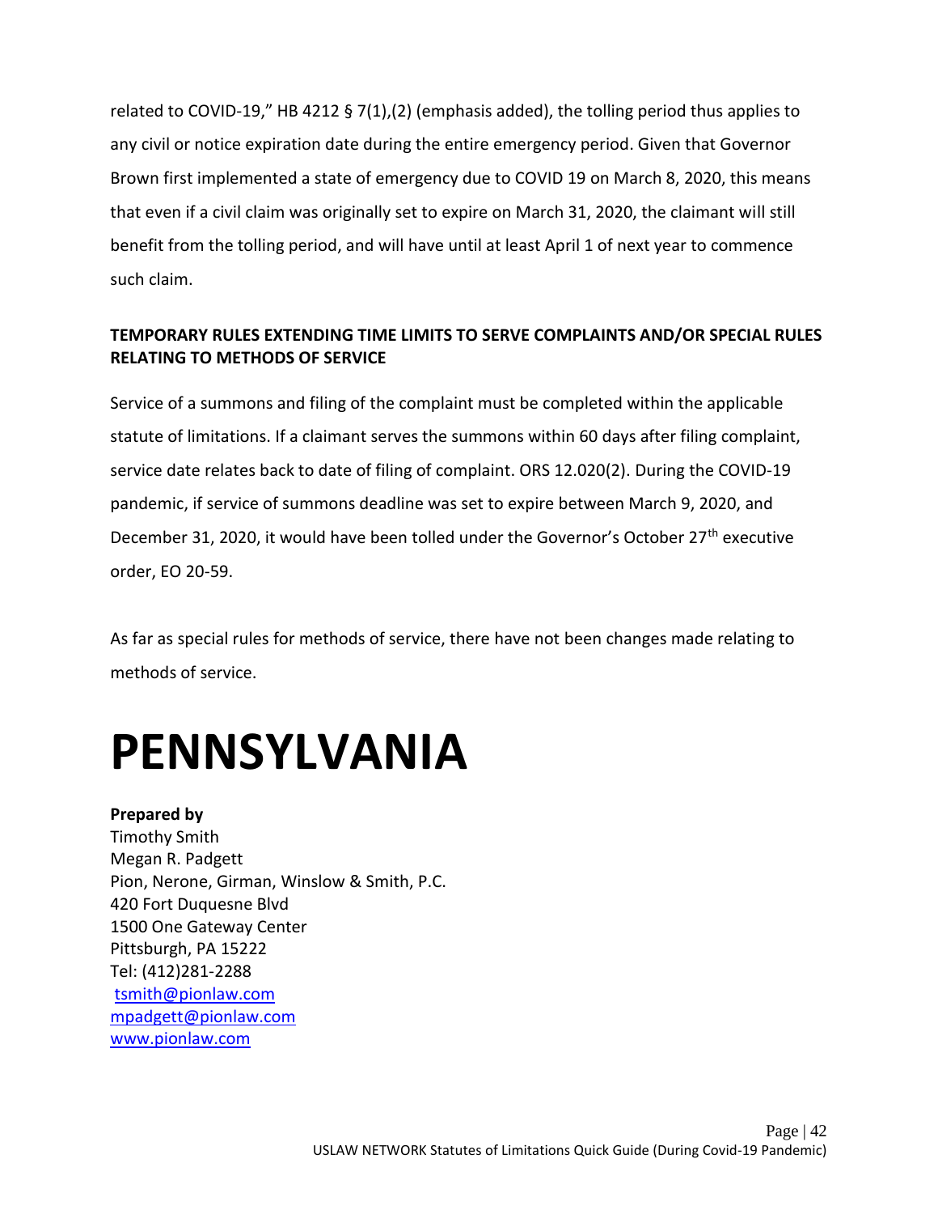related to COVID-19," HB 4212 § 7(1),(2) (emphasis added), the tolling period thus applies to any civil or notice expiration date during the entire emergency period. Given that Governor Brown first implemented a state of emergency due to COVID 19 on March 8, 2020, this means that even if a civil claim was originally set to expire on March 31, 2020, the claimant will still benefit from the tolling period, and will have until at least April 1 of next year to commence such claim.

**TEMPORARY RULES EXTENDING TIME LIMITS TO SERVE COMPLAINTS AND/OR SPECIAL RULES RELATING TO METHODS OF SERVICE**

Service of a summons and filing of the complaint must be completed within the applicable statute of limitations. If a claimant serves the summons within 60 days after filing complaint, service date relates back to date of filing of complaint. ORS 12.020(2). During the COVID-19 pandemic, if service of summons deadline was set to expire between March 9, 2020, and December 31, 2020, it would have been tolled under the Governor's October 27th executive order, EO 20-59.

As far as special rules for methods of service, there have not been changes made relating to methods of service.

# PENNSYLVANIA

**Prepared by**
Timothy Smith
Megan R. Padgett
Pion, Nerone, Girman, Winslow & Smith, P.C.
420 Fort Duquesne Blvd
1500 One Gateway Center
Pittsburgh, PA 15222
Tel: (412)281-2288
tsmith@pionlaw.com
mpadgett@pionlaw.com
www.pionlaw.com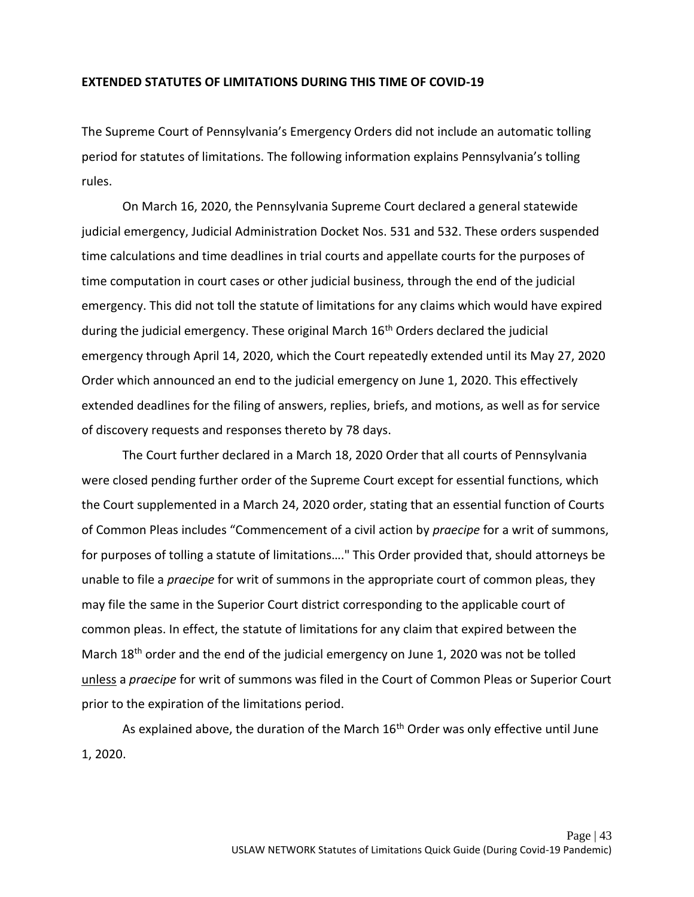**EXTENDED STATUTES OF LIMITATIONS DURING THIS TIME OF COVID-19**

The Supreme Court of Pennsylvania's Emergency Orders did not include an automatic tolling period for statutes of limitations. The following information explains Pennsylvania's tolling rules.

On March 16, 2020, the Pennsylvania Supreme Court declared a general statewide judicial emergency, Judicial Administration Docket Nos. 531 and 532. These orders suspended time calculations and time deadlines in trial courts and appellate courts for the purposes of time computation in court cases or other judicial business, through the end of the judicial emergency. This did not toll the statute of limitations for any claims which would have expired during the judicial emergency. These original March 16th Orders declared the judicial emergency through April 14, 2020, which the Court repeatedly extended until its May 27, 2020 Order which announced an end to the judicial emergency on June 1, 2020. This effectively extended deadlines for the filing of answers, replies, briefs, and motions, as well as for service of discovery requests and responses thereto by 78 days.

The Court further declared in a March 18, 2020 Order that all courts of Pennsylvania were closed pending further order of the Supreme Court except for essential functions, which the Court supplemented in a March 24, 2020 order, stating that an essential function of Courts of Common Pleas includes "Commencement of a civil action by *praecipe* for a writ of summons, for purposes of tolling a statute of limitations…." This Order provided that, should attorneys be unable to file a *praecipe* for writ of summons in the appropriate court of common pleas, they may file the same in the Superior Court district corresponding to the applicable court of common pleas. In effect, the statute of limitations for any claim that expired between the March 18th order and the end of the judicial emergency on June 1, 2020 was not be tolled <u>unless</u> a *praecipe* for writ of summons was filed in the Court of Common Pleas or Superior Court prior to the expiration of the limitations period.

As explained above, the duration of the March 16th Order was only effective until June 1, 2020.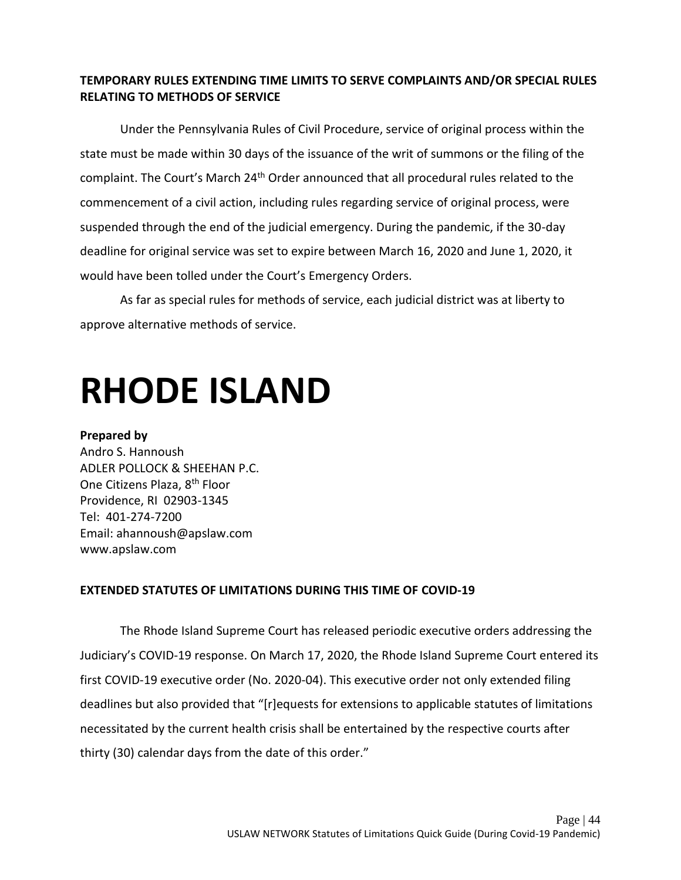**TEMPORARY RULES EXTENDING TIME LIMITS TO SERVE COMPLAINTS AND/OR SPECIAL RULES RELATING TO METHODS OF SERVICE**

Under the Pennsylvania Rules of Civil Procedure, service of original process within the state must be made within 30 days of the issuance of the writ of summons or the filing of the complaint. The Court's March 24th Order announced that all procedural rules related to the commencement of a civil action, including rules regarding service of original process, were suspended through the end of the judicial emergency. During the pandemic, if the 30-day deadline for original service was set to expire between March 16, 2020 and June 1, 2020, it would have been tolled under the Court's Emergency Orders.

As far as special rules for methods of service, each judicial district was at liberty to approve alternative methods of service.

# RHODE ISLAND

**Prepared by**
Andro S. Hannoush
ADLER POLLOCK & SHEEHAN P.C.
One Citizens Plaza, 8th Floor
Providence, RI 02903-1345
Tel: 401-274-7200
Email: ahannoush@apslaw.com
www.apslaw.com

**EXTENDED STATUTES OF LIMITATIONS DURING THIS TIME OF COVID-19**

The Rhode Island Supreme Court has released periodic executive orders addressing the Judiciary's COVID-19 response. On March 17, 2020, the Rhode Island Supreme Court entered its first COVID-19 executive order (No. 2020-04). This executive order not only extended filing deadlines but also provided that "[r]equests for extensions to applicable statutes of limitations necessitated by the current health crisis shall be entertained by the respective courts after thirty (30) calendar days from the date of this order."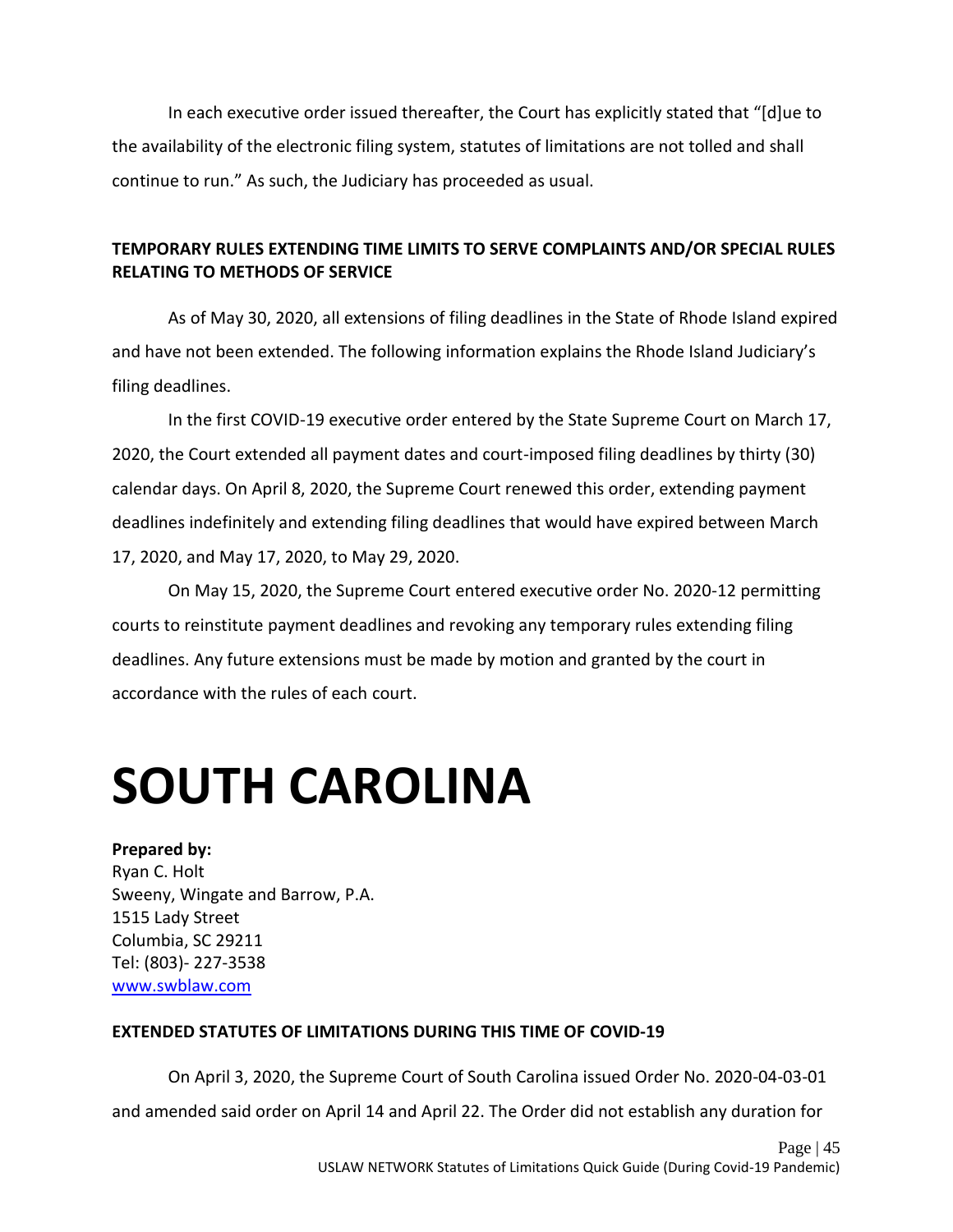In each executive order issued thereafter, the Court has explicitly stated that "[d]ue to the availability of the electronic filing system, statutes of limitations are not tolled and shall continue to run." As such, the Judiciary has proceeded as usual.

**TEMPORARY RULES EXTENDING TIME LIMITS TO SERVE COMPLAINTS AND/OR SPECIAL RULES RELATING TO METHODS OF SERVICE**

As of May 30, 2020, all extensions of filing deadlines in the State of Rhode Island expired and have not been extended. The following information explains the Rhode Island Judiciary's filing deadlines.

In the first COVID-19 executive order entered by the State Supreme Court on March 17, 2020, the Court extended all payment dates and court-imposed filing deadlines by thirty (30) calendar days. On April 8, 2020, the Supreme Court renewed this order, extending payment deadlines indefinitely and extending filing deadlines that would have expired between March 17, 2020, and May 17, 2020, to May 29, 2020.

On May 15, 2020, the Supreme Court entered executive order No. 2020-12 permitting courts to reinstitute payment deadlines and revoking any temporary rules extending filing deadlines. Any future extensions must be made by motion and granted by the court in accordance with the rules of each court.

# SOUTH CAROLINA

**Prepared by:**
Ryan C. Holt
Sweeny, Wingate and Barrow, P.A.
1515 Lady Street
Columbia, SC 29211
Tel: (803)- 227-3538
www.swblaw.com

**EXTENDED STATUTES OF LIMITATIONS DURING THIS TIME OF COVID-19**

On April 3, 2020, the Supreme Court of South Carolina issued Order No. 2020-04-03-01 and amended said order on April 14 and April 22. The Order did not establish any duration for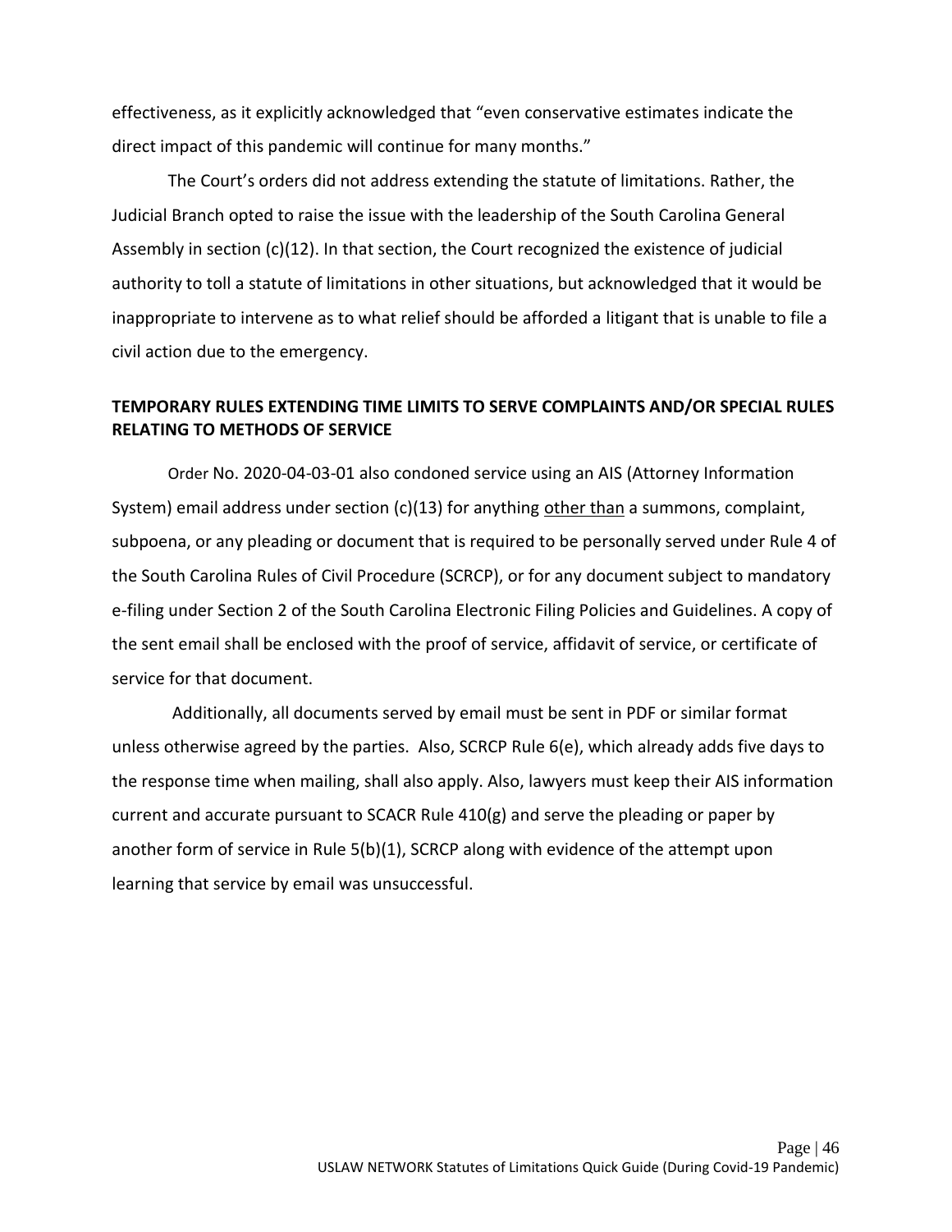effectiveness, as it explicitly acknowledged that "even conservative estimates indicate the direct impact of this pandemic will continue for many months."

The Court's orders did not address extending the statute of limitations. Rather, the Judicial Branch opted to raise the issue with the leadership of the South Carolina General Assembly in section (c)(12). In that section, the Court recognized the existence of judicial authority to toll a statute of limitations in other situations, but acknowledged that it would be inappropriate to intervene as to what relief should be afforded a litigant that is unable to file a civil action due to the emergency.

**TEMPORARY RULES EXTENDING TIME LIMITS TO SERVE COMPLAINTS AND/OR SPECIAL RULES RELATING TO METHODS OF SERVICE**

Order No. 2020-04-03-01 also condoned service using an AIS (Attorney Information System) email address under section (c)(13) for anything <u>other than</u> a summons, complaint, subpoena, or any pleading or document that is required to be personally served under Rule 4 of the South Carolina Rules of Civil Procedure (SCRCP), or for any document subject to mandatory e-filing under Section 2 of the South Carolina Electronic Filing Policies and Guidelines. A copy of the sent email shall be enclosed with the proof of service, affidavit of service, or certificate of service for that document.

Additionally, all documents served by email must be sent in PDF or similar format unless otherwise agreed by the parties. Also, SCRCP Rule 6(e), which already adds five days to the response time when mailing, shall also apply. Also, lawyers must keep their AIS information current and accurate pursuant to SCACR Rule 410(g) and serve the pleading or paper by another form of service in Rule 5(b)(1), SCRCP along with evidence of the attempt upon learning that service by email was unsuccessful.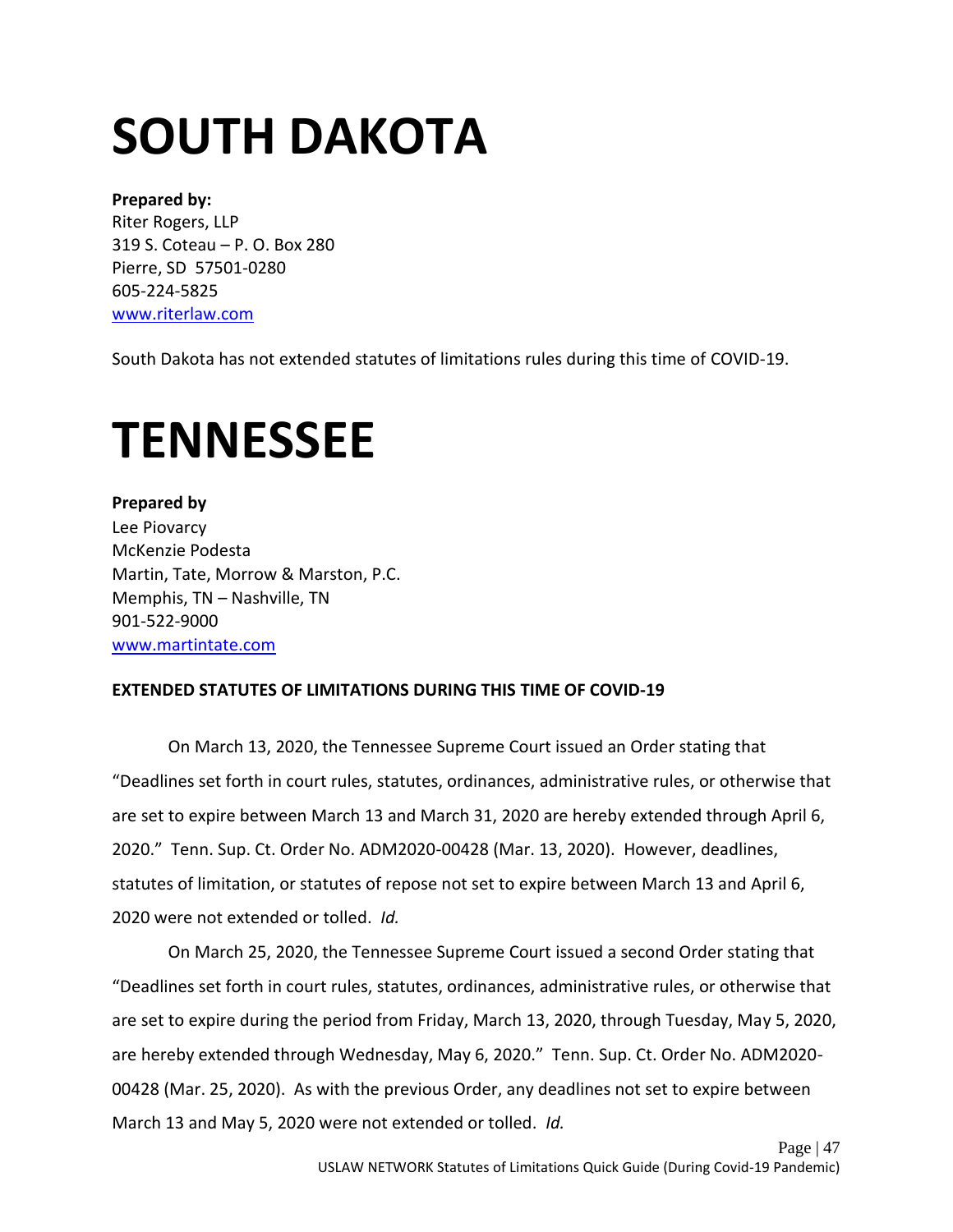# SOUTH DAKOTA

**Prepared by:**
Riter Rogers, LLP
319 S. Coteau – P. O. Box 280
Pierre, SD 57501-0280
605-224-5825
www.riterlaw.com

South Dakota has not extended statutes of limitations rules during this time of COVID-19.

# TENNESSEE

**Prepared by**
Lee Piovarcy
McKenzie Podesta
Martin, Tate, Morrow & Marston, P.C.
Memphis, TN – Nashville, TN
901-522-9000
www.martintate.com

**EXTENDED STATUTES OF LIMITATIONS DURING THIS TIME OF COVID-19**

On March 13, 2020, the Tennessee Supreme Court issued an Order stating that "Deadlines set forth in court rules, statutes, ordinances, administrative rules, or otherwise that are set to expire between March 13 and March 31, 2020 are hereby extended through April 6, 2020." Tenn. Sup. Ct. Order No. ADM2020-00428 (Mar. 13, 2020). However, deadlines, statutes of limitation, or statutes of repose not set to expire between March 13 and April 6, 2020 were not extended or tolled. *Id.*

On March 25, 2020, the Tennessee Supreme Court issued a second Order stating that "Deadlines set forth in court rules, statutes, ordinances, administrative rules, or otherwise that are set to expire during the period from Friday, March 13, 2020, through Tuesday, May 5, 2020, are hereby extended through Wednesday, May 6, 2020." Tenn. Sup. Ct. Order No. ADM2020-00428 (Mar. 25, 2020). As with the previous Order, any deadlines not set to expire between March 13 and May 5, 2020 were not extended or tolled. *Id.*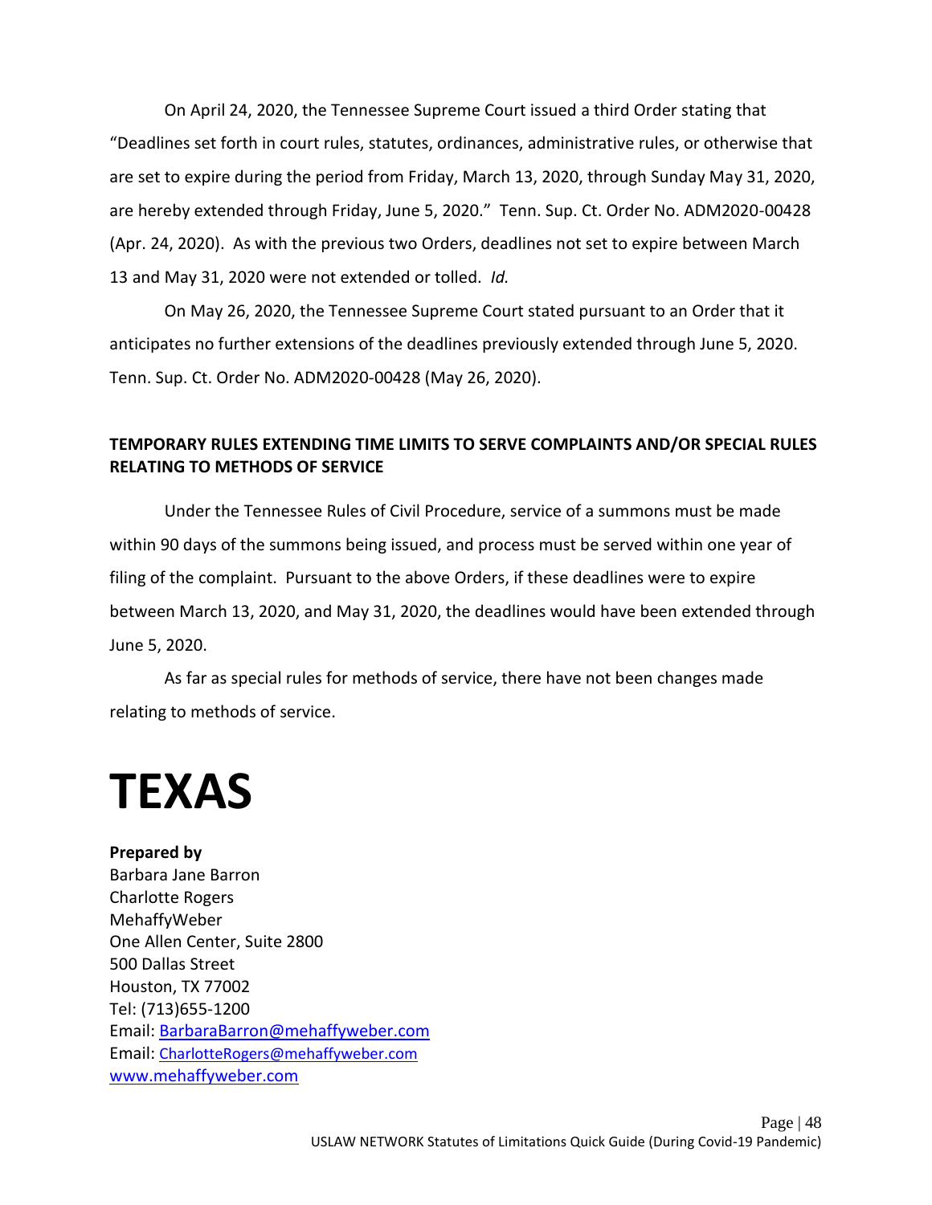On April 24, 2020, the Tennessee Supreme Court issued a third Order stating that "Deadlines set forth in court rules, statutes, ordinances, administrative rules, or otherwise that are set to expire during the period from Friday, March 13, 2020, through Sunday May 31, 2020, are hereby extended through Friday, June 5, 2020." Tenn. Sup. Ct. Order No. ADM2020-00428 (Apr. 24, 2020). As with the previous two Orders, deadlines not set to expire between March 13 and May 31, 2020 were not extended or tolled. *Id.*

On May 26, 2020, the Tennessee Supreme Court stated pursuant to an Order that it anticipates no further extensions of the deadlines previously extended through June 5, 2020. Tenn. Sup. Ct. Order No. ADM2020-00428 (May 26, 2020).

**TEMPORARY RULES EXTENDING TIME LIMITS TO SERVE COMPLAINTS AND/OR SPECIAL RULES RELATING TO METHODS OF SERVICE**

Under the Tennessee Rules of Civil Procedure, service of a summons must be made within 90 days of the summons being issued, and process must be served within one year of filing of the complaint. Pursuant to the above Orders, if these deadlines were to expire between March 13, 2020, and May 31, 2020, the deadlines would have been extended through June 5, 2020.

As far as special rules for methods of service, there have not been changes made relating to methods of service.

# TEXAS

**Prepared by**
Barbara Jane Barron
Charlotte Rogers
MehaffyWeber
One Allen Center, Suite 2800
500 Dallas Street
Houston, TX 77002
Tel: (713)655-1200
Email: BarbaraBarron@mehaffyweber.com
Email: CharlotteRogers@mehaffyweber.com
www.mehaffyweber.com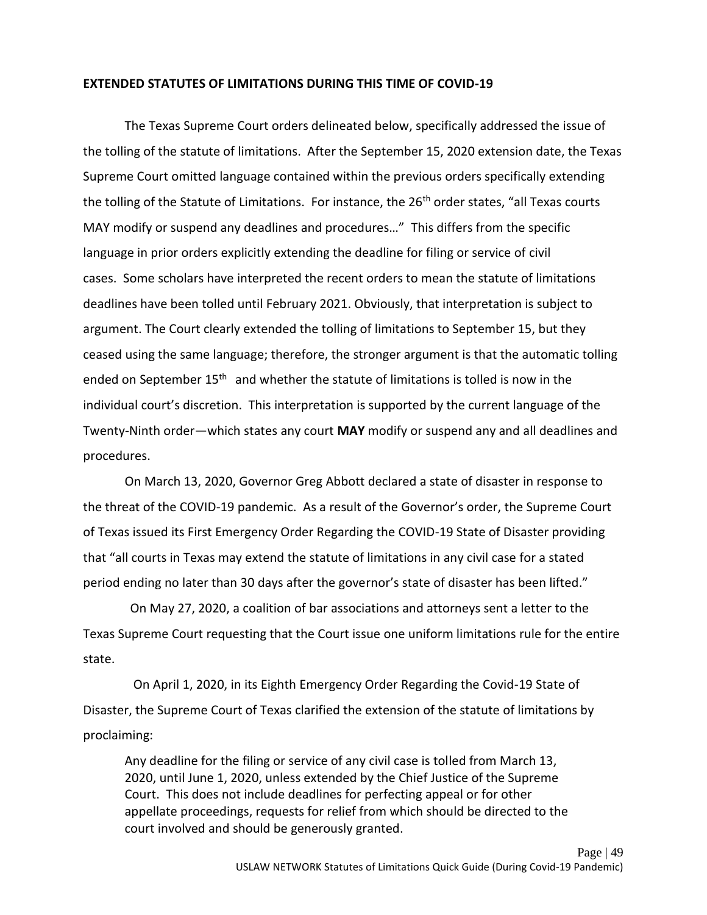**EXTENDED STATUTES OF LIMITATIONS DURING THIS TIME OF COVID-19**

The Texas Supreme Court orders delineated below, specifically addressed the issue of the tolling of the statute of limitations. After the September 15, 2020 extension date, the Texas Supreme Court omitted language contained within the previous orders specifically extending the tolling of the Statute of Limitations. For instance, the 26th order states, "all Texas courts MAY modify or suspend any deadlines and procedures…" This differs from the specific language in prior orders explicitly extending the deadline for filing or service of civil cases. Some scholars have interpreted the recent orders to mean the statute of limitations deadlines have been tolled until February 2021. Obviously, that interpretation is subject to argument. The Court clearly extended the tolling of limitations to September 15, but they ceased using the same language; therefore, the stronger argument is that the automatic tolling ended on September 15th and whether the statute of limitations is tolled is now in the individual court's discretion. This interpretation is supported by the current language of the Twenty-Ninth order—which states any court **MAY** modify or suspend any and all deadlines and procedures.

On March 13, 2020, Governor Greg Abbott declared a state of disaster in response to the threat of the COVID-19 pandemic. As a result of the Governor's order, the Supreme Court of Texas issued its First Emergency Order Regarding the COVID-19 State of Disaster providing that "all courts in Texas may extend the statute of limitations in any civil case for a stated period ending no later than 30 days after the governor's state of disaster has been lifted."

On May 27, 2020, a coalition of bar associations and attorneys sent a letter to the Texas Supreme Court requesting that the Court issue one uniform limitations rule for the entire state.

On April 1, 2020, in its Eighth Emergency Order Regarding the Covid-19 State of Disaster, the Supreme Court of Texas clarified the extension of the statute of limitations by proclaiming:

> Any deadline for the filing or service of any civil case is tolled from March 13, 2020, until June 1, 2020, unless extended by the Chief Justice of the Supreme Court. This does not include deadlines for perfecting appeal or for other appellate proceedings, requests for relief from which should be directed to the court involved and should be generously granted.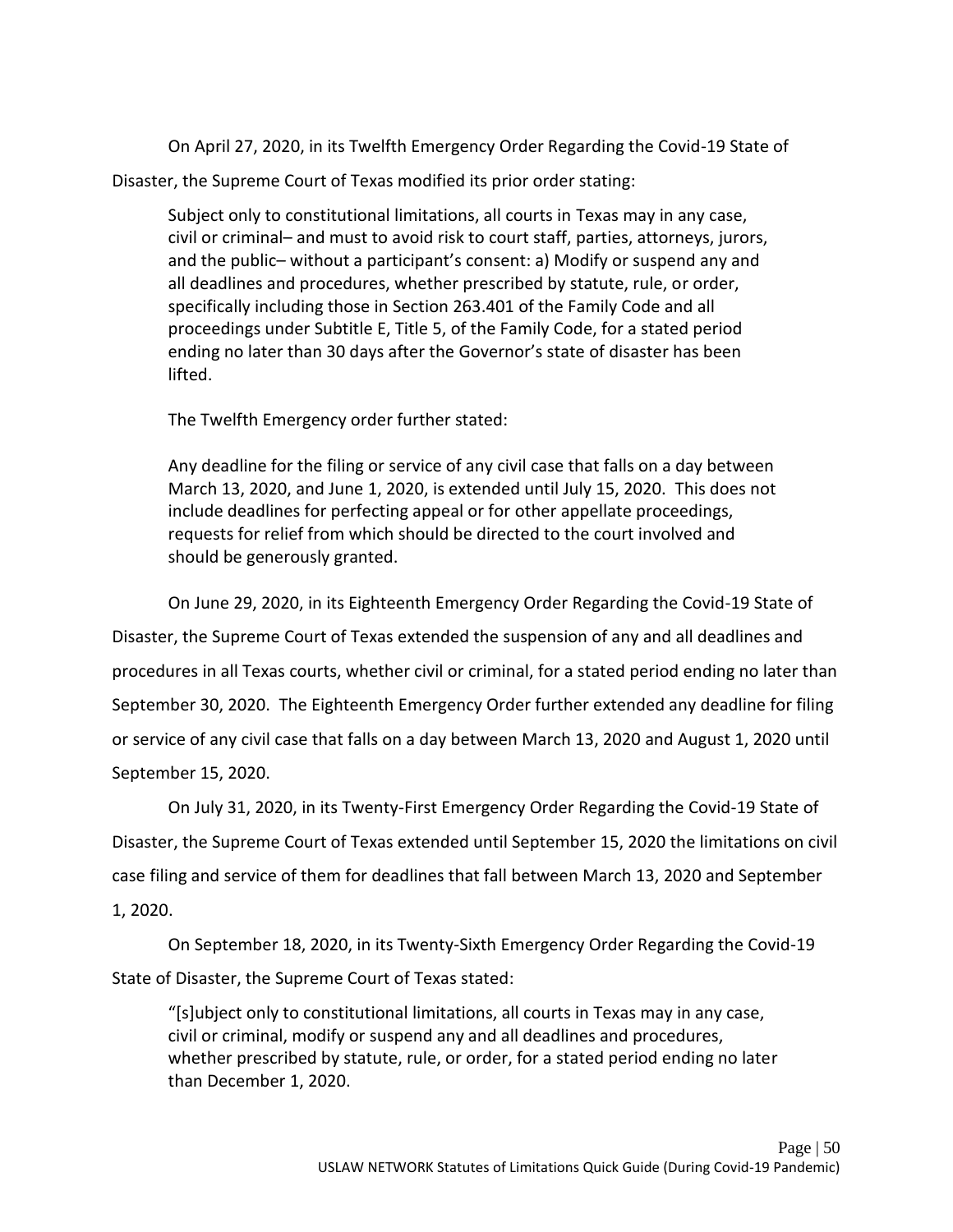On April 27, 2020, in its Twelfth Emergency Order Regarding the Covid-19 State of Disaster, the Supreme Court of Texas modified its prior order stating:

> Subject only to constitutional limitations, all courts in Texas may in any case, civil or criminal– and must to avoid risk to court staff, parties, attorneys, jurors, and the public– without a participant's consent: a) Modify or suspend any and all deadlines and procedures, whether prescribed by statute, rule, or order, specifically including those in Section 263.401 of the Family Code and all proceedings under Subtitle E, Title 5, of the Family Code, for a stated period ending no later than 30 days after the Governor's state of disaster has been lifted.
>
> The Twelfth Emergency order further stated:
>
> Any deadline for the filing or service of any civil case that falls on a day between March 13, 2020, and June 1, 2020, is extended until July 15, 2020. This does not include deadlines for perfecting appeal or for other appellate proceedings, requests for relief from which should be directed to the court involved and should be generously granted.

On June 29, 2020, in its Eighteenth Emergency Order Regarding the Covid-19 State of Disaster, the Supreme Court of Texas extended the suspension of any and all deadlines and procedures in all Texas courts, whether civil or criminal, for a stated period ending no later than September 30, 2020. The Eighteenth Emergency Order further extended any deadline for filing or service of any civil case that falls on a day between March 13, 2020 and August 1, 2020 until September 15, 2020.

On July 31, 2020, in its Twenty-First Emergency Order Regarding the Covid-19 State of Disaster, the Supreme Court of Texas extended until September 15, 2020 the limitations on civil case filing and service of them for deadlines that fall between March 13, 2020 and September 1, 2020.

On September 18, 2020, in its Twenty-Sixth Emergency Order Regarding the Covid-19 State of Disaster, the Supreme Court of Texas stated:

> "[s]ubject only to constitutional limitations, all courts in Texas may in any case, civil or criminal, modify or suspend any and all deadlines and procedures, whether prescribed by statute, rule, or order, for a stated period ending no later than December 1, 2020.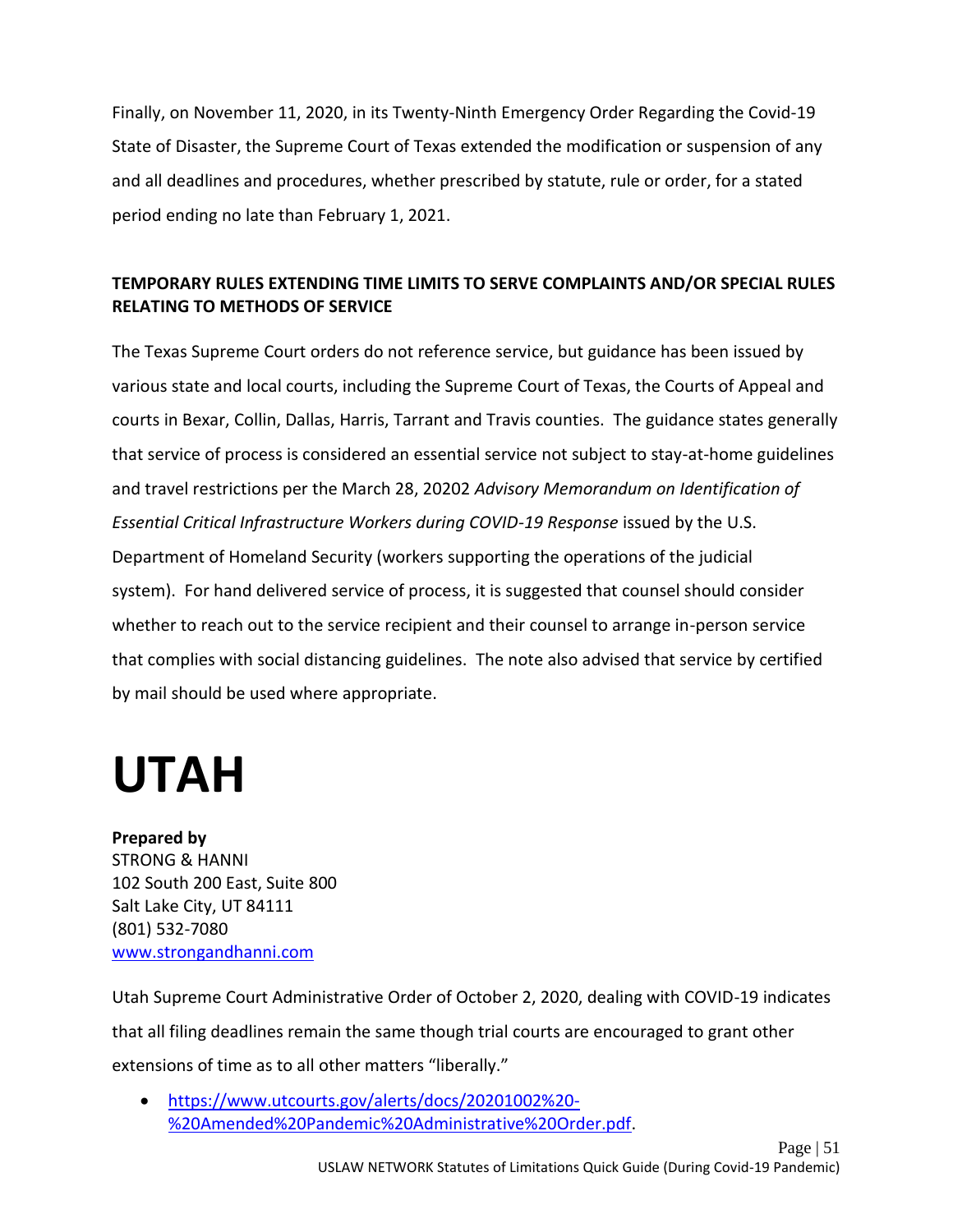Finally, on November 11, 2020, in its Twenty-Ninth Emergency Order Regarding the Covid-19 State of Disaster, the Supreme Court of Texas extended the modification or suspension of any and all deadlines and procedures, whether prescribed by statute, rule or order, for a stated period ending no late than February 1, 2021.

**TEMPORARY RULES EXTENDING TIME LIMITS TO SERVE COMPLAINTS AND/OR SPECIAL RULES RELATING TO METHODS OF SERVICE**

The Texas Supreme Court orders do not reference service, but guidance has been issued by various state and local courts, including the Supreme Court of Texas, the Courts of Appeal and courts in Bexar, Collin, Dallas, Harris, Tarrant and Travis counties. The guidance states generally that service of process is considered an essential service not subject to stay-at-home guidelines and travel restrictions per the March 28, 20202 *Advisory Memorandum on Identification of Essential Critical Infrastructure Workers during COVID-19 Response* issued by the U.S. Department of Homeland Security (workers supporting the operations of the judicial system). For hand delivered service of process, it is suggested that counsel should consider whether to reach out to the service recipient and their counsel to arrange in-person service that complies with social distancing guidelines. The note also advised that service by certified by mail should be used where appropriate.

# UTAH

**Prepared by**
STRONG & HANNI
102 South 200 East, Suite 800
Salt Lake City, UT 84111
(801) 532-7080
www.strongandhanni.com

Utah Supreme Court Administrative Order of October 2, 2020, dealing with COVID-19 indicates that all filing deadlines remain the same though trial courts are encouraged to grant other extensions of time as to all other matters "liberally."

- https://www.utcourts.gov/alerts/docs/20201002%20-%20Amended%20Pandemic%20Administrative%20Order.pdf.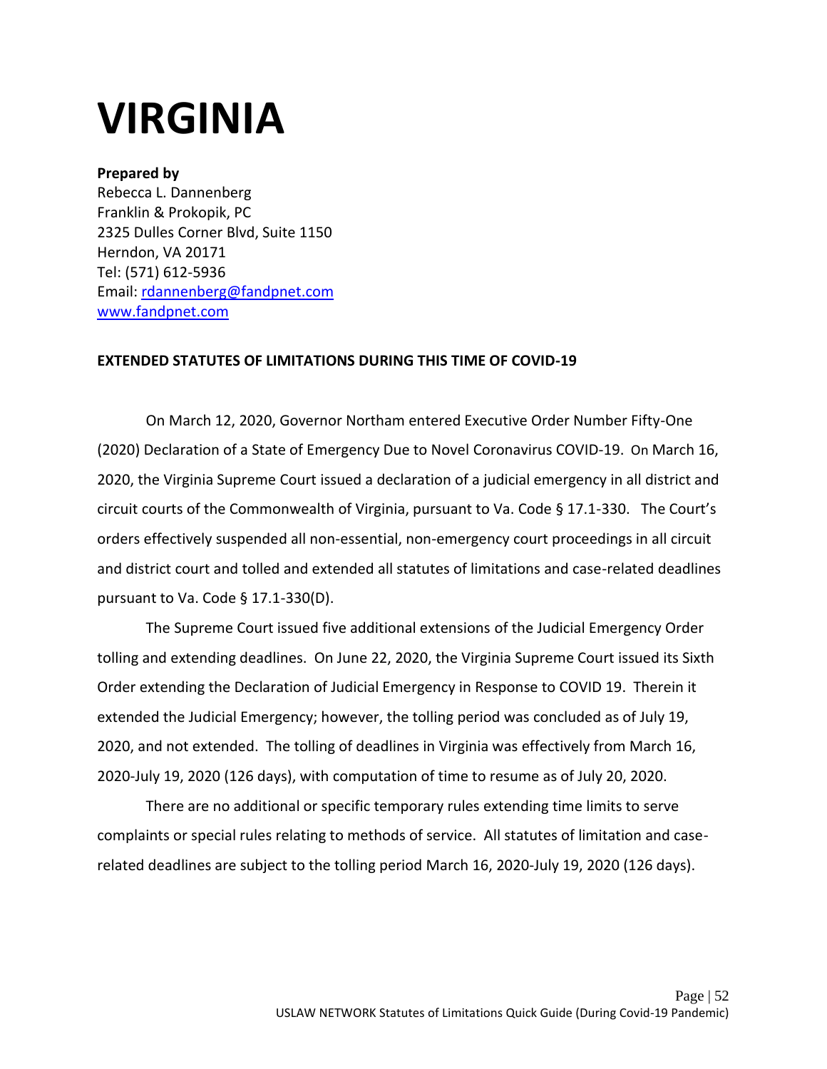# VIRGINIA

**Prepared by**
Rebecca L. Dannenberg
Franklin & Prokopik, PC
2325 Dulles Corner Blvd, Suite 1150
Herndon, VA 20171
Tel: (571) 612-5936
Email: rdannenberg@fandpnet.com
www.fandpnet.com

**EXTENDED STATUTES OF LIMITATIONS DURING THIS TIME OF COVID-19**

On March 12, 2020, Governor Northam entered Executive Order Number Fifty-One (2020) Declaration of a State of Emergency Due to Novel Coronavirus COVID-19. On March 16, 2020, the Virginia Supreme Court issued a declaration of a judicial emergency in all district and circuit courts of the Commonwealth of Virginia, pursuant to Va. Code § 17.1-330. The Court's orders effectively suspended all non-essential, non-emergency court proceedings in all circuit and district court and tolled and extended all statutes of limitations and case-related deadlines pursuant to Va. Code § 17.1-330(D).

The Supreme Court issued five additional extensions of the Judicial Emergency Order tolling and extending deadlines. On June 22, 2020, the Virginia Supreme Court issued its Sixth Order extending the Declaration of Judicial Emergency in Response to COVID 19. Therein it extended the Judicial Emergency; however, the tolling period was concluded as of July 19, 2020, and not extended. The tolling of deadlines in Virginia was effectively from March 16, 2020-July 19, 2020 (126 days), with computation of time to resume as of July 20, 2020.

There are no additional or specific temporary rules extending time limits to serve complaints or special rules relating to methods of service. All statutes of limitation and case-related deadlines are subject to the tolling period March 16, 2020-July 19, 2020 (126 days).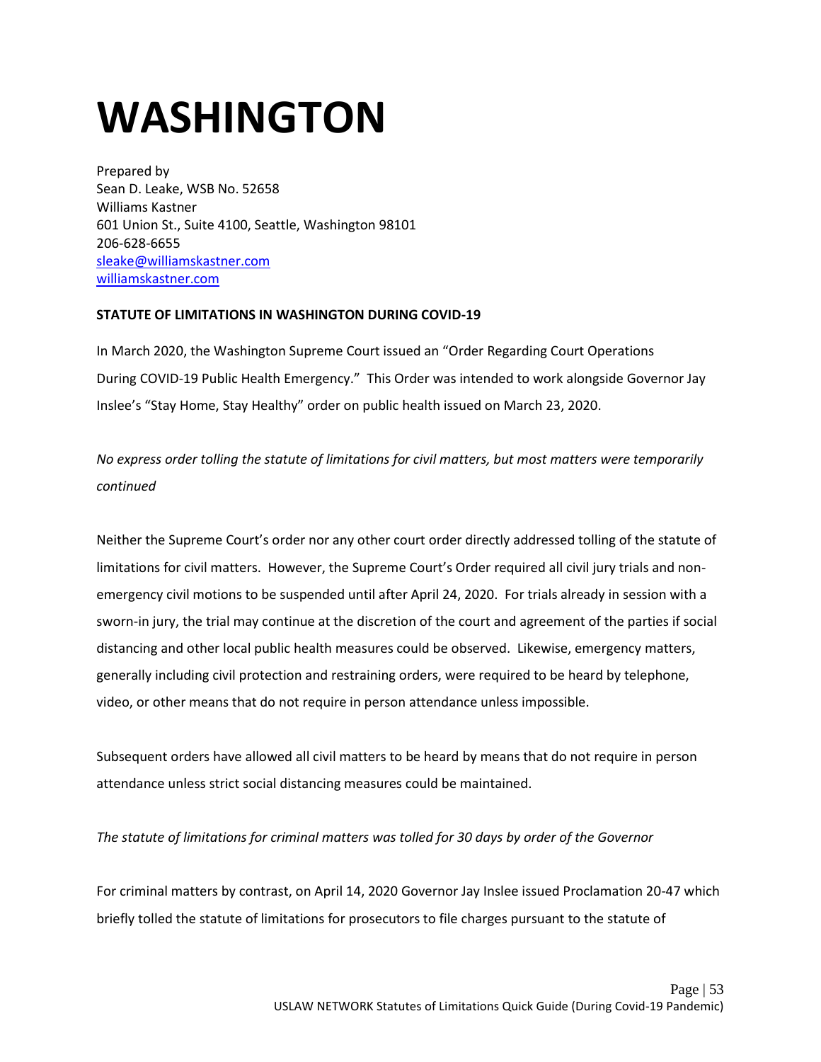# WASHINGTON

Prepared by
Sean D. Leake, WSB No. 52658
Williams Kastner
601 Union St., Suite 4100, Seattle, Washington 98101
206-628-6655
[sleake@williamskastner.com](mailto:sleake@williamskastner.com)
[williamskastner.com](http://williamskastner.com)

**STATUTE OF LIMITATIONS IN WASHINGTON DURING COVID-19**

In March 2020, the Washington Supreme Court issued an "Order Regarding Court Operations During COVID-19 Public Health Emergency." This Order was intended to work alongside Governor Jay Inslee's "Stay Home, Stay Healthy" order on public health issued on March 23, 2020.

*No express order tolling the statute of limitations for civil matters, but most matters were temporarily continued*

Neither the Supreme Court's order nor any other court order directly addressed tolling of the statute of limitations for civil matters. However, the Supreme Court's Order required all civil jury trials and non-emergency civil motions to be suspended until after April 24, 2020. For trials already in session with a sworn-in jury, the trial may continue at the discretion of the court and agreement of the parties if social distancing and other local public health measures could be observed. Likewise, emergency matters, generally including civil protection and restraining orders, were required to be heard by telephone, video, or other means that do not require in person attendance unless impossible.

Subsequent orders have allowed all civil matters to be heard by means that do not require in person attendance unless strict social distancing measures could be maintained.

*The statute of limitations for criminal matters was tolled for 30 days by order of the Governor*

For criminal matters by contrast, on April 14, 2020 Governor Jay Inslee issued Proclamation 20-47 which briefly tolled the statute of limitations for prosecutors to file charges pursuant to the statute of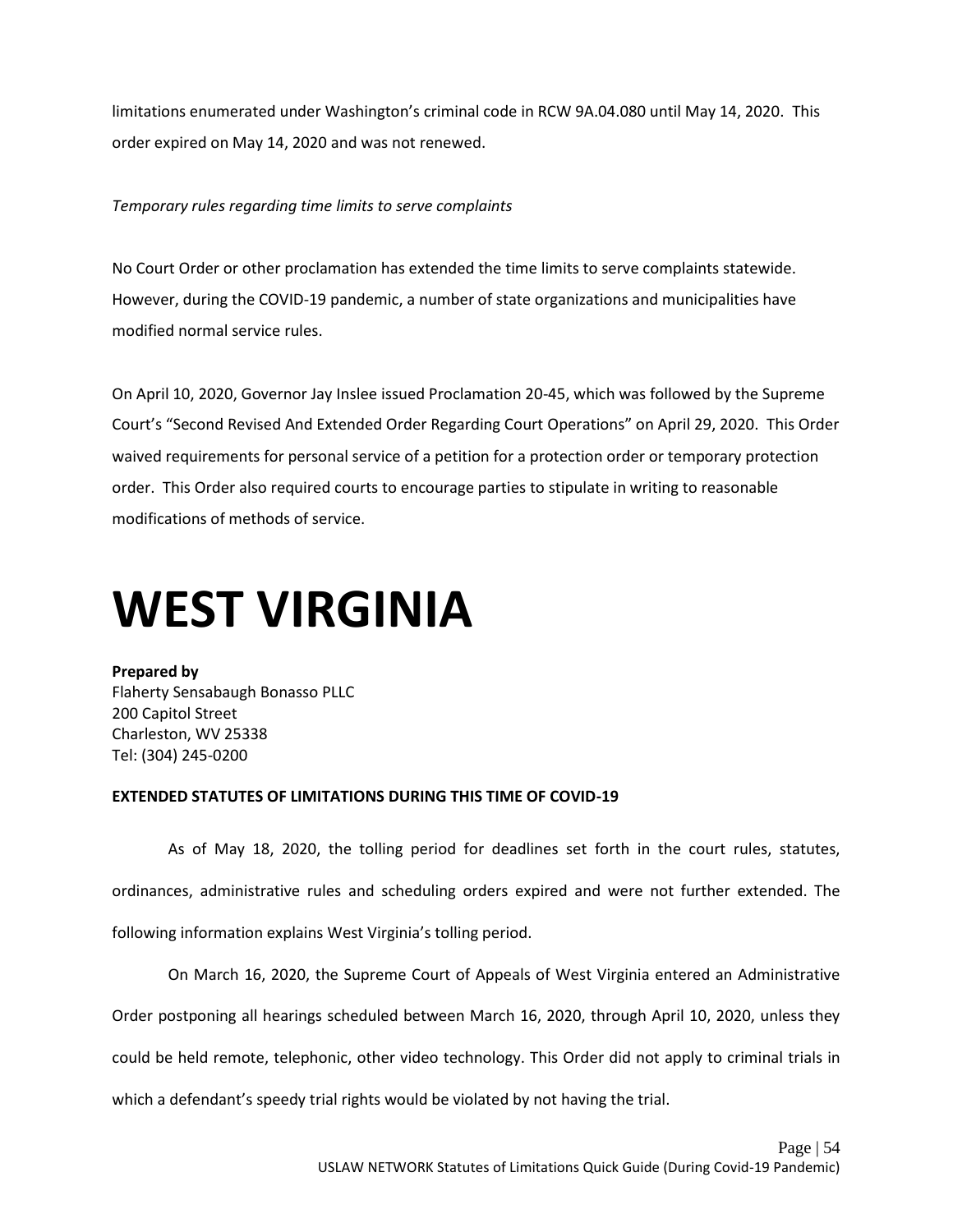limitations enumerated under Washington's criminal code in RCW 9A.04.080 until May 14, 2020. This order expired on May 14, 2020 and was not renewed.

*Temporary rules regarding time limits to serve complaints*

No Court Order or other proclamation has extended the time limits to serve complaints statewide. However, during the COVID-19 pandemic, a number of state organizations and municipalities have modified normal service rules.

On April 10, 2020, Governor Jay Inslee issued Proclamation 20-45, which was followed by the Supreme Court's "Second Revised And Extended Order Regarding Court Operations" on April 29, 2020. This Order waived requirements for personal service of a petition for a protection order or temporary protection order. This Order also required courts to encourage parties to stipulate in writing to reasonable modifications of methods of service.

# WEST VIRGINIA

**Prepared by**
Flaherty Sensabaugh Bonasso PLLC
200 Capitol Street
Charleston, WV 25338
Tel: (304) 245-0200

**EXTENDED STATUTES OF LIMITATIONS DURING THIS TIME OF COVID-19**

As of May 18, 2020, the tolling period for deadlines set forth in the court rules, statutes, ordinances, administrative rules and scheduling orders expired and were not further extended. The following information explains West Virginia's tolling period.

On March 16, 2020, the Supreme Court of Appeals of West Virginia entered an Administrative Order postponing all hearings scheduled between March 16, 2020, through April 10, 2020, unless they could be held remote, telephonic, other video technology. This Order did not apply to criminal trials in which a defendant's speedy trial rights would be violated by not having the trial.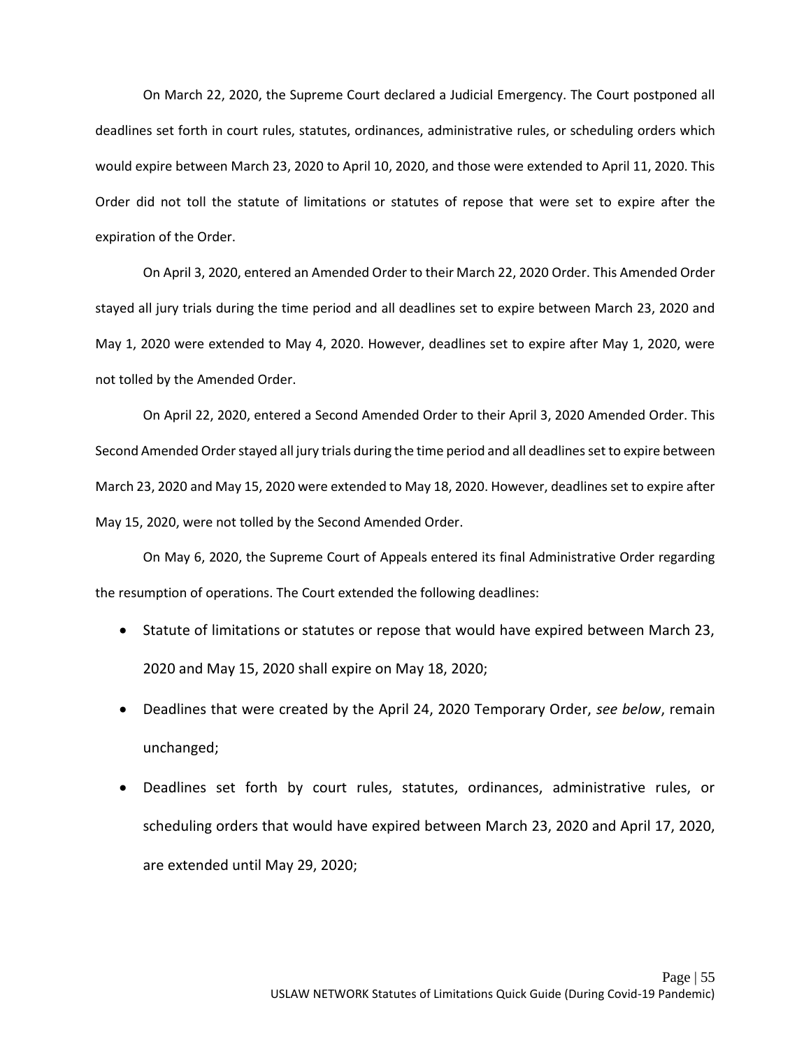On March 22, 2020, the Supreme Court declared a Judicial Emergency. The Court postponed all deadlines set forth in court rules, statutes, ordinances, administrative rules, or scheduling orders which would expire between March 23, 2020 to April 10, 2020, and those were extended to April 11, 2020. This Order did not toll the statute of limitations or statutes of repose that were set to expire after the expiration of the Order.

On April 3, 2020, entered an Amended Order to their March 22, 2020 Order. This Amended Order stayed all jury trials during the time period and all deadlines set to expire between March 23, 2020 and May 1, 2020 were extended to May 4, 2020. However, deadlines set to expire after May 1, 2020, were not tolled by the Amended Order.

On April 22, 2020, entered a Second Amended Order to their April 3, 2020 Amended Order. This Second Amended Order stayed all jury trials during the time period and all deadlines set to expire between March 23, 2020 and May 15, 2020 were extended to May 18, 2020. However, deadlines set to expire after May 15, 2020, were not tolled by the Second Amended Order.

On May 6, 2020, the Supreme Court of Appeals entered its final Administrative Order regarding the resumption of operations. The Court extended the following deadlines:

- Statute of limitations or statutes or repose that would have expired between March 23, 2020 and May 15, 2020 shall expire on May 18, 2020;
- Deadlines that were created by the April 24, 2020 Temporary Order, *see below*, remain unchanged;
- Deadlines set forth by court rules, statutes, ordinances, administrative rules, or scheduling orders that would have expired between March 23, 2020 and April 17, 2020, are extended until May 29, 2020;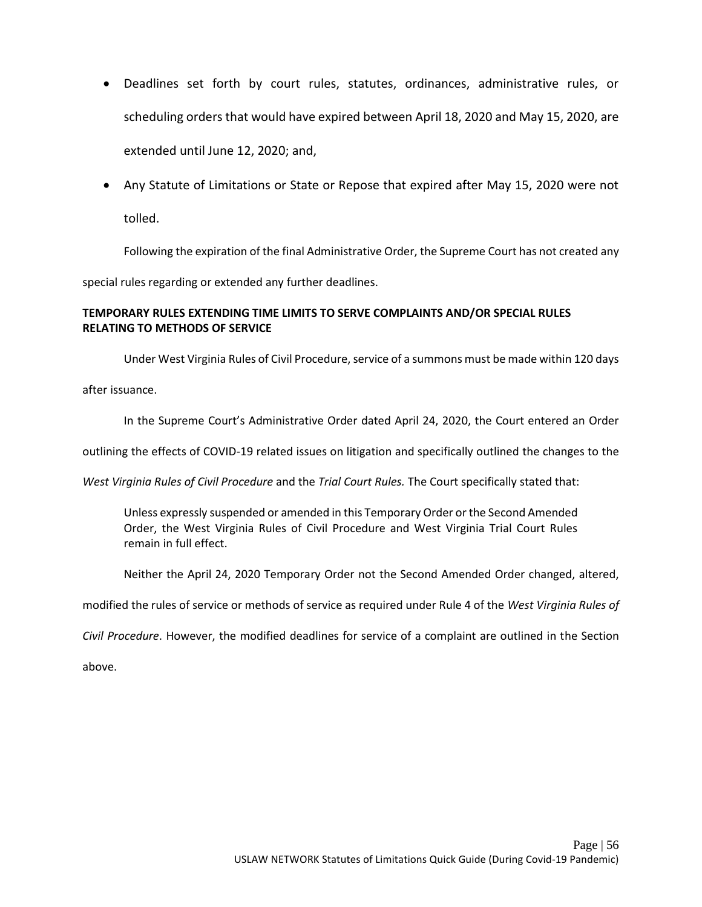- Deadlines set forth by court rules, statutes, ordinances, administrative rules, or scheduling orders that would have expired between April 18, 2020 and May 15, 2020, are extended until June 12, 2020; and,
- Any Statute of Limitations or State or Repose that expired after May 15, 2020 were not tolled.

Following the expiration of the final Administrative Order, the Supreme Court has not created any special rules regarding or extended any further deadlines.

**TEMPORARY RULES EXTENDING TIME LIMITS TO SERVE COMPLAINTS AND/OR SPECIAL RULES RELATING TO METHODS OF SERVICE**

Under West Virginia Rules of Civil Procedure, service of a summons must be made within 120 days after issuance.

In the Supreme Court's Administrative Order dated April 24, 2020, the Court entered an Order outlining the effects of COVID-19 related issues on litigation and specifically outlined the changes to the *West Virginia Rules of Civil Procedure* and the *Trial Court Rules.* The Court specifically stated that:

> Unless expressly suspended or amended in this Temporary Order or the Second Amended Order, the West Virginia Rules of Civil Procedure and West Virginia Trial Court Rules remain in full effect.

Neither the April 24, 2020 Temporary Order not the Second Amended Order changed, altered, modified the rules of service or methods of service as required under Rule 4 of the *West Virginia Rules of Civil Procedure*. However, the modified deadlines for service of a complaint are outlined in the Section above.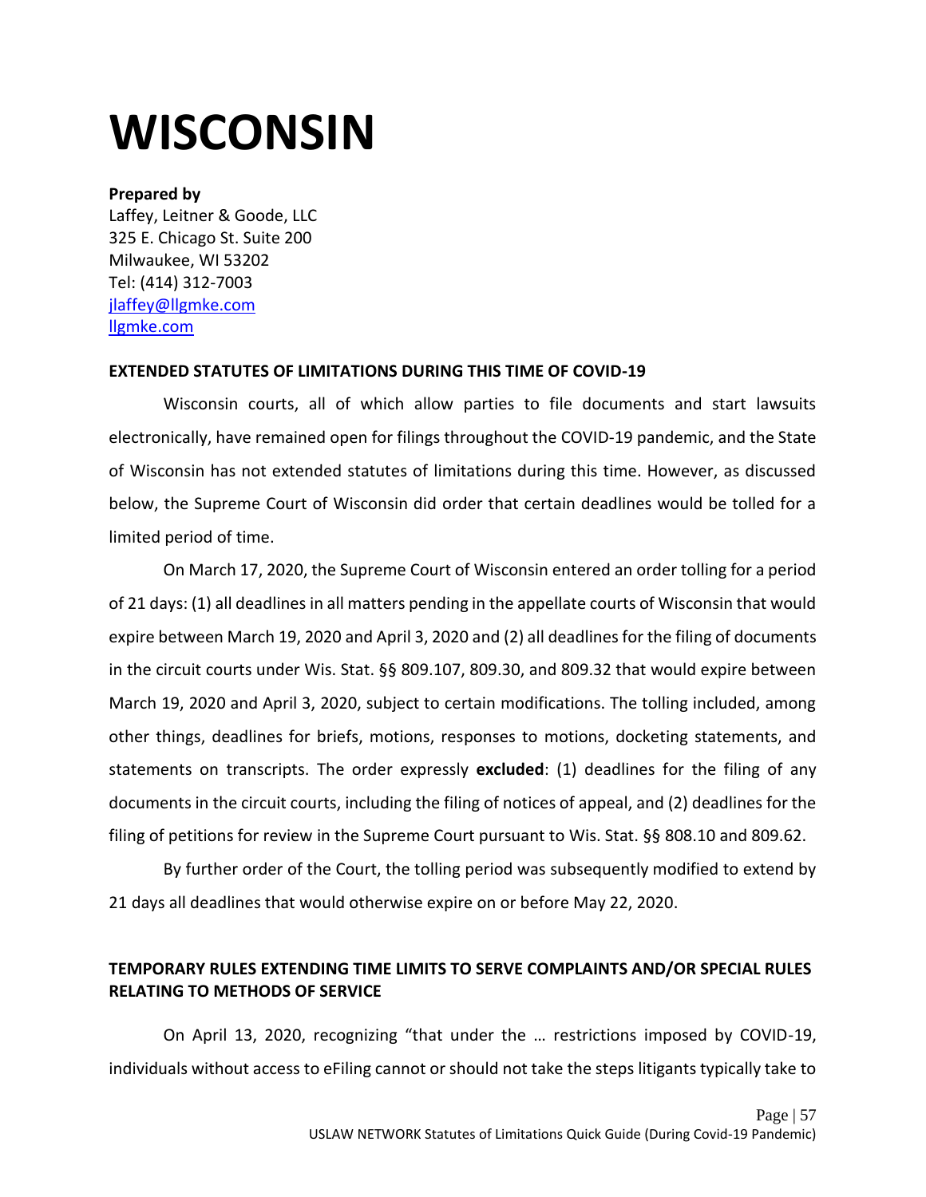# WISCONSIN

**Prepared by**
Laffey, Leitner & Goode, LLC
325 E. Chicago St. Suite 200
Milwaukee, WI 53202
Tel: (414) 312-7003
[jlaffey@llgmke.com](mailto:jlaffey@llgmke.com)
[llgmke.com](http://llgmke.com)

**EXTENDED STATUTES OF LIMITATIONS DURING THIS TIME OF COVID-19**

Wisconsin courts, all of which allow parties to file documents and start lawsuits electronically, have remained open for filings throughout the COVID-19 pandemic, and the State of Wisconsin has not extended statutes of limitations during this time. However, as discussed below, the Supreme Court of Wisconsin did order that certain deadlines would be tolled for a limited period of time.

On March 17, 2020, the Supreme Court of Wisconsin entered an order tolling for a period of 21 days: (1) all deadlines in all matters pending in the appellate courts of Wisconsin that would expire between March 19, 2020 and April 3, 2020 and (2) all deadlines for the filing of documents in the circuit courts under Wis. Stat. §§ 809.107, 809.30, and 809.32 that would expire between March 19, 2020 and April 3, 2020, subject to certain modifications. The tolling included, among other things, deadlines for briefs, motions, responses to motions, docketing statements, and statements on transcripts. The order expressly **excluded**: (1) deadlines for the filing of any documents in the circuit courts, including the filing of notices of appeal, and (2) deadlines for the filing of petitions for review in the Supreme Court pursuant to Wis. Stat. §§ 808.10 and 809.62.

By further order of the Court, the tolling period was subsequently modified to extend by 21 days all deadlines that would otherwise expire on or before May 22, 2020.

**TEMPORARY RULES EXTENDING TIME LIMITS TO SERVE COMPLAINTS AND/OR SPECIAL RULES RELATING TO METHODS OF SERVICE**

On April 13, 2020, recognizing "that under the … restrictions imposed by COVID-19, individuals without access to eFiling cannot or should not take the steps litigants typically take to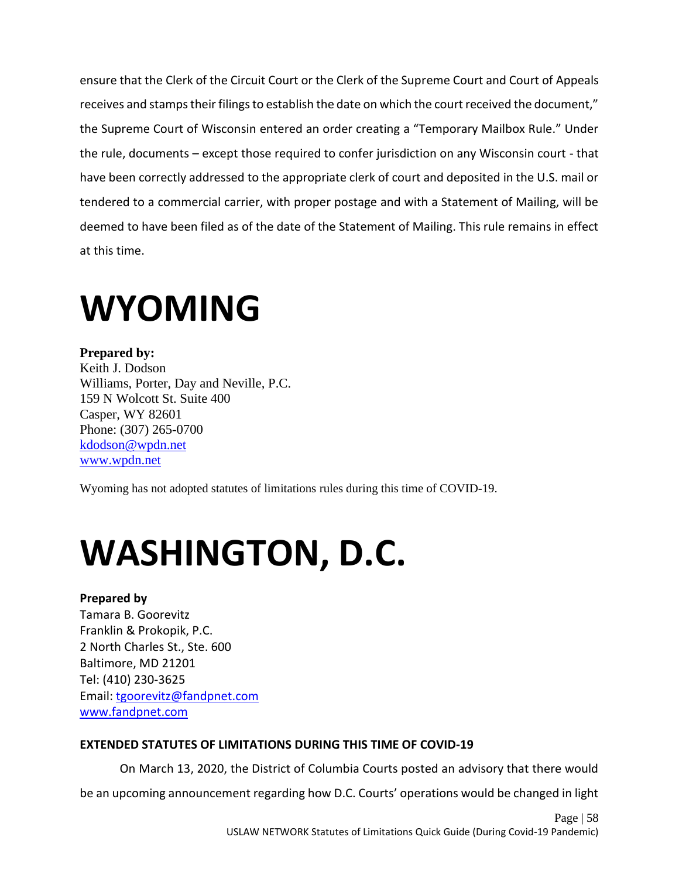ensure that the Clerk of the Circuit Court or the Clerk of the Supreme Court and Court of Appeals receives and stamps their filings to establish the date on which the court received the document," the Supreme Court of Wisconsin entered an order creating a "Temporary Mailbox Rule." Under the rule, documents – except those required to confer jurisdiction on any Wisconsin court - that have been correctly addressed to the appropriate clerk of court and deposited in the U.S. mail or tendered to a commercial carrier, with proper postage and with a Statement of Mailing, will be deemed to have been filed as of the date of the Statement of Mailing. This rule remains in effect at this time.

# WYOMING

**Prepared by:**
Keith J. Dodson
Williams, Porter, Day and Neville, P.C.
159 N Wolcott St. Suite 400
Casper, WY 82601
Phone: (307) 265-0700
kdodson@wpdn.net
www.wpdn.net

Wyoming has not adopted statutes of limitations rules during this time of COVID-19.

# WASHINGTON, D.C.

**Prepared by**
Tamara B. Goorevitz
Franklin & Prokopik, P.C.
2 North Charles St., Ste. 600
Baltimore, MD 21201
Tel: (410) 230-3625
Email: tgoorevitz@fandpnet.com
www.fandpnet.com

**EXTENDED STATUTES OF LIMITATIONS DURING THIS TIME OF COVID-19**

On March 13, 2020, the District of Columbia Courts posted an advisory that there would be an upcoming announcement regarding how D.C. Courts' operations would be changed in light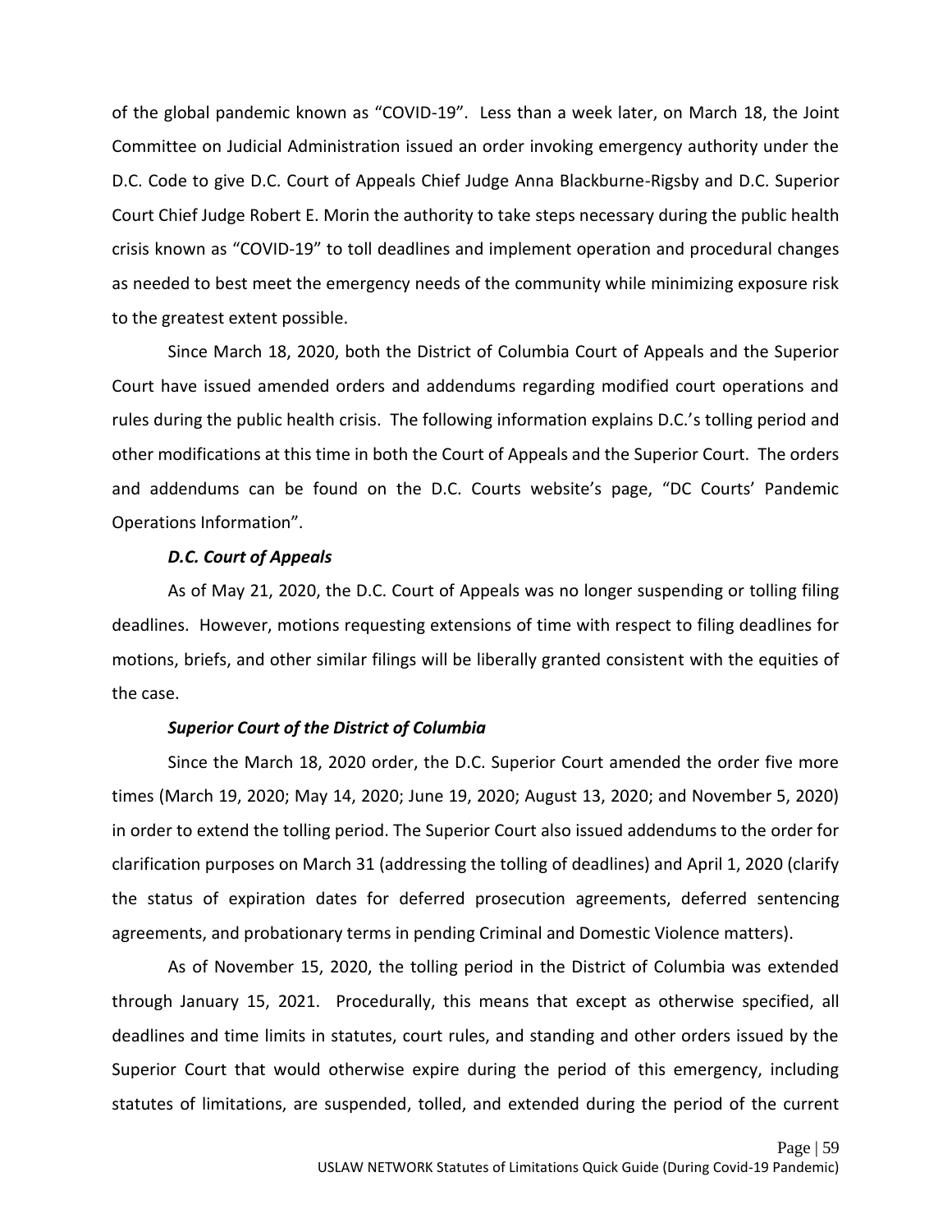of the global pandemic known as "COVID-19". Less than a week later, on March 18, the Joint Committee on Judicial Administration issued an order invoking emergency authority under the D.C. Code to give D.C. Court of Appeals Chief Judge Anna Blackburne-Rigsby and D.C. Superior Court Chief Judge Robert E. Morin the authority to take steps necessary during the public health crisis known as "COVID-19" to toll deadlines and implement operation and procedural changes as needed to best meet the emergency needs of the community while minimizing exposure risk to the greatest extent possible.

Since March 18, 2020, both the District of Columbia Court of Appeals and the Superior Court have issued amended orders and addendums regarding modified court operations and rules during the public health crisis. The following information explains D.C.'s tolling period and other modifications at this time in both the Court of Appeals and the Superior Court. The orders and addendums can be found on the D.C. Courts website's page, "DC Courts' Pandemic Operations Information".

***D.C. Court of Appeals***

As of May 21, 2020, the D.C. Court of Appeals was no longer suspending or tolling filing deadlines. However, motions requesting extensions of time with respect to filing deadlines for motions, briefs, and other similar filings will be liberally granted consistent with the equities of the case.

***Superior Court of the District of Columbia***

Since the March 18, 2020 order, the D.C. Superior Court amended the order five more times (March 19, 2020; May 14, 2020; June 19, 2020; August 13, 2020; and November 5, 2020) in order to extend the tolling period. The Superior Court also issued addendums to the order for clarification purposes on March 31 (addressing the tolling of deadlines) and April 1, 2020 (clarify the status of expiration dates for deferred prosecution agreements, deferred sentencing agreements, and probationary terms in pending Criminal and Domestic Violence matters).

As of November 15, 2020, the tolling period in the District of Columbia was extended through January 15, 2021. Procedurally, this means that except as otherwise specified, all deadlines and time limits in statutes, court rules, and standing and other orders issued by the Superior Court that would otherwise expire during the period of this emergency, including statutes of limitations, are suspended, tolled, and extended during the period of the current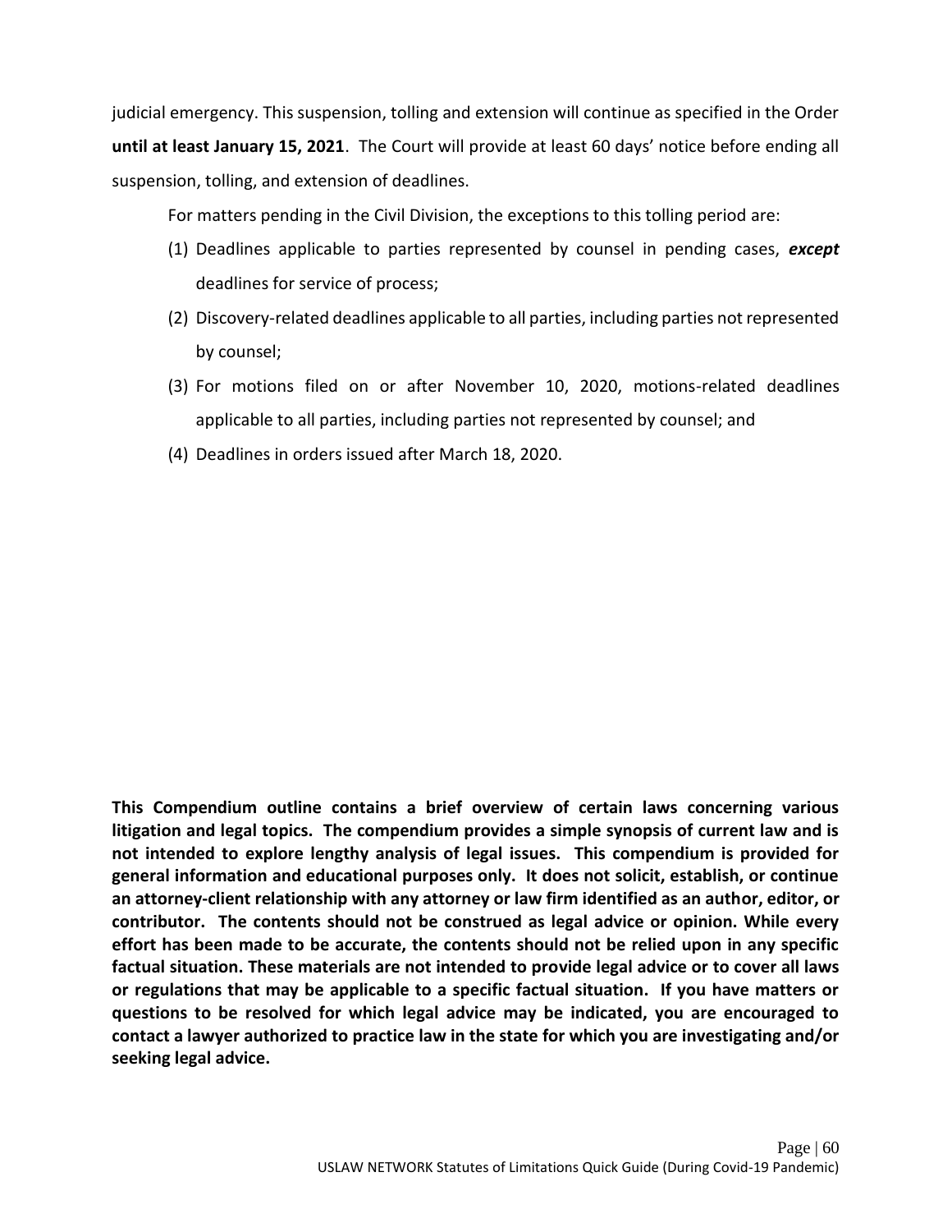judicial emergency. This suspension, tolling and extension will continue as specified in the Order **until at least January 15, 2021**. The Court will provide at least 60 days' notice before ending all suspension, tolling, and extension of deadlines.

For matters pending in the Civil Division, the exceptions to this tolling period are:

(1) Deadlines applicable to parties represented by counsel in pending cases, ***except*** deadlines for service of process;

(2) Discovery-related deadlines applicable to all parties, including parties not represented by counsel;

(3) For motions filed on or after November 10, 2020, motions-related deadlines applicable to all parties, including parties not represented by counsel; and

(4) Deadlines in orders issued after March 18, 2020.

**This Compendium outline contains a brief overview of certain laws concerning various litigation and legal topics. The compendium provides a simple synopsis of current law and is not intended to explore lengthy analysis of legal issues. This compendium is provided for general information and educational purposes only. It does not solicit, establish, or continue an attorney-client relationship with any attorney or law firm identified as an author, editor, or contributor. The contents should not be construed as legal advice or opinion. While every effort has been made to be accurate, the contents should not be relied upon in any specific factual situation. These materials are not intended to provide legal advice or to cover all laws or regulations that may be applicable to a specific factual situation. If you have matters or questions to be resolved for which legal advice may be indicated, you are encouraged to contact a lawyer authorized to practice law in the state for which you are investigating and/or seeking legal advice.**